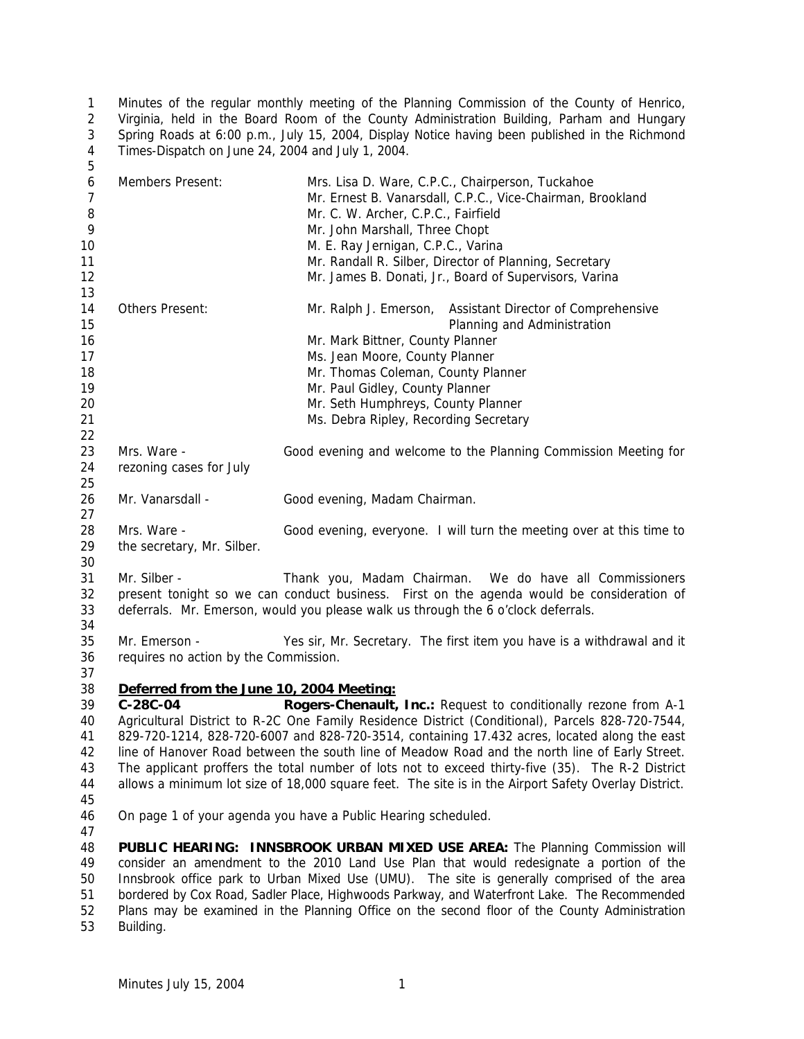Minutes of the regular monthly meeting of the Planning Commission of the County of Henrico, Virginia, held in the Board Room of the County Administration Building, Parham and Hungary Spring Roads at 6:00 p.m., July 15, 2004, Display Notice having been published in the Richmond Times-Dispatch on June 24, 2004 and July 1, 2004.

| | |
|---|---|
| Members Present: | Mrs. Lisa D. Ware, C.P.C., Chairperson, Tuckahoe |
| | Mr. Ernest B. Vanarsdall, C.P.C., Vice-Chairman, Brookland |
| | Mr. C. W. Archer, C.P.C., Fairfield |
| | Mr. John Marshall, Three Chopt |
| | M. E. Ray Jernigan, C.P.C., Varina |
| | Mr. Randall R. Silber, Director of Planning, Secretary |
| | Mr. James B. Donati, Jr., Board of Supervisors, Varina |
| Others Present: | Mr. Ralph J. Emerson, Assistant Director of Comprehensive Planning and Administration |
| | Mr. Mark Bittner, County Planner |
| | Ms. Jean Moore, County Planner |
| | Mr. Thomas Coleman, County Planner |
| | Mr. Paul Gidley, County Planner |
| | Mr. Seth Humphreys, County Planner |
| | Ms. Debra Ripley, Recording Secretary |

Mrs. Ware - Good evening and welcome to the Planning Commission Meeting for rezoning cases for July

Mr. Vanarsdall - Good evening, Madam Chairman.

Mrs. Ware - Good evening, everyone. I will turn the meeting over at this time to the secretary, Mr. Silber.

Mr. Silber - Thank you, Madam Chairman. We do have all Commissioners present tonight so we can conduct business. First on the agenda would be consideration of deferrals. Mr. Emerson, would you please walk us through the 6 o'clock deferrals.

Mr. Emerson - Yes sir, Mr. Secretary. The first item you have is a withdrawal and it requires no action by the Commission.

**Deferred from the June 10, 2004 Meeting:**

**C-28C-04 Rogers-Chenault, Inc.:** Request to conditionally rezone from A-1 Agricultural District to R-2C One Family Residence District (Conditional), Parcels 828-720-7544, 829-720-1214, 828-720-6007 and 828-720-3514, containing 17.432 acres, located along the east line of Hanover Road between the south line of Meadow Road and the north line of Early Street. The applicant proffers the total number of lots not to exceed thirty-five (35). The R-2 District allows a minimum lot size of 18,000 square feet. The site is in the Airport Safety Overlay District.

On page 1 of your agenda you have a Public Hearing scheduled.

**PUBLIC HEARING: INNSBROOK URBAN MIXED USE AREA:** The Planning Commission will consider an amendment to the 2010 Land Use Plan that would redesignate a portion of the Innsbrook office park to Urban Mixed Use (UMU). The site is generally comprised of the area bordered by Cox Road, Sadler Place, Highwoods Parkway, and Waterfront Lake. The Recommended Plans may be examined in the Planning Office on the second floor of the County Administration Building.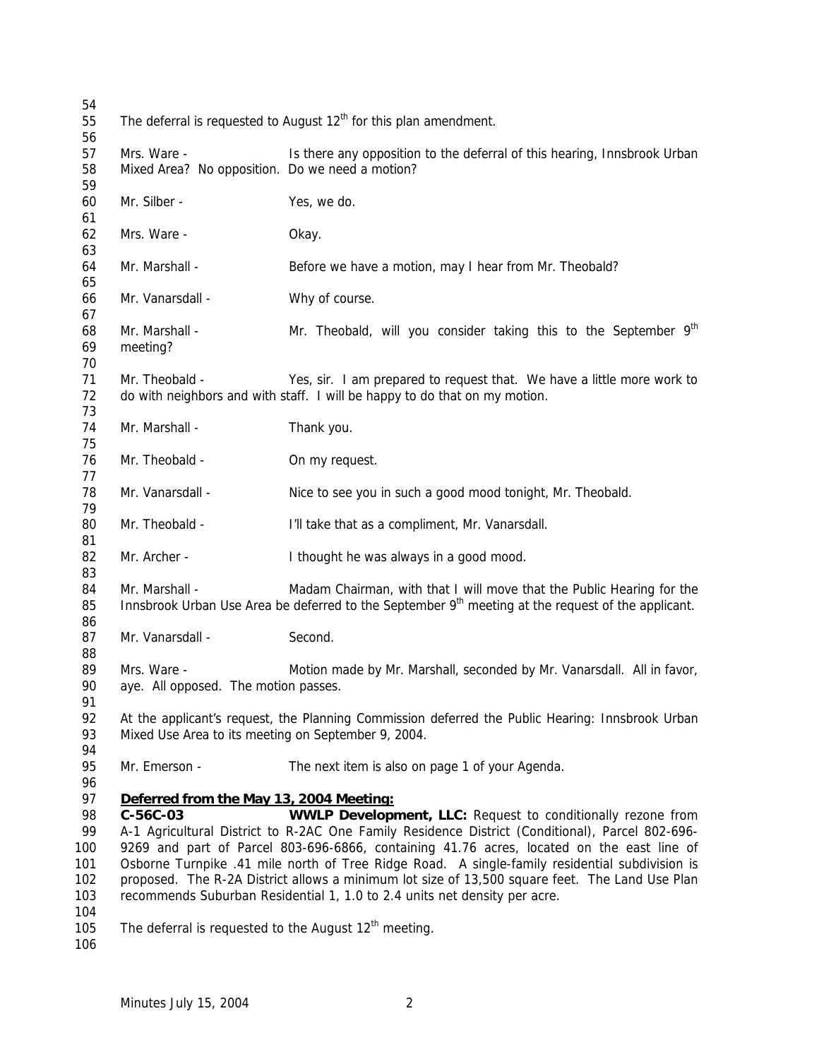The deferral is requested to August 12th for this plan amendment.

Mrs. Ware - Is there any opposition to the deferral of this hearing, Innsbrook Urban Mixed Area? No opposition. Do we need a motion?

Mr. Silber - Yes, we do.

Mrs. Ware - Okay.

Mr. Marshall - Before we have a motion, may I hear from Mr. Theobald?

Mr. Vanarsdall - Why of course.

Mr. Marshall - Mr. Theobald, will you consider taking this to the September 9th meeting?

Mr. Theobald - Yes, sir. I am prepared to request that. We have a little more work to do with neighbors and with staff. I will be happy to do that on my motion.

Mr. Marshall - Thank you.

Mr. Theobald - On my request.

Mr. Vanarsdall - Nice to see you in such a good mood tonight, Mr. Theobald.

Mr. Theobald - I'll take that as a compliment, Mr. Vanarsdall.

Mr. Archer - I thought he was always in a good mood.

Mr. Marshall - Madam Chairman, with that I will move that the Public Hearing for the Innsbrook Urban Use Area be deferred to the September 9th meeting at the request of the applicant.

Mr. Vanarsdall - Second.

Mrs. Ware - Motion made by Mr. Marshall, seconded by Mr. Vanarsdall. All in favor, aye. All opposed. The motion passes.

At the applicant's request, the Planning Commission deferred the Public Hearing: Innsbrook Urban Mixed Use Area to its meeting on September 9, 2004.

Mr. Emerson - The next item is also on page 1 of your Agenda.

**Deferred from the May 13, 2004 Meeting:**

**C-56C-03** **WWLP Development, LLC:** Request to conditionally rezone from A-1 Agricultural District to R-2AC One Family Residence District (Conditional), Parcel 802-696-9269 and part of Parcel 803-696-6866, containing 41.76 acres, located on the east line of Osborne Turnpike .41 mile north of Tree Ridge Road. A single-family residential subdivision is proposed. The R-2A District allows a minimum lot size of 13,500 square feet. The Land Use Plan recommends Suburban Residential 1, 1.0 to 2.4 units net density per acre.

The deferral is requested to the August 12th meeting.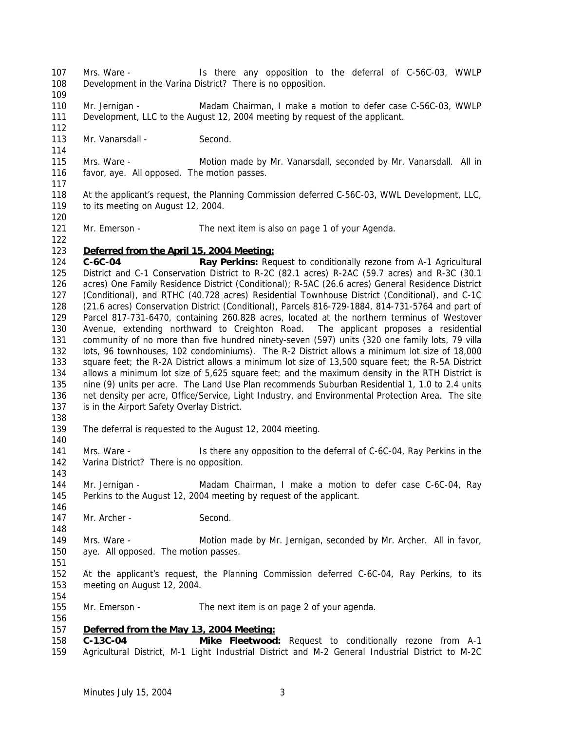Mrs. Ware - Is there any opposition to the deferral of C-56C-03, WWLP Development in the Varina District? There is no opposition.

Mr. Jernigan - Madam Chairman, I make a motion to defer case C-56C-03, WWLP Development, LLC to the August 12, 2004 meeting by request of the applicant.

Mr. Vanarsdall - Second.

Mrs. Ware - Motion made by Mr. Vanarsdall, seconded by Mr. Vanarsdall. All in favor, aye. All opposed. The motion passes.

At the applicant's request, the Planning Commission deferred C-56C-03, WWL Development, LLC, to its meeting on August 12, 2004.

Mr. Emerson - The next item is also on page 1 of your Agenda.

**Deferred from the April 15, 2004 Meeting:**

**C-6C-04** **Ray Perkins:** Request to conditionally rezone from A-1 Agricultural District and C-1 Conservation District to R-2C (82.1 acres) R-2AC (59.7 acres) and R-3C (30.1 acres) One Family Residence District (Conditional); R-5AC (26.6 acres) General Residence District (Conditional), and RTHC (40.728 acres) Residential Townhouse District (Conditional), and C-1C (21.6 acres) Conservation District (Conditional), Parcels 816-729-1884, 814-731-5764 and part of Parcel 817-731-6470, containing 260.828 acres, located at the northern terminus of Westover Avenue, extending northward to Creighton Road. The applicant proposes a residential community of no more than five hundred ninety-seven (597) units (320 one family lots, 79 villa lots, 96 townhouses, 102 condominiums). The R-2 District allows a minimum lot size of 18,000 square feet; the R-2A District allows a minimum lot size of 13,500 square feet; the R-5A District allows a minimum lot size of 5,625 square feet; and the maximum density in the RTH District is nine (9) units per acre. The Land Use Plan recommends Suburban Residential 1, 1.0 to 2.4 units net density per acre, Office/Service, Light Industry, and Environmental Protection Area. The site is in the Airport Safety Overlay District.

The deferral is requested to the August 12, 2004 meeting.

Mrs. Ware - Is there any opposition to the deferral of C-6C-04, Ray Perkins in the Varina District? There is no opposition.

Mr. Jernigan - Madam Chairman, I make a motion to defer case C-6C-04, Ray Perkins to the August 12, 2004 meeting by request of the applicant.

Mr. Archer - Second.

Mrs. Ware - Motion made by Mr. Jernigan, seconded by Mr. Archer. All in favor, aye. All opposed. The motion passes.

At the applicant's request, the Planning Commission deferred C-6C-04, Ray Perkins, to its meeting on August 12, 2004.

Mr. Emerson - The next item is on page 2 of your agenda.

**Deferred from the May 13, 2004 Meeting:**

**C-13C-04** **Mike Fleetwood:** Request to conditionally rezone from A-1 Agricultural District, M-1 Light Industrial District and M-2 General Industrial District to M-2C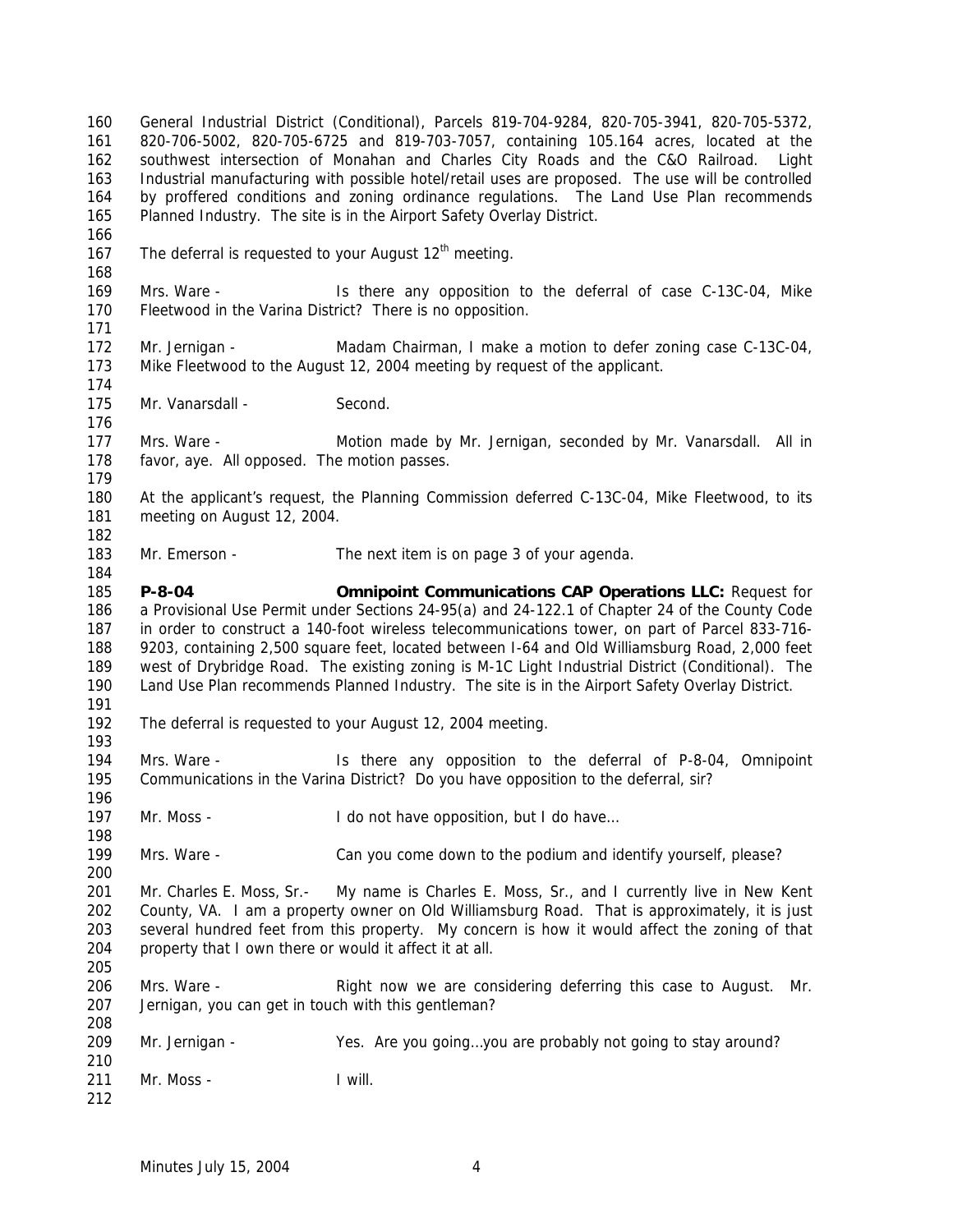General Industrial District (Conditional), Parcels 819-704-9284, 820-705-3941, 820-705-5372, 820-706-5002, 820-705-6725 and 819-703-7057, containing 105.164 acres, located at the southwest intersection of Monahan and Charles City Roads and the C&O Railroad. Light Industrial manufacturing with possible hotel/retail uses are proposed. The use will be controlled by proffered conditions and zoning ordinance regulations. The Land Use Plan recommends Planned Industry. The site is in the Airport Safety Overlay District.

The deferral is requested to your August 12th meeting.

Mrs. Ware - Is there any opposition to the deferral of case C-13C-04, Mike Fleetwood in the Varina District? There is no opposition.

Mr. Jernigan - Madam Chairman, I make a motion to defer zoning case C-13C-04, Mike Fleetwood to the August 12, 2004 meeting by request of the applicant.

Mr. Vanarsdall - Second.

Mrs. Ware - Motion made by Mr. Jernigan, seconded by Mr. Vanarsdall. All in favor, aye. All opposed. The motion passes.

At the applicant's request, the Planning Commission deferred C-13C-04, Mike Fleetwood, to its meeting on August 12, 2004.

Mr. Emerson - The next item is on page 3 of your agenda.

**P-8-04** **Omnipoint Communications CAP Operations LLC:** Request for a Provisional Use Permit under Sections 24-95(a) and 24-122.1 of Chapter 24 of the County Code in order to construct a 140-foot wireless telecommunications tower, on part of Parcel 833-716-9203, containing 2,500 square feet, located between I-64 and Old Williamsburg Road, 2,000 feet west of Drybridge Road. The existing zoning is M-1C Light Industrial District (Conditional). The Land Use Plan recommends Planned Industry. The site is in the Airport Safety Overlay District.

The deferral is requested to your August 12, 2004 meeting.

Mrs. Ware - Is there any opposition to the deferral of P-8-04, Omnipoint Communications in the Varina District? Do you have opposition to the deferral, sir?

Mr. Moss - I do not have opposition, but I do have…

Mrs. Ware - Can you come down to the podium and identify yourself, please?

Mr. Charles E. Moss, Sr.- My name is Charles E. Moss, Sr., and I currently live in New Kent County, VA. I am a property owner on Old Williamsburg Road. That is approximately, it is just several hundred feet from this property. My concern is how it would affect the zoning of that property that I own there or would it affect it at all.

Mrs. Ware - Right now we are considering deferring this case to August. Mr. Jernigan, you can get in touch with this gentleman?

Mr. Jernigan - Yes. Are you going…you are probably not going to stay around?

Mr. Moss - I will.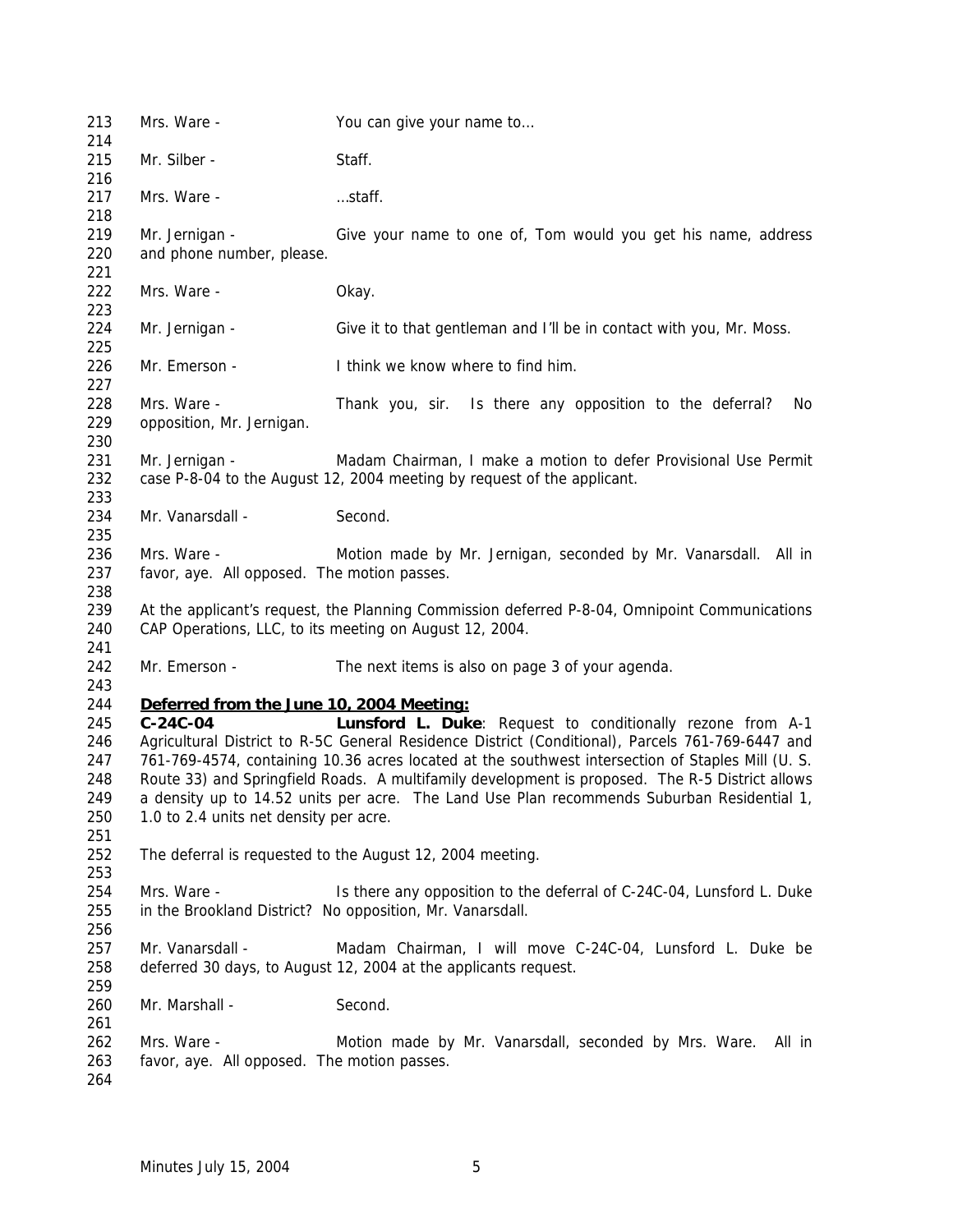Mrs. Ware - You can give your name to…

Mr. Silber - Staff.

Mrs. Ware - …staff.

Mr. Jernigan - Give your name to one of, Tom would you get his name, address and phone number, please.

Mrs. Ware - Okay.

Mr. Jernigan - Give it to that gentleman and I'll be in contact with you, Mr. Moss.

Mr. Emerson - I think we know where to find him.

Mrs. Ware - Thank you, sir. Is there any opposition to the deferral? No opposition, Mr. Jernigan.

Mr. Jernigan - Madam Chairman, I make a motion to defer Provisional Use Permit case P-8-04 to the August 12, 2004 meeting by request of the applicant.

Mr. Vanarsdall - Second.

Mrs. Ware - Motion made by Mr. Jernigan, seconded by Mr. Vanarsdall. All in favor, aye. All opposed. The motion passes.

At the applicant's request, the Planning Commission deferred P-8-04, Omnipoint Communications CAP Operations, LLC, to its meeting on August 12, 2004.

Mr. Emerson - The next items is also on page 3 of your agenda.

**Deferred from the June 10, 2004 Meeting:**

**C-24C-04** **Lunsford L. Duke**: Request to conditionally rezone from A-1 Agricultural District to R-5C General Residence District (Conditional), Parcels 761-769-6447 and 761-769-4574, containing 10.36 acres located at the southwest intersection of Staples Mill (U. S. Route 33) and Springfield Roads. A multifamily development is proposed. The R-5 District allows a density up to 14.52 units per acre. The Land Use Plan recommends Suburban Residential 1, 1.0 to 2.4 units net density per acre.

The deferral is requested to the August 12, 2004 meeting.

Mrs. Ware - Is there any opposition to the deferral of C-24C-04, Lunsford L. Duke in the Brookland District? No opposition, Mr. Vanarsdall.

Mr. Vanarsdall - Madam Chairman, I will move C-24C-04, Lunsford L. Duke be deferred 30 days, to August 12, 2004 at the applicants request.

Mr. Marshall - Second.

Mrs. Ware - Motion made by Mr. Vanarsdall, seconded by Mrs. Ware. All in favor, aye. All opposed. The motion passes.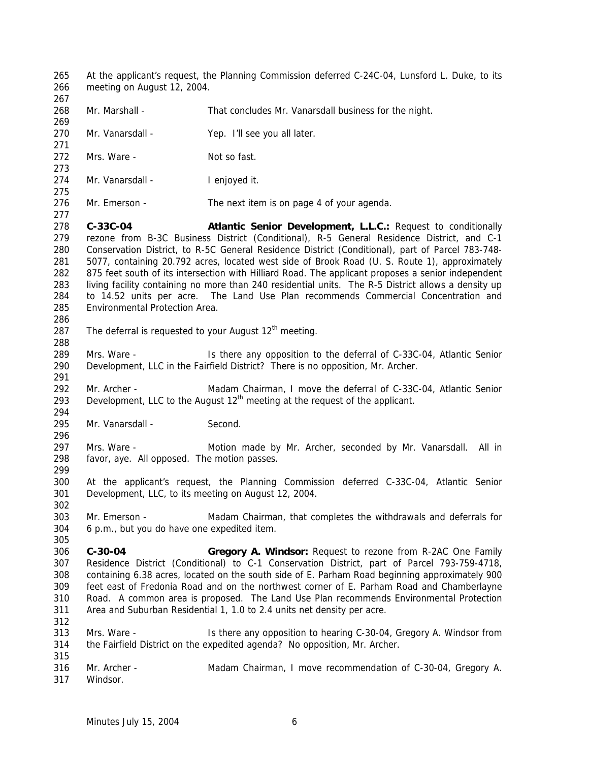At the applicant's request, the Planning Commission deferred C-24C-04, Lunsford L. Duke, to its meeting on August 12, 2004.

Mr. Marshall - That concludes Mr. Vanarsdall business for the night.

Mr. Vanarsdall - Yep. I'll see you all later.

Mrs. Ware - Not so fast.

Mr. Vanarsdall - I enjoyed it.

Mr. Emerson - The next item is on page 4 of your agenda.

**C-33C-04** **Atlantic Senior Development, L.L.C.:** Request to conditionally rezone from B-3C Business District (Conditional), R-5 General Residence District, and C-1 Conservation District, to R-5C General Residence District (Conditional), part of Parcel 783-748-5077, containing 20.792 acres, located west side of Brook Road (U. S. Route 1), approximately 875 feet south of its intersection with Hilliard Road. The applicant proposes a senior independent living facility containing no more than 240 residential units. The R-5 District allows a density up to 14.52 units per acre. The Land Use Plan recommends Commercial Concentration and Environmental Protection Area.

The deferral is requested to your August 12th meeting.

Mrs. Ware - Is there any opposition to the deferral of C-33C-04, Atlantic Senior Development, LLC in the Fairfield District? There is no opposition, Mr. Archer.

Mr. Archer - Madam Chairman, I move the deferral of C-33C-04, Atlantic Senior Development, LLC to the August 12th meeting at the request of the applicant.

Mr. Vanarsdall - Second.

Mrs. Ware - Motion made by Mr. Archer, seconded by Mr. Vanarsdall. All in favor, aye. All opposed. The motion passes.

At the applicant's request, the Planning Commission deferred C-33C-04, Atlantic Senior Development, LLC, to its meeting on August 12, 2004.

Mr. Emerson - Madam Chairman, that completes the withdrawals and deferrals for 6 p.m., but you do have one expedited item.

**C-30-04** **Gregory A. Windsor:** Request to rezone from R-2AC One Family Residence District (Conditional) to C-1 Conservation District, part of Parcel 793-759-4718, containing 6.38 acres, located on the south side of E. Parham Road beginning approximately 900 feet east of Fredonia Road and on the northwest corner of E. Parham Road and Chamberlayne Road. A common area is proposed. The Land Use Plan recommends Environmental Protection Area and Suburban Residential 1, 1.0 to 2.4 units net density per acre.

Mrs. Ware - Is there any opposition to hearing C-30-04, Gregory A. Windsor from the Fairfield District on the expedited agenda? No opposition, Mr. Archer.

Mr. Archer - Madam Chairman, I move recommendation of C-30-04, Gregory A. Windsor.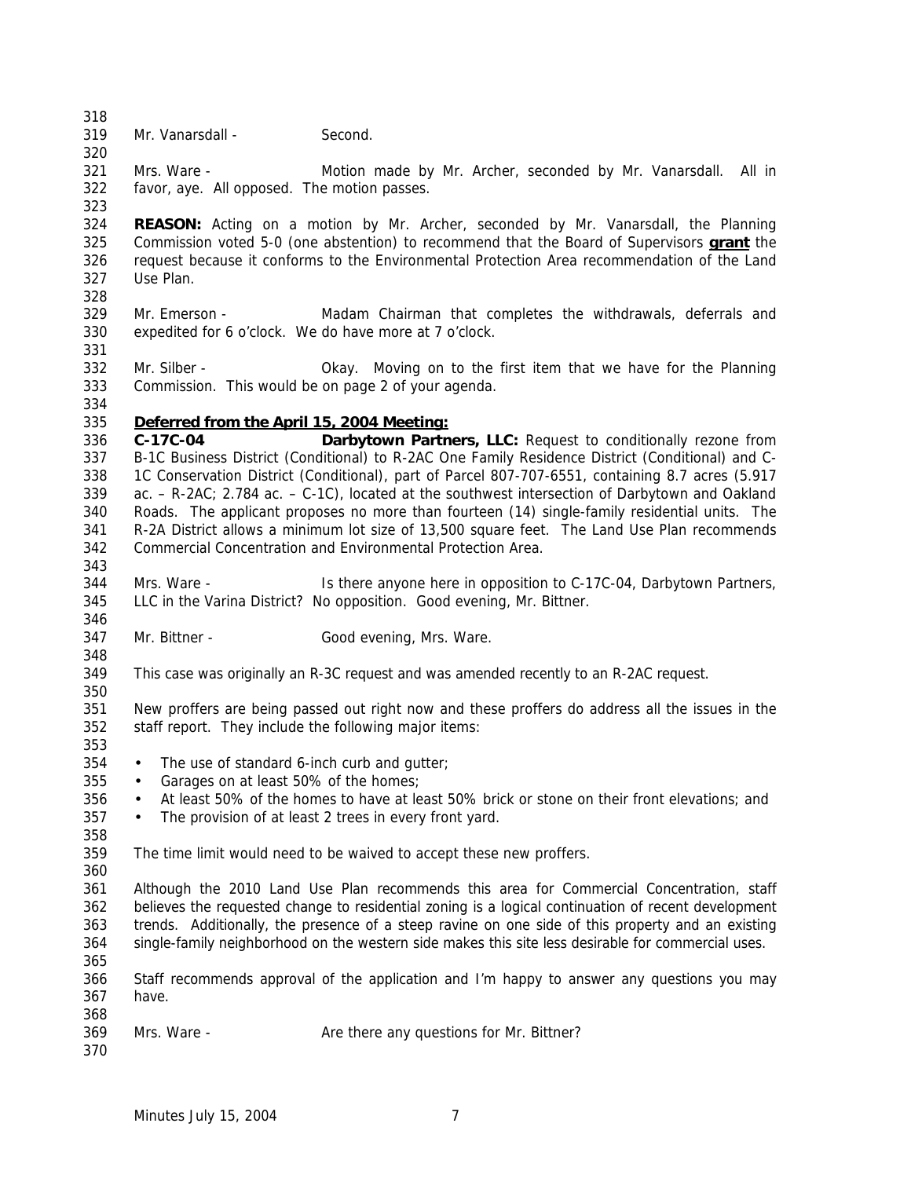Mr. Vanarsdall - Second.

Mrs. Ware - Motion made by Mr. Archer, seconded by Mr. Vanarsdall. All in favor, aye. All opposed. The motion passes.

**REASON:** Acting on a motion by Mr. Archer, seconded by Mr. Vanarsdall, the Planning Commission voted 5-0 (one abstention) to recommend that the Board of Supervisors **grant** the request because it conforms to the Environmental Protection Area recommendation of the Land Use Plan.

Mr. Emerson - Madam Chairman that completes the withdrawals, deferrals and expedited for 6 o'clock. We do have more at 7 o'clock.

Mr. Silber - Okay. Moving on to the first item that we have for the Planning Commission. This would be on page 2 of your agenda.

**Deferred from the April 15, 2004 Meeting:**

**C-17C-04 Darbytown Partners, LLC:** Request to conditionally rezone from B-1C Business District (Conditional) to R-2AC One Family Residence District (Conditional) and C-1C Conservation District (Conditional), part of Parcel 807-707-6551, containing 8.7 acres (5.917 ac. – R-2AC; 2.784 ac. – C-1C), located at the southwest intersection of Darbytown and Oakland Roads. The applicant proposes no more than fourteen (14) single-family residential units. The R-2A District allows a minimum lot size of 13,500 square feet. The Land Use Plan recommends Commercial Concentration and Environmental Protection Area.

Mrs. Ware - Is there anyone here in opposition to C-17C-04, Darbytown Partners, LLC in the Varina District? No opposition. Good evening, Mr. Bittner.

Mr. Bittner - Good evening, Mrs. Ware.

This case was originally an R-3C request and was amended recently to an R-2AC request.

New proffers are being passed out right now and these proffers do address all the issues in the staff report. They include the following major items:

- The use of standard 6-inch curb and gutter;
- Garages on at least 50% of the homes;
- At least 50% of the homes to have at least 50% brick or stone on their front elevations; and
- The provision of at least 2 trees in every front yard.

The time limit would need to be waived to accept these new proffers.

Although the 2010 Land Use Plan recommends this area for Commercial Concentration, staff believes the requested change to residential zoning is a logical continuation of recent development trends. Additionally, the presence of a steep ravine on one side of this property and an existing single-family neighborhood on the western side makes this site less desirable for commercial uses.

Staff recommends approval of the application and I'm happy to answer any questions you may have.

Mrs. Ware - Are there any questions for Mr. Bittner?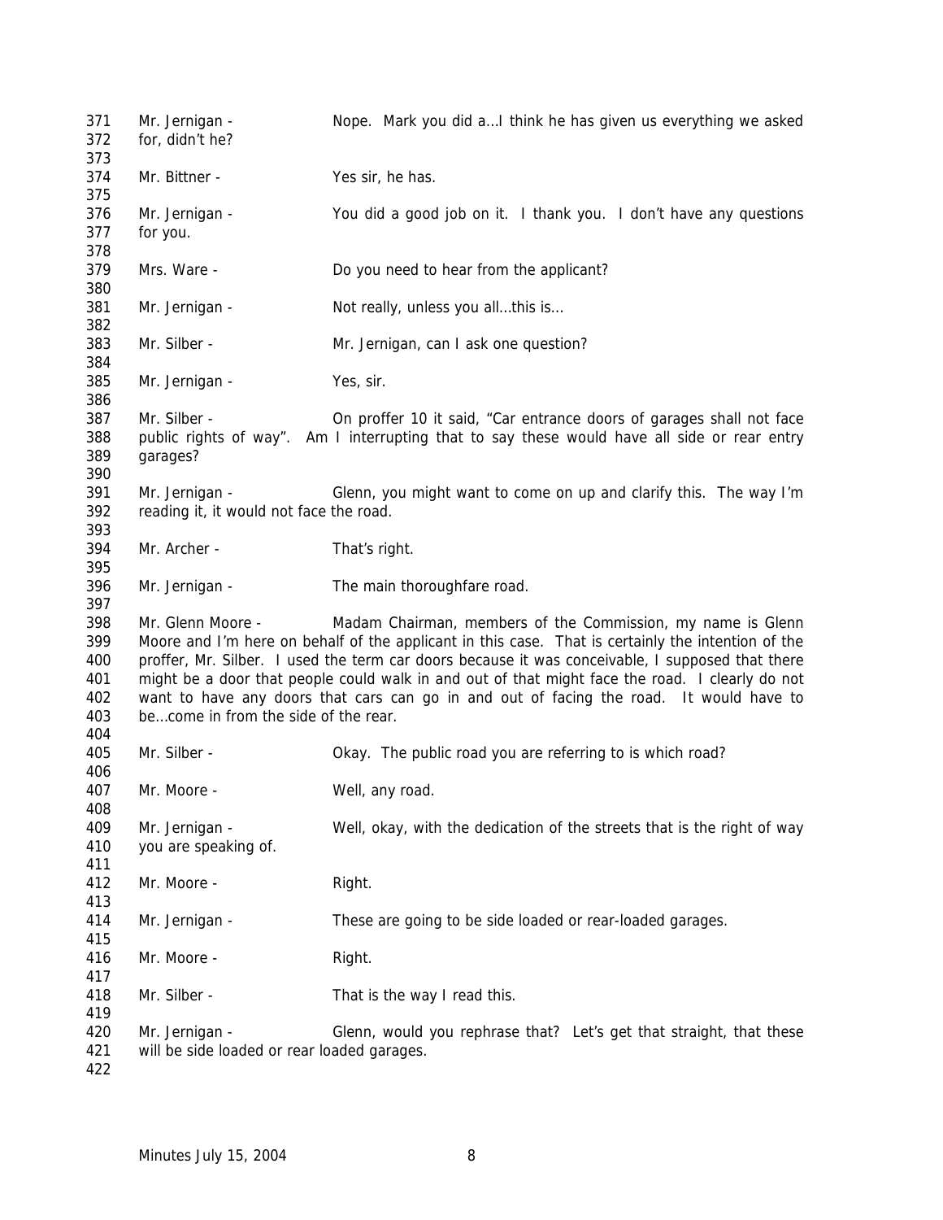Mr. Jernigan - Nope. Mark you did a…I think he has given us everything we asked for, didn't he?

Mr. Bittner - Yes sir, he has.

Mr. Jernigan - You did a good job on it. I thank you. I don't have any questions for you.

Mrs. Ware - Do you need to hear from the applicant?

Mr. Jernigan - Not really, unless you all…this is…

Mr. Silber - Mr. Jernigan, can I ask one question?

Mr. Jernigan - Yes, sir.

Mr. Silber - On proffer 10 it said, "Car entrance doors of garages shall not face public rights of way". Am I interrupting that to say these would have all side or rear entry garages?

Mr. Jernigan - Glenn, you might want to come on up and clarify this. The way I'm reading it, it would not face the road.

Mr. Archer - That's right.

Mr. Jernigan - The main thoroughfare road.

Mr. Glenn Moore - Madam Chairman, members of the Commission, my name is Glenn Moore and I'm here on behalf of the applicant in this case. That is certainly the intention of the proffer, Mr. Silber. I used the term car doors because it was conceivable, I supposed that there might be a door that people could walk in and out of that might face the road. I clearly do not want to have any doors that cars can go in and out of facing the road. It would have to be…come in from the side of the rear.

Mr. Silber - Okay. The public road you are referring to is which road?

Mr. Moore - Well, any road.

Mr. Jernigan - Well, okay, with the dedication of the streets that is the right of way you are speaking of.

Mr. Moore - Right.

Mr. Jernigan - These are going to be side loaded or rear-loaded garages.

Mr. Moore - Right.

Mr. Silber - That is the way I read this.

Mr. Jernigan - Glenn, would you rephrase that? Let's get that straight, that these will be side loaded or rear loaded garages.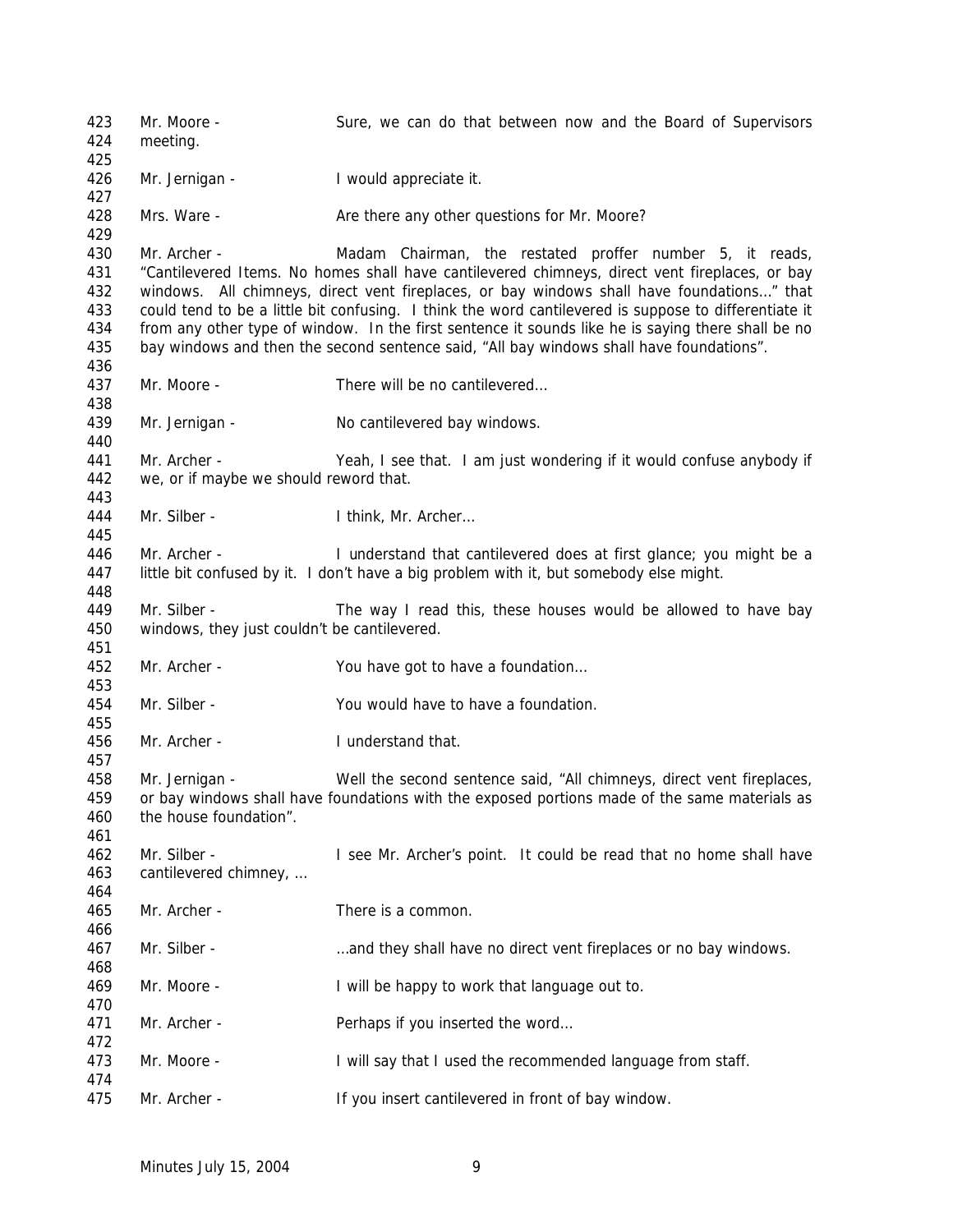Mr. Moore - Sure, we can do that between now and the Board of Supervisors meeting.

Mr. Jernigan - I would appreciate it.

Mrs. Ware - Are there any other questions for Mr. Moore?

Mr. Archer - Madam Chairman, the restated proffer number 5, it reads, "Cantilevered Items. No homes shall have cantilevered chimneys, direct vent fireplaces, or bay windows. All chimneys, direct vent fireplaces, or bay windows shall have foundations…" that could tend to be a little bit confusing. I think the word cantilevered is suppose to differentiate it from any other type of window. In the first sentence it sounds like he is saying there shall be no bay windows and then the second sentence said, "All bay windows shall have foundations".

Mr. Moore - There will be no cantilevered…

Mr. Jernigan - No cantilevered bay windows.

Mr. Archer - Yeah, I see that. I am just wondering if it would confuse anybody if we, or if maybe we should reword that.

Mr. Silber - I think, Mr. Archer…

Mr. Archer - I understand that cantilevered does at first glance; you might be a little bit confused by it. I don't have a big problem with it, but somebody else might.

Mr. Silber - The way I read this, these houses would be allowed to have bay windows, they just couldn't be cantilevered.

Mr. Archer - You have got to have a foundation…

Mr. Silber - You would have to have a foundation.

Mr. Archer - I understand that.

Mr. Jernigan - Well the second sentence said, "All chimneys, direct vent fireplaces, or bay windows shall have foundations with the exposed portions made of the same materials as the house foundation".

Mr. Silber - I see Mr. Archer's point. It could be read that no home shall have cantilevered chimney, …

Mr. Archer - There is a common.

Mr. Silber - …and they shall have no direct vent fireplaces or no bay windows.

Mr. Moore - I will be happy to work that language out to.

Mr. Archer - Perhaps if you inserted the word…

Mr. Moore - I will say that I used the recommended language from staff.

Mr. Archer - If you insert cantilevered in front of bay window.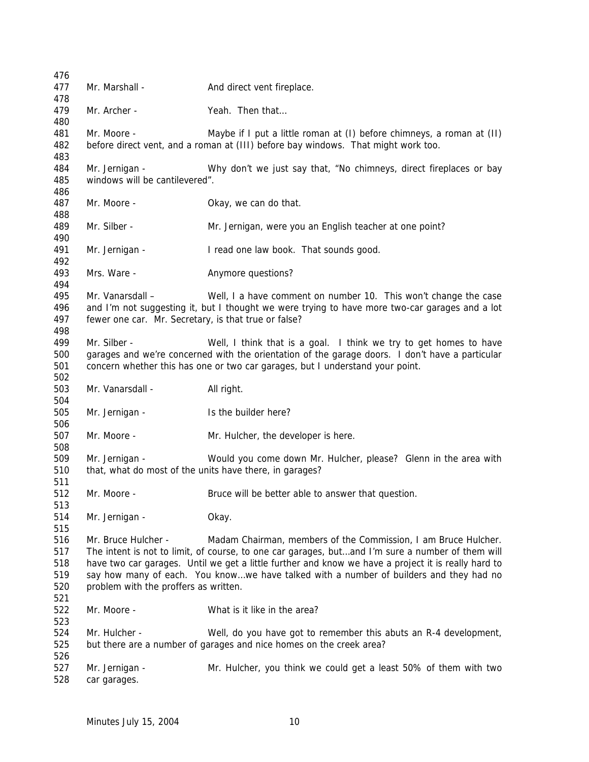Mr. Marshall - And direct vent fireplace.

Mr. Archer - Yeah. Then that…

Mr. Moore - Maybe if I put a little roman at (I) before chimneys, a roman at (II) before direct vent, and a roman at (III) before bay windows. That might work too.

Mr. Jernigan - Why don't we just say that, "No chimneys, direct fireplaces or bay windows will be cantilevered".

Mr. Moore - Okay, we can do that.

Mr. Silber - Mr. Jernigan, were you an English teacher at one point?

Mr. Jernigan - I read one law book. That sounds good.

Mrs. Ware - Anymore questions?

Mr. Vanarsdall – Well, I a have comment on number 10. This won't change the case and I'm not suggesting it, but I thought we were trying to have more two-car garages and a lot fewer one car. Mr. Secretary, is that true or false?

Mr. Silber - Well, I think that is a goal. I think we try to get homes to have garages and we're concerned with the orientation of the garage doors. I don't have a particular concern whether this has one or two car garages, but I understand your point.

Mr. Vanarsdall - All right.

Mr. Jernigan - Is the builder here?

Mr. Moore - Mr. Hulcher, the developer is here.

Mr. Jernigan - Would you come down Mr. Hulcher, please? Glenn in the area with that, what do most of the units have there, in garages?

Mr. Moore - Bruce will be better able to answer that question.

Mr. Jernigan - Okay.

Mr. Bruce Hulcher - Madam Chairman, members of the Commission, I am Bruce Hulcher. The intent is not to limit, of course, to one car garages, but…and I'm sure a number of them will have two car garages. Until we get a little further and know we have a project it is really hard to say how many of each. You know…we have talked with a number of builders and they had no problem with the proffers as written.

Mr. Moore - What is it like in the area?

Mr. Hulcher - Well, do you have got to remember this abuts an R-4 development, but there are a number of garages and nice homes on the creek area?

Mr. Jernigan - Mr. Hulcher, you think we could get a least 50% of them with two car garages.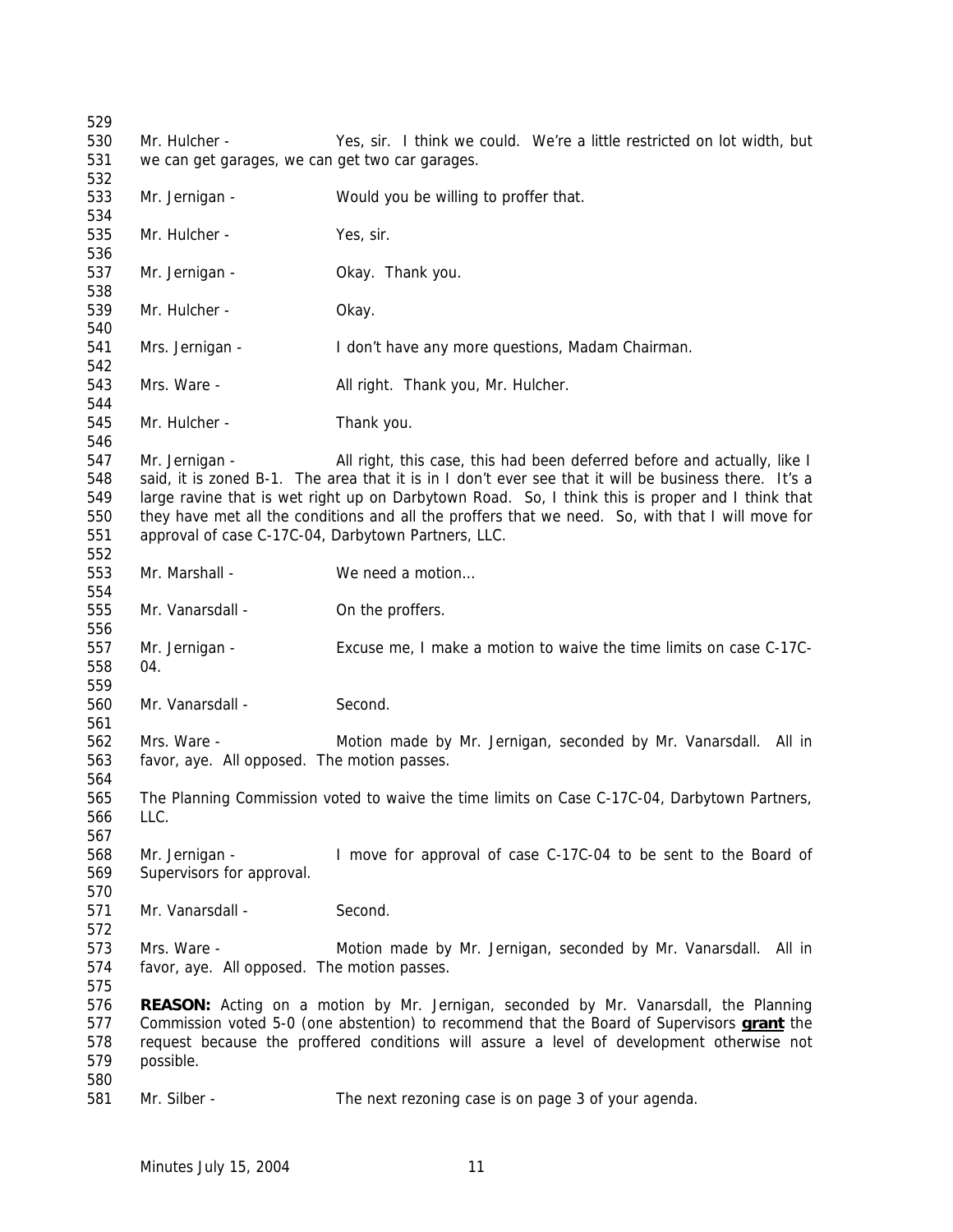Mr. Hulcher - Yes, sir. I think we could. We're a little restricted on lot width, but we can get garages, we can get two car garages.

Mr. Jernigan - Would you be willing to proffer that.

Mr. Hulcher - Yes, sir.

Mr. Jernigan - Okay. Thank you.

Mr. Hulcher - Okay.

Mrs. Jernigan - I don't have any more questions, Madam Chairman.

Mrs. Ware - All right. Thank you, Mr. Hulcher.

Mr. Hulcher - Thank you.

Mr. Jernigan - All right, this case, this had been deferred before and actually, like I said, it is zoned B-1. The area that it is in I don't ever see that it will be business there. It's a large ravine that is wet right up on Darbytown Road. So, I think this is proper and I think that they have met all the conditions and all the proffers that we need. So, with that I will move for approval of case C-17C-04, Darbytown Partners, LLC.

Mr. Marshall - We need a motion…

Mr. Vanarsdall - On the proffers.

Mr. Jernigan - Excuse me, I make a motion to waive the time limits on case C-17C-04.

Mr. Vanarsdall - Second.

Mrs. Ware - Motion made by Mr. Jernigan, seconded by Mr. Vanarsdall. All in favor, aye. All opposed. The motion passes.

The Planning Commission voted to waive the time limits on Case C-17C-04, Darbytown Partners, LLC.

Mr. Jernigan - I move for approval of case C-17C-04 to be sent to the Board of Supervisors for approval.

Mr. Vanarsdall - Second.

Mrs. Ware - Motion made by Mr. Jernigan, seconded by Mr. Vanarsdall. All in favor, aye. All opposed. The motion passes.

**REASON:** Acting on a motion by Mr. Jernigan, seconded by Mr. Vanarsdall, the Planning Commission voted 5-0 (one abstention) to recommend that the Board of Supervisors **grant** the request because the proffered conditions will assure a level of development otherwise not possible.

Mr. Silber - The next rezoning case is on page 3 of your agenda.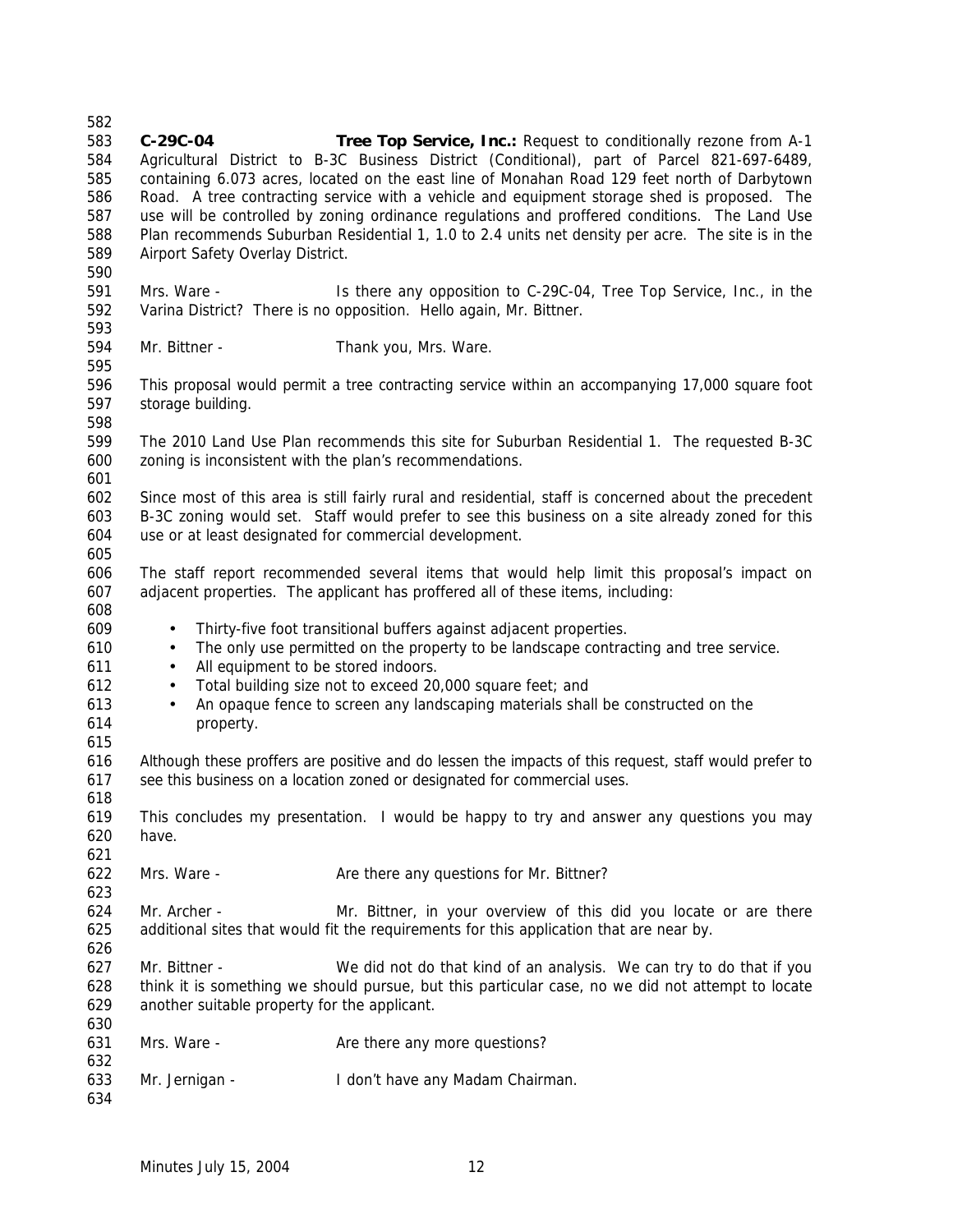**C-29C-04** **Tree Top Service, Inc.:** Request to conditionally rezone from A-1 Agricultural District to B-3C Business District (Conditional), part of Parcel 821-697-6489, containing 6.073 acres, located on the east line of Monahan Road 129 feet north of Darbytown Road. A tree contracting service with a vehicle and equipment storage shed is proposed. The use will be controlled by zoning ordinance regulations and proffered conditions. The Land Use Plan recommends Suburban Residential 1, 1.0 to 2.4 units net density per acre. The site is in the Airport Safety Overlay District.

Mrs. Ware - Is there any opposition to C-29C-04, Tree Top Service, Inc., in the Varina District? There is no opposition. Hello again, Mr. Bittner.

Mr. Bittner - Thank you, Mrs. Ware.

This proposal would permit a tree contracting service within an accompanying 17,000 square foot storage building.

The 2010 Land Use Plan recommends this site for Suburban Residential 1. The requested B-3C zoning is inconsistent with the plan's recommendations.

Since most of this area is still fairly rural and residential, staff is concerned about the precedent B-3C zoning would set. Staff would prefer to see this business on a site already zoned for this use or at least designated for commercial development.

The staff report recommended several items that would help limit this proposal's impact on adjacent properties. The applicant has proffered all of these items, including:

- Thirty-five foot transitional buffers against adjacent properties.
- The only use permitted on the property to be landscape contracting and tree service.
- All equipment to be stored indoors.
- Total building size not to exceed 20,000 square feet; and
- An opaque fence to screen any landscaping materials shall be constructed on the property.

Although these proffers are positive and do lessen the impacts of this request, staff would prefer to see this business on a location zoned or designated for commercial uses.

This concludes my presentation. I would be happy to try and answer any questions you may have.

Mrs. Ware - Are there any questions for Mr. Bittner?

Mr. Archer - Mr. Bittner, in your overview of this did you locate or are there additional sites that would fit the requirements for this application that are near by.

Mr. Bittner - We did not do that kind of an analysis. We can try to do that if you think it is something we should pursue, but this particular case, no we did not attempt to locate another suitable property for the applicant.

Mrs. Ware - Are there any more questions?

Mr. Jernigan - I don't have any Madam Chairman.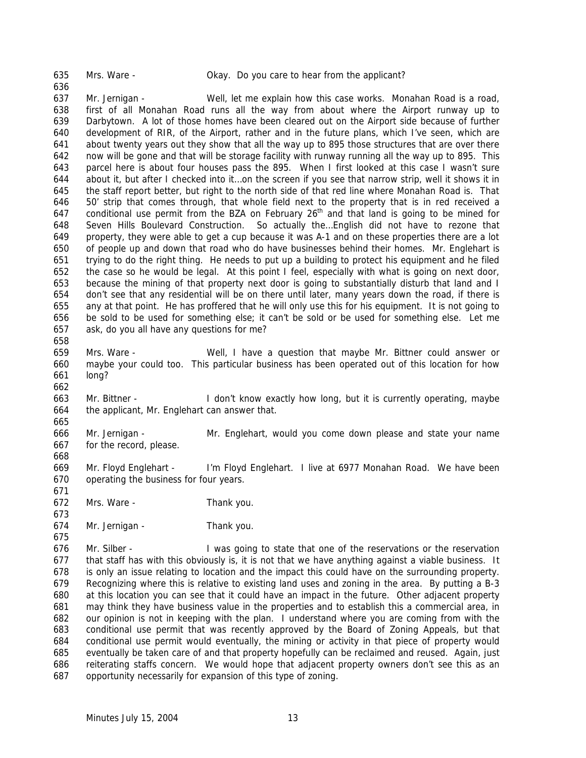Mrs. Ware - Okay. Do you care to hear from the applicant?

Mr. Jernigan - Well, let me explain how this case works. Monahan Road is a road, first of all Monahan Road runs all the way from about where the Airport runway up to Darbytown. A lot of those homes have been cleared out on the Airport side because of further development of RIR, of the Airport, rather and in the future plans, which I've seen, which are about twenty years out they show that all the way up to 895 those structures that are over there now will be gone and that will be storage facility with runway running all the way up to 895. This parcel here is about four houses pass the 895. When I first looked at this case I wasn't sure about it, but after I checked into it…on the screen if you see that narrow strip, well it shows it in the staff report better, but right to the north side of that red line where Monahan Road is. That 50' strip that comes through, that whole field next to the property that is in red received a conditional use permit from the BZA on February 26th and that land is going to be mined for Seven Hills Boulevard Construction. So actually the…English did not have to rezone that property, they were able to get a cup because it was A-1 and on these properties there are a lot of people up and down that road who do have businesses behind their homes. Mr. Englehart is trying to do the right thing. He needs to put up a building to protect his equipment and he filed the case so he would be legal. At this point I feel, especially with what is going on next door, because the mining of that property next door is going to substantially disturb that land and I don't see that any residential will be on there until later, many years down the road, if there is any at that point. He has proffered that he will only use this for his equipment. It is not going to be sold to be used for something else; it can't be sold or be used for something else. Let me ask, do you all have any questions for me?

Mrs. Ware - Well, I have a question that maybe Mr. Bittner could answer or maybe your could too. This particular business has been operated out of this location for how long?

Mr. Bittner - I don't know exactly how long, but it is currently operating, maybe the applicant, Mr. Englehart can answer that.

Mr. Jernigan - Mr. Englehart, would you come down please and state your name for the record, please.

Mr. Floyd Englehart - I'm Floyd Englehart. I live at 6977 Monahan Road. We have been operating the business for four years.

Mrs. Ware - Thank you.

Mr. Jernigan - Thank you.

Mr. Silber - I was going to state that one of the reservations or the reservation that staff has with this obviously is, it is not that we have anything against a viable business. It is only an issue relating to location and the impact this could have on the surrounding property. Recognizing where this is relative to existing land uses and zoning in the area. By putting a B-3 at this location you can see that it could have an impact in the future. Other adjacent property may think they have business value in the properties and to establish this a commercial area, in our opinion is not in keeping with the plan. I understand where you are coming from with the conditional use permit that was recently approved by the Board of Zoning Appeals, but that conditional use permit would eventually, the mining or activity in that piece of property would eventually be taken care of and that property hopefully can be reclaimed and reused. Again, just reiterating staffs concern. We would hope that adjacent property owners don't see this as an opportunity necessarily for expansion of this type of zoning.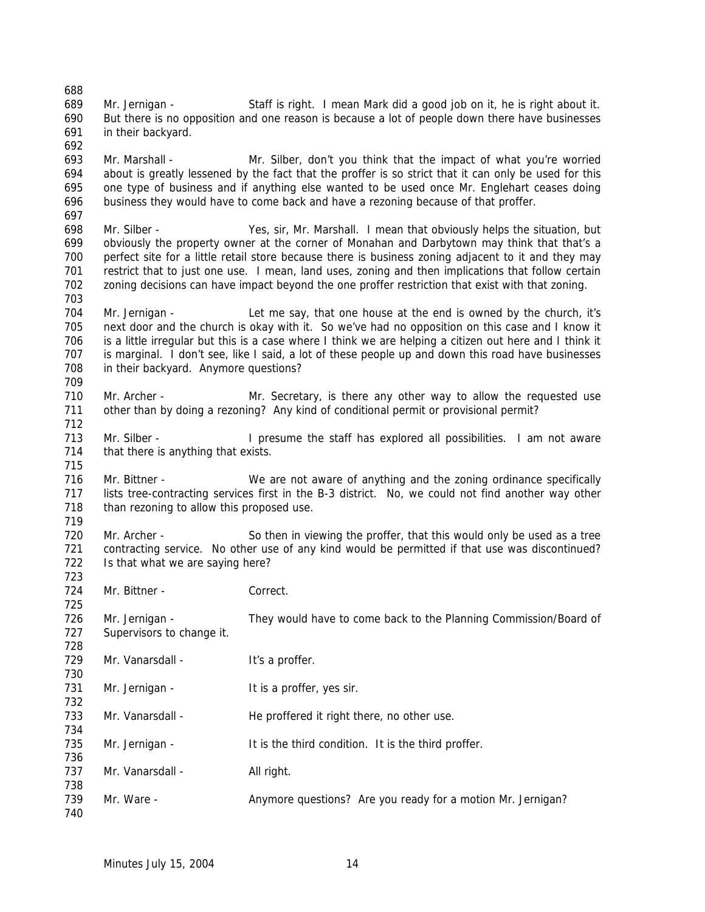688
689 Mr. Jernigan - Staff is right. I mean Mark did a good job on it, he is right about it.
690 But there is no opposition and one reason is because a lot of people down there have businesses
691 in their backyard.
692
693 Mr. Marshall - Mr. Silber, don't you think that the impact of what you're worried
694 about is greatly lessened by the fact that the proffer is so strict that it can only be used for this
695 one type of business and if anything else wanted to be used once Mr. Englehart ceases doing
696 business they would have to come back and have a rezoning because of that proffer.
697
698 Mr. Silber - Yes, sir, Mr. Marshall. I mean that obviously helps the situation, but
699 obviously the property owner at the corner of Monahan and Darbytown may think that that's a
700 perfect site for a little retail store because there is business zoning adjacent to it and they may
701 restrict that to just one use. I mean, land uses, zoning and then implications that follow certain
702 zoning decisions can have impact beyond the one proffer restriction that exist with that zoning.
703
704 Mr. Jernigan - Let me say, that one house at the end is owned by the church, it's
705 next door and the church is okay with it. So we've had no opposition on this case and I know it
706 is a little irregular but this is a case where I think we are helping a citizen out here and I think it
707 is marginal. I don't see, like I said, a lot of these people up and down this road have businesses
708 in their backyard. Anymore questions?
709
710 Mr. Archer - Mr. Secretary, is there any other way to allow the requested use
711 other than by doing a rezoning? Any kind of conditional permit or provisional permit?
712
713 Mr. Silber - I presume the staff has explored all possibilities. I am not aware
714 that there is anything that exists.
715
716 Mr. Bittner - We are not aware of anything and the zoning ordinance specifically
717 lists tree-contracting services first in the B-3 district. No, we could not find another way other
718 than rezoning to allow this proposed use.
719
720 Mr. Archer - So then in viewing the proffer, that this would only be used as a tree
721 contracting service. No other use of any kind would be permitted if that use was discontinued?
722 Is that what we are saying here?
723
724 Mr. Bittner - Correct.
725
726 Mr. Jernigan - They would have to come back to the Planning Commission/Board of
727 Supervisors to change it.
728
729 Mr. Vanarsdall - It's a proffer.
730
731 Mr. Jernigan - It is a proffer, yes sir.
732
733 Mr. Vanarsdall - He proffered it right there, no other use.
734
735 Mr. Jernigan - It is the third condition. It is the third proffer.
736
737 Mr. Vanarsdall - All right.
738
739 Mr. Ware - Anymore questions? Are you ready for a motion Mr. Jernigan?
740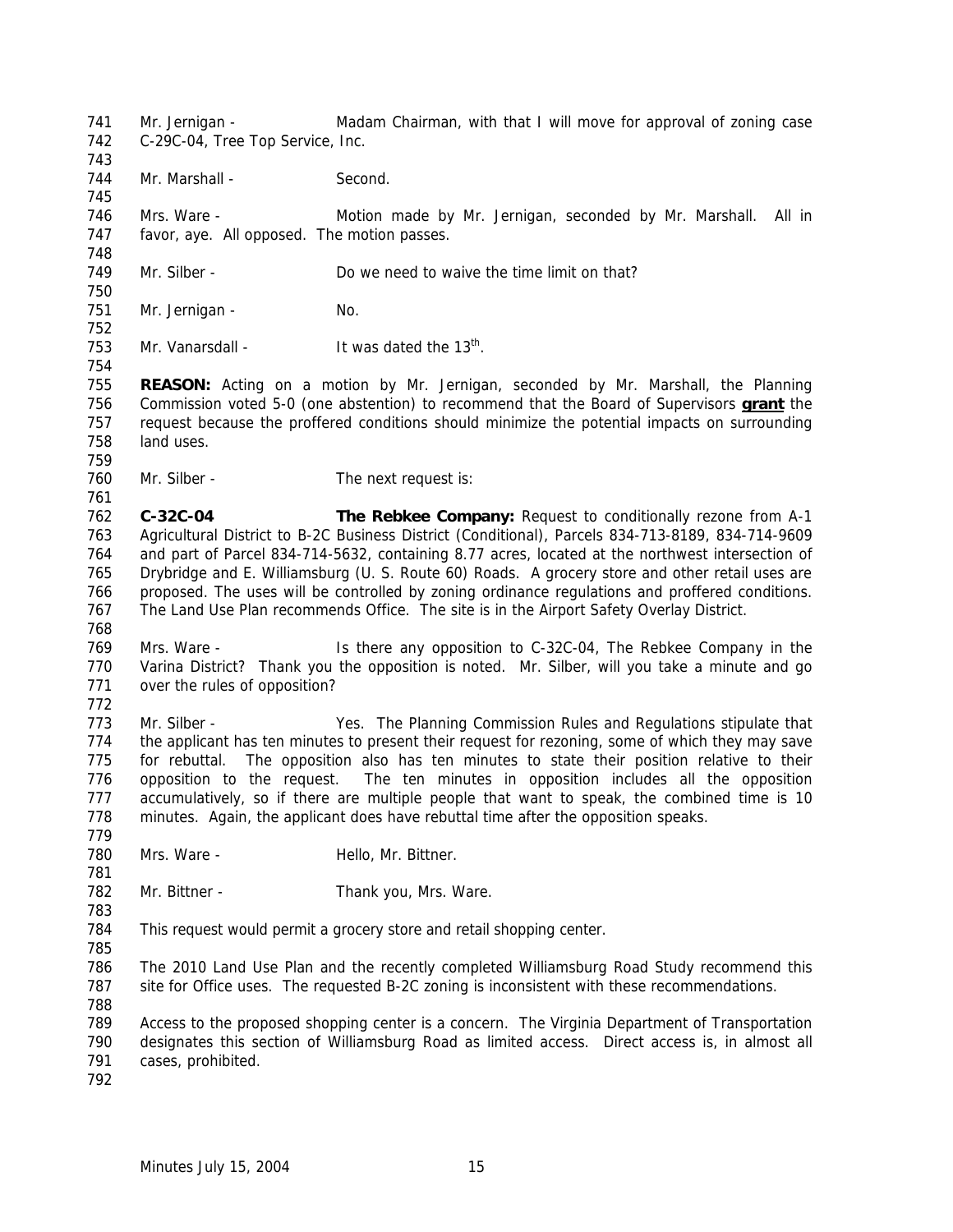Mr. Jernigan - Madam Chairman, with that I will move for approval of zoning case C-29C-04, Tree Top Service, Inc.

Mr. Marshall - Second.

Mrs. Ware - Motion made by Mr. Jernigan, seconded by Mr. Marshall. All in favor, aye. All opposed. The motion passes.

Mr. Silber - Do we need to waive the time limit on that?

Mr. Jernigan - No.

Mr. Vanarsdall - It was dated the 13th.

**REASON:** Acting on a motion by Mr. Jernigan, seconded by Mr. Marshall, the Planning Commission voted 5-0 (one abstention) to recommend that the Board of Supervisors **grant** the request because the proffered conditions should minimize the potential impacts on surrounding land uses.

Mr. Silber - The next request is:

**C-32C-04** **The Rebkee Company:** Request to conditionally rezone from A-1 Agricultural District to B-2C Business District (Conditional), Parcels 834-713-8189, 834-714-9609 and part of Parcel 834-714-5632, containing 8.77 acres, located at the northwest intersection of Drybridge and E. Williamsburg (U. S. Route 60) Roads. A grocery store and other retail uses are proposed. The uses will be controlled by zoning ordinance regulations and proffered conditions. The Land Use Plan recommends Office. The site is in the Airport Safety Overlay District.

Mrs. Ware - Is there any opposition to C-32C-04, The Rebkee Company in the Varina District? Thank you the opposition is noted. Mr. Silber, will you take a minute and go over the rules of opposition?

Mr. Silber - Yes. The Planning Commission Rules and Regulations stipulate that the applicant has ten minutes to present their request for rezoning, some of which they may save for rebuttal. The opposition also has ten minutes to state their position relative to their opposition to the request. The ten minutes in opposition includes all the opposition accumulatively, so if there are multiple people that want to speak, the combined time is 10 minutes. Again, the applicant does have rebuttal time after the opposition speaks.

Mrs. Ware - Hello, Mr. Bittner.

Mr. Bittner - Thank you, Mrs. Ware.

This request would permit a grocery store and retail shopping center.

The 2010 Land Use Plan and the recently completed Williamsburg Road Study recommend this site for Office uses. The requested B-2C zoning is inconsistent with these recommendations.

Access to the proposed shopping center is a concern. The Virginia Department of Transportation designates this section of Williamsburg Road as limited access. Direct access is, in almost all cases, prohibited.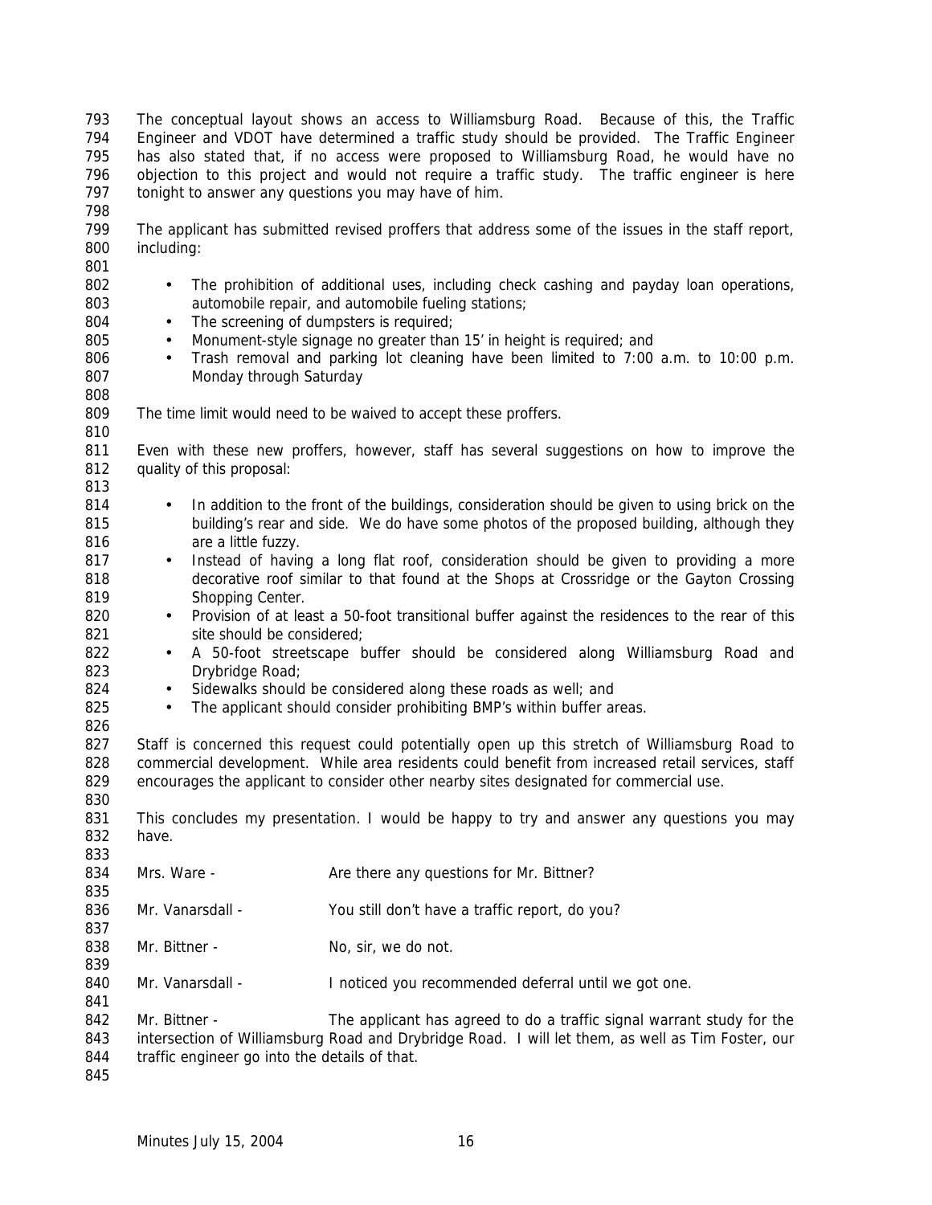The conceptual layout shows an access to Williamsburg Road. Because of this, the Traffic Engineer and VDOT have determined a traffic study should be provided. The Traffic Engineer has also stated that, if no access were proposed to Williamsburg Road, he would have no objection to this project and would not require a traffic study. The traffic engineer is here tonight to answer any questions you may have of him.

The applicant has submitted revised proffers that address some of the issues in the staff report, including:

- The prohibition of additional uses, including check cashing and payday loan operations, automobile repair, and automobile fueling stations;
- The screening of dumpsters is required;
- Monument-style signage no greater than 15' in height is required; and
- Trash removal and parking lot cleaning have been limited to 7:00 a.m. to 10:00 p.m. Monday through Saturday

The time limit would need to be waived to accept these proffers.

Even with these new proffers, however, staff has several suggestions on how to improve the quality of this proposal:

- In addition to the front of the buildings, consideration should be given to using brick on the building's rear and side. We do have some photos of the proposed building, although they are a little fuzzy.
- Instead of having a long flat roof, consideration should be given to providing a more decorative roof similar to that found at the Shops at Crossridge or the Gayton Crossing Shopping Center.
- Provision of at least a 50-foot transitional buffer against the residences to the rear of this site should be considered;
- A 50-foot streetscape buffer should be considered along Williamsburg Road and Drybridge Road;
- Sidewalks should be considered along these roads as well; and
- The applicant should consider prohibiting BMP's within buffer areas.

Staff is concerned this request could potentially open up this stretch of Williamsburg Road to commercial development. While area residents could benefit from increased retail services, staff encourages the applicant to consider other nearby sites designated for commercial use.

This concludes my presentation. I would be happy to try and answer any questions you may have.

Mrs. Ware - Are there any questions for Mr. Bittner?

Mr. Vanarsdall - You still don't have a traffic report, do you?

Mr. Bittner - No, sir, we do not.

Mr. Vanarsdall - I noticed you recommended deferral until we got one.

Mr. Bittner - The applicant has agreed to do a traffic signal warrant study for the intersection of Williamsburg Road and Drybridge Road. I will let them, as well as Tim Foster, our traffic engineer go into the details of that.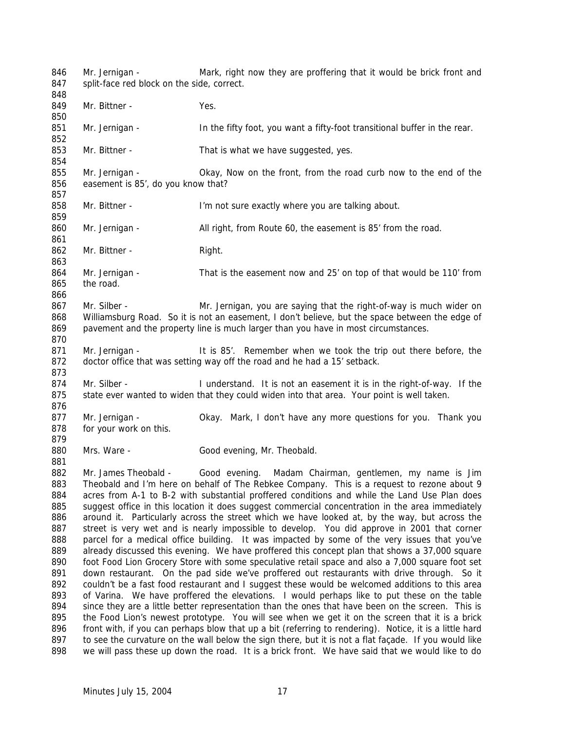Mr. Jernigan - Mark, right now they are proffering that it would be brick front and split-face red block on the side, correct.

Mr. Bittner - Yes.

Mr. Jernigan - In the fifty foot, you want a fifty-foot transitional buffer in the rear.

Mr. Bittner - That is what we have suggested, yes.

Mr. Jernigan - Okay, Now on the front, from the road curb now to the end of the easement is 85', do you know that?

Mr. Bittner - I'm not sure exactly where you are talking about.

Mr. Jernigan - All right, from Route 60, the easement is 85' from the road.

Mr. Bittner - Right.

Mr. Jernigan - That is the easement now and 25' on top of that would be 110' from the road.

Mr. Silber - Mr. Jernigan, you are saying that the right-of-way is much wider on Williamsburg Road. So it is not an easement, I don't believe, but the space between the edge of pavement and the property line is much larger than you have in most circumstances.

Mr. Jernigan - It is 85'. Remember when we took the trip out there before, the doctor office that was setting way off the road and he had a 15' setback.

Mr. Silber - I understand. It is not an easement it is in the right-of-way. If the state ever wanted to widen that they could widen into that area. Your point is well taken.

Mr. Jernigan - Okay. Mark, I don't have any more questions for you. Thank you for your work on this.

Mrs. Ware - Good evening, Mr. Theobald.

Mr. James Theobald - Good evening. Madam Chairman, gentlemen, my name is Jim Theobald and I'm here on behalf of The Rebkee Company. This is a request to rezone about 9 acres from A-1 to B-2 with substantial proffered conditions and while the Land Use Plan does suggest office in this location it does suggest commercial concentration in the area immediately around it. Particularly across the street which we have looked at, by the way, but across the street is very wet and is nearly impossible to develop. You did approve in 2001 that corner parcel for a medical office building. It was impacted by some of the very issues that you've already discussed this evening. We have proffered this concept plan that shows a 37,000 square foot Food Lion Grocery Store with some speculative retail space and also a 7,000 square foot set down restaurant. On the pad side we've proffered out restaurants with drive through. So it couldn't be a fast food restaurant and I suggest these would be welcomed additions to this area of Varina. We have proffered the elevations. I would perhaps like to put these on the table since they are a little better representation than the ones that have been on the screen. This is the Food Lion's newest prototype. You will see when we get it on the screen that it is a brick front with, if you can perhaps blow that up a bit (referring to rendering). Notice, it is a little hard to see the curvature on the wall below the sign there, but it is not a flat façade. If you would like we will pass these up down the road. It is a brick front. We have said that we would like to do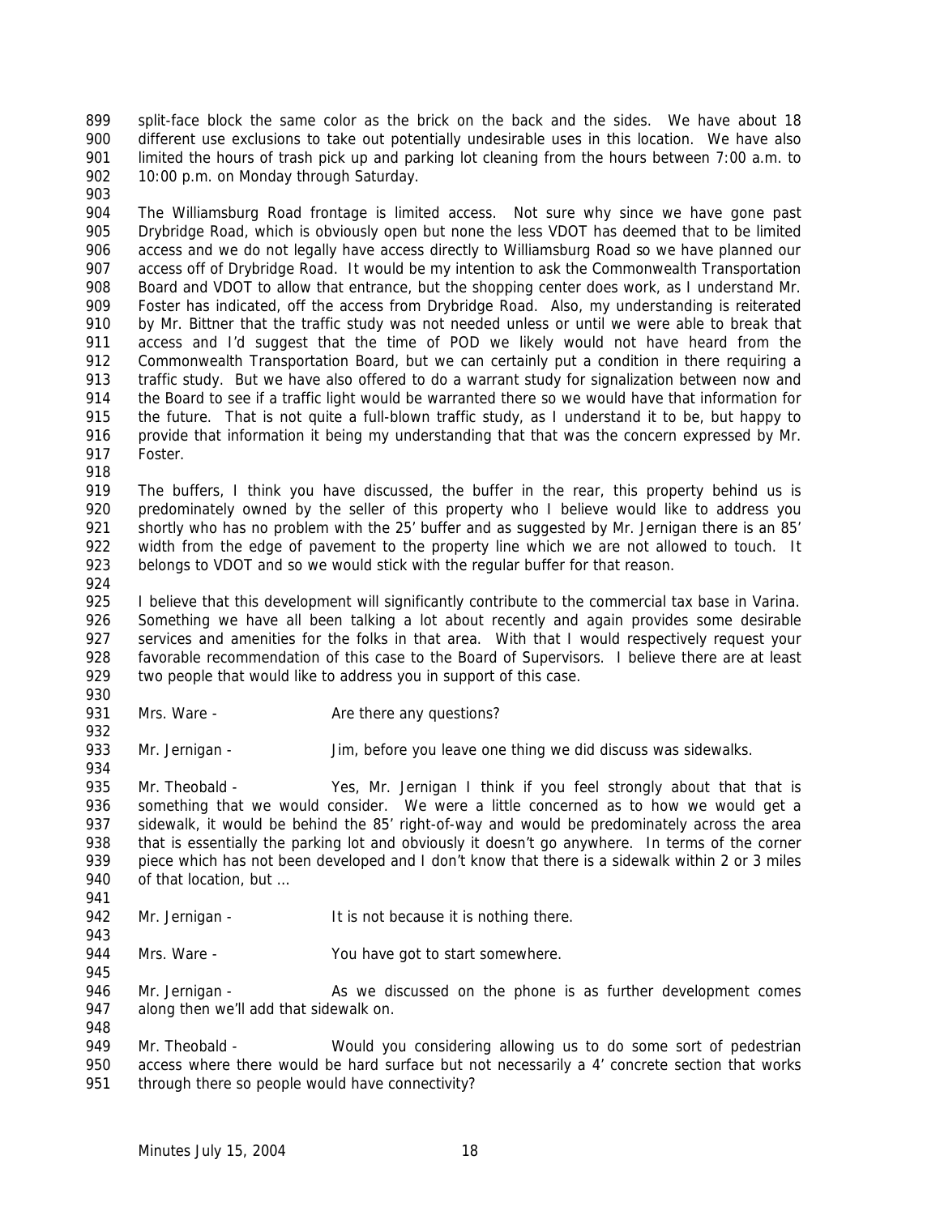split-face block the same color as the brick on the back and the sides. We have about 18 different use exclusions to take out potentially undesirable uses in this location. We have also limited the hours of trash pick up and parking lot cleaning from the hours between 7:00 a.m. to 10:00 p.m. on Monday through Saturday.

The Williamsburg Road frontage is limited access. Not sure why since we have gone past Drybridge Road, which is obviously open but none the less VDOT has deemed that to be limited access and we do not legally have access directly to Williamsburg Road so we have planned our access off of Drybridge Road. It would be my intention to ask the Commonwealth Transportation Board and VDOT to allow that entrance, but the shopping center does work, as I understand Mr. Foster has indicated, off the access from Drybridge Road. Also, my understanding is reiterated by Mr. Bittner that the traffic study was not needed unless or until we were able to break that access and I'd suggest that the time of POD we likely would not have heard from the Commonwealth Transportation Board, but we can certainly put a condition in there requiring a traffic study. But we have also offered to do a warrant study for signalization between now and the Board to see if a traffic light would be warranted there so we would have that information for the future. That is not quite a full-blown traffic study, as I understand it to be, but happy to provide that information it being my understanding that that was the concern expressed by Mr. Foster.

The buffers, I think you have discussed, the buffer in the rear, this property behind us is predominately owned by the seller of this property who I believe would like to address you shortly who has no problem with the 25' buffer and as suggested by Mr. Jernigan there is an 85' width from the edge of pavement to the property line which we are not allowed to touch. It belongs to VDOT and so we would stick with the regular buffer for that reason.

I believe that this development will significantly contribute to the commercial tax base in Varina. Something we have all been talking a lot about recently and again provides some desirable services and amenities for the folks in that area. With that I would respectively request your favorable recommendation of this case to the Board of Supervisors. I believe there are at least two people that would like to address you in support of this case.

Mrs. Ware - Are there any questions?

Mr. Jernigan - Jim, before you leave one thing we did discuss was sidewalks.

Mr. Theobald - Yes, Mr. Jernigan I think if you feel strongly about that that is something that we would consider. We were a little concerned as to how we would get a sidewalk, it would be behind the 85' right-of-way and would be predominately across the area that is essentially the parking lot and obviously it doesn't go anywhere. In terms of the corner piece which has not been developed and I don't know that there is a sidewalk within 2 or 3 miles of that location, but …

Mr. Jernigan - It is not because it is nothing there.

Mrs. Ware - You have got to start somewhere.

Mr. Jernigan - As we discussed on the phone is as further development comes along then we'll add that sidewalk on.

Mr. Theobald - Would you considering allowing us to do some sort of pedestrian access where there would be hard surface but not necessarily a 4' concrete section that works through there so people would have connectivity?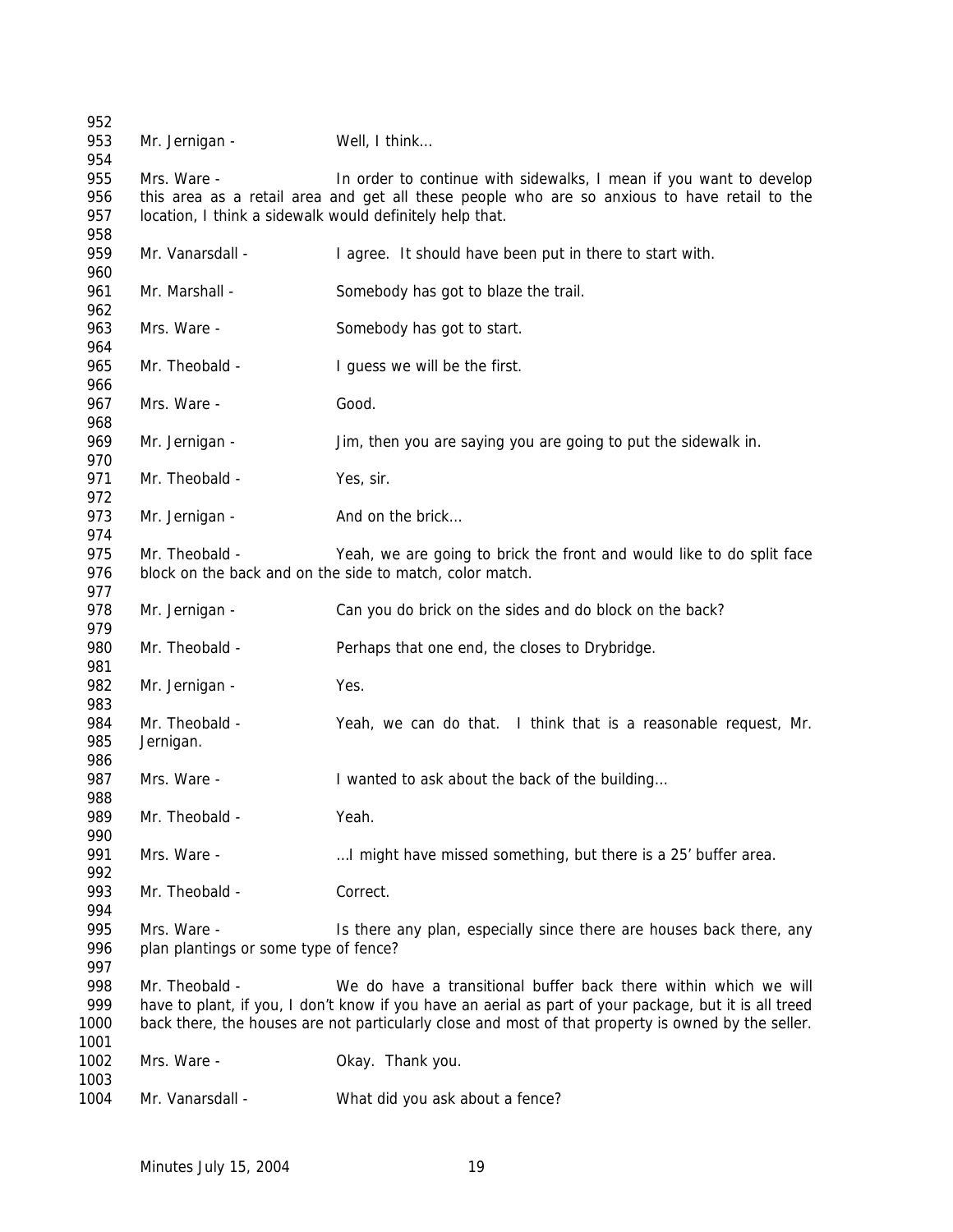952
953 Mr. Jernigan - Well, I think…
954
955 Mrs. Ware - In order to continue with sidewalks, I mean if you want to develop
956 this area as a retail area and get all these people who are so anxious to have retail to the
957 location, I think a sidewalk would definitely help that.
958
959 Mr. Vanarsdall - I agree. It should have been put in there to start with.
960
961 Mr. Marshall - Somebody has got to blaze the trail.
962
963 Mrs. Ware - Somebody has got to start.
964
965 Mr. Theobald - I guess we will be the first.
966
967 Mrs. Ware - Good.
968
969 Mr. Jernigan - Jim, then you are saying you are going to put the sidewalk in.
970
971 Mr. Theobald - Yes, sir.
972
973 Mr. Jernigan - And on the brick…
974
975 Mr. Theobald - Yeah, we are going to brick the front and would like to do split face
976 block on the back and on the side to match, color match.
977
978 Mr. Jernigan - Can you do brick on the sides and do block on the back?
979
980 Mr. Theobald - Perhaps that one end, the closes to Drybridge.
981
982 Mr. Jernigan - Yes.
983
984 Mr. Theobald - Yeah, we can do that. I think that is a reasonable request, Mr.
985 Jernigan.
986
987 Mrs. Ware - I wanted to ask about the back of the building…
988
989 Mr. Theobald - Yeah.
990
991 Mrs. Ware - …I might have missed something, but there is a 25' buffer area.
992
993 Mr. Theobald - Correct.
994
995 Mrs. Ware - Is there any plan, especially since there are houses back there, any
996 plan plantings or some type of fence?
997
998 Mr. Theobald - We do have a transitional buffer back there within which we will
999 have to plant, if you, I don't know if you have an aerial as part of your package, but it is all treed
1000 back there, the houses are not particularly close and most of that property is owned by the seller.
1001
1002 Mrs. Ware - Okay. Thank you.
1003
1004 Mr. Vanarsdall - What did you ask about a fence?

Minutes July 15, 2004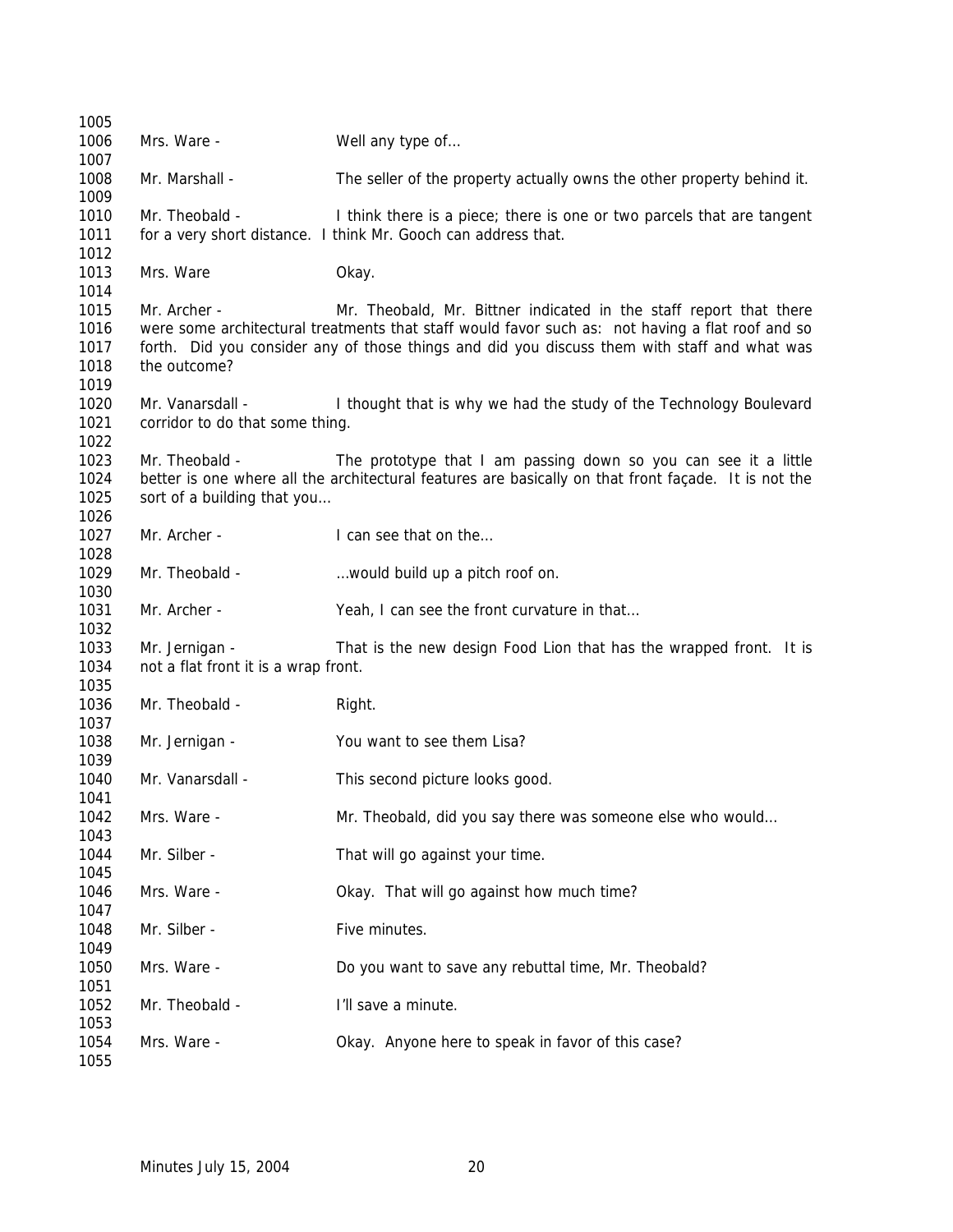1005

1006 Mrs. Ware - Well any type of…

1007

1008 Mr. Marshall - The seller of the property actually owns the other property behind it.

1009

1010 Mr. Theobald - I think there is a piece; there is one or two parcels that are tangent
1011 for a very short distance. I think Mr. Gooch can address that.

1012

1013 Mrs. Ware Okay.

1014

1015 Mr. Archer - Mr. Theobald, Mr. Bittner indicated in the staff report that there
1016 were some architectural treatments that staff would favor such as: not having a flat roof and so
1017 forth. Did you consider any of those things and did you discuss them with staff and what was
1018 the outcome?

1019

1020 Mr. Vanarsdall - I thought that is why we had the study of the Technology Boulevard
1021 corridor to do that some thing.

1022

1023 Mr. Theobald - The prototype that I am passing down so you can see it a little
1024 better is one where all the architectural features are basically on that front façade. It is not the
1025 sort of a building that you…

1026

1027 Mr. Archer - I can see that on the…

1028

1029 Mr. Theobald - …would build up a pitch roof on.

1030

1031 Mr. Archer - Yeah, I can see the front curvature in that…

1032

1033 Mr. Jernigan - That is the new design Food Lion that has the wrapped front. It is
1034 not a flat front it is a wrap front.

1035

1036 Mr. Theobald - Right.

1037

1038 Mr. Jernigan - You want to see them Lisa?

1039

1040 Mr. Vanarsdall - This second picture looks good.

1041

1042 Mrs. Ware - Mr. Theobald, did you say there was someone else who would…

1043

1044 Mr. Silber - That will go against your time.

1045

1046 Mrs. Ware - Okay. That will go against how much time?

1047

1048 Mr. Silber - Five minutes.

1049

1050 Mrs. Ware - Do you want to save any rebuttal time, Mr. Theobald?

1051

1052 Mr. Theobald - I'll save a minute.

1053

1054 Mrs. Ware - Okay. Anyone here to speak in favor of this case?

1055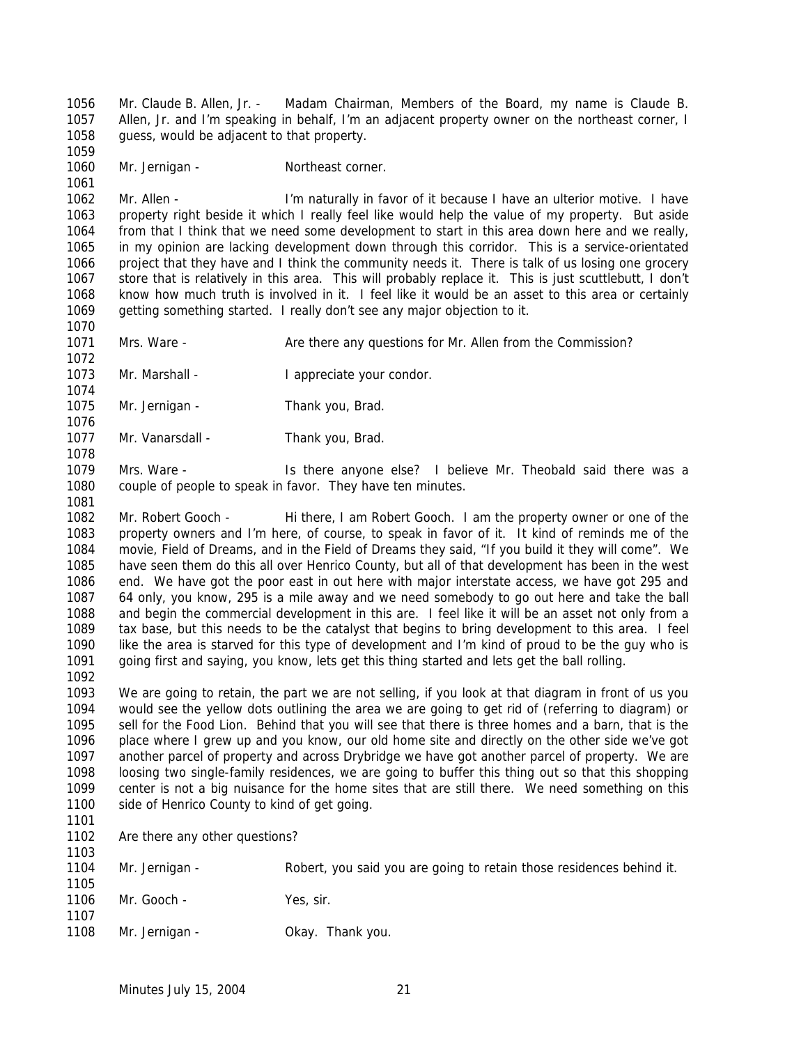1056 Mr. Claude B. Allen, Jr. - Madam Chairman, Members of the Board, my name is Claude B.
1057 Allen, Jr. and I'm speaking in behalf, I'm an adjacent property owner on the northeast corner, I
1058 guess, would be adjacent to that property.
1059
1060 Mr. Jernigan - Northeast corner.
1061
1062 Mr. Allen - I'm naturally in favor of it because I have an ulterior motive. I have
1063 property right beside it which I really feel like would help the value of my property. But aside
1064 from that I think that we need some development to start in this area down here and we really,
1065 in my opinion are lacking development down through this corridor. This is a service-orientated
1066 project that they have and I think the community needs it. There is talk of us losing one grocery
1067 store that is relatively in this area. This will probably replace it. This is just scuttlebutt, I don't
1068 know how much truth is involved in it. I feel like it would be an asset to this area or certainly
1069 getting something started. I really don't see any major objection to it.
1070
1071 Mrs. Ware - Are there any questions for Mr. Allen from the Commission?
1072
1073 Mr. Marshall - I appreciate your condor.
1074
1075 Mr. Jernigan - Thank you, Brad.
1076
1077 Mr. Vanarsdall - Thank you, Brad.
1078
1079 Mrs. Ware - Is there anyone else? I believe Mr. Theobald said there was a
1080 couple of people to speak in favor. They have ten minutes.
1081
1082 Mr. Robert Gooch - Hi there, I am Robert Gooch. I am the property owner or one of the
1083 property owners and I'm here, of course, to speak in favor of it. It kind of reminds me of the
1084 movie, Field of Dreams, and in the Field of Dreams they said, "If you build it they will come". We
1085 have seen them do this all over Henrico County, but all of that development has been in the west
1086 end. We have got the poor east in out here with major interstate access, we have got 295 and
1087 64 only, you know, 295 is a mile away and we need somebody to go out here and take the ball
1088 and begin the commercial development in this are. I feel like it will be an asset not only from a
1089 tax base, but this needs to be the catalyst that begins to bring development to this area. I feel
1090 like the area is starved for this type of development and I'm kind of proud to be the guy who is
1091 going first and saying, you know, lets get this thing started and lets get the ball rolling.
1092
1093 We are going to retain, the part we are not selling, if you look at that diagram in front of us you
1094 would see the yellow dots outlining the area we are going to get rid of (referring to diagram) or
1095 sell for the Food Lion. Behind that you will see that there is three homes and a barn, that is the
1096 place where I grew up and you know, our old home site and directly on the other side we've got
1097 another parcel of property and across Drybridge we have got another parcel of property. We are
1098 loosing two single-family residences, we are going to buffer this thing out so that this shopping
1099 center is not a big nuisance for the home sites that are still there. We need something on this
1100 side of Henrico County to kind of get going.
1101
1102 Are there any other questions?
1103
1104 Mr. Jernigan - Robert, you said you are going to retain those residences behind it.
1105
1106 Mr. Gooch - Yes, sir.
1107
1108 Mr. Jernigan - Okay. Thank you.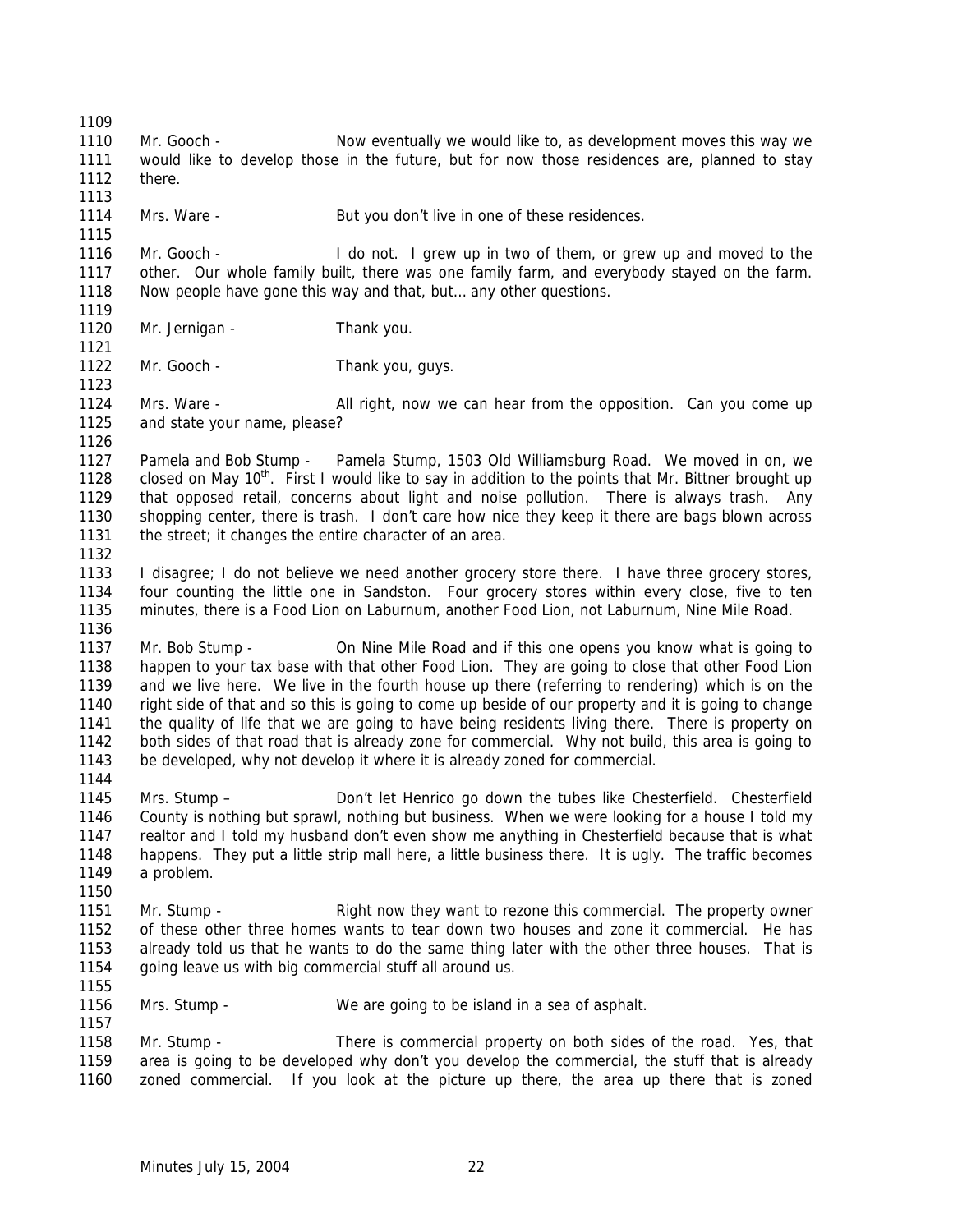Mr. Gooch - Now eventually we would like to, as development moves this way we would like to develop those in the future, but for now those residences are, planned to stay there.

Mrs. Ware - But you don't live in one of these residences.

Mr. Gooch - I do not. I grew up in two of them, or grew up and moved to the other. Our whole family built, there was one family farm, and everybody stayed on the farm. Now people have gone this way and that, but... any other questions.

Mr. Jernigan - Thank you.

Mr. Gooch - Thank you, guys.

Mrs. Ware - All right, now we can hear from the opposition. Can you come up and state your name, please?

Pamela and Bob Stump - Pamela Stump, 1503 Old Williamsburg Road. We moved in on, we closed on May 10th. First I would like to say in addition to the points that Mr. Bittner brought up that opposed retail, concerns about light and noise pollution. There is always trash. Any shopping center, there is trash. I don't care how nice they keep it there are bags blown across the street; it changes the entire character of an area.

I disagree; I do not believe we need another grocery store there. I have three grocery stores, four counting the little one in Sandston. Four grocery stores within every close, five to ten minutes, there is a Food Lion on Laburnum, another Food Lion, not Laburnum, Nine Mile Road.

Mr. Bob Stump - On Nine Mile Road and if this one opens you know what is going to happen to your tax base with that other Food Lion. They are going to close that other Food Lion and we live here. We live in the fourth house up there (referring to rendering) which is on the right side of that and so this is going to come up beside of our property and it is going to change the quality of life that we are going to have being residents living there. There is property on both sides of that road that is already zone for commercial. Why not build, this area is going to be developed, why not develop it where it is already zoned for commercial.

Mrs. Stump – Don't let Henrico go down the tubes like Chesterfield. Chesterfield County is nothing but sprawl, nothing but business. When we were looking for a house I told my realtor and I told my husband don't even show me anything in Chesterfield because that is what happens. They put a little strip mall here, a little business there. It is ugly. The traffic becomes a problem.

Mr. Stump - Right now they want to rezone this commercial. The property owner of these other three homes wants to tear down two houses and zone it commercial. He has already told us that he wants to do the same thing later with the other three houses. That is going leave us with big commercial stuff all around us.

Mrs. Stump - We are going to be island in a sea of asphalt.

Mr. Stump - There is commercial property on both sides of the road. Yes, that area is going to be developed why don't you develop the commercial, the stuff that is already zoned commercial. If you look at the picture up there, the area up there that is zoned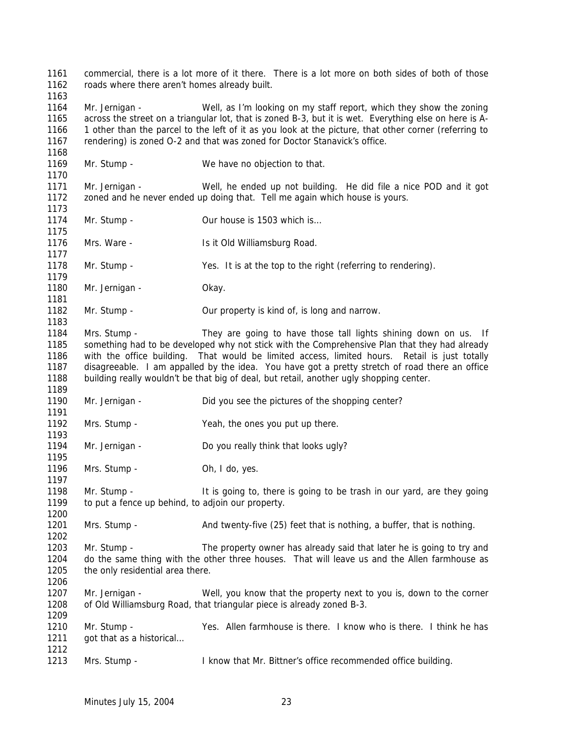commercial, there is a lot more of it there. There is a lot more on both sides of both of those roads where there aren't homes already built.

Mr. Jernigan - Well, as I'm looking on my staff report, which they show the zoning across the street on a triangular lot, that is zoned B-3, but it is wet. Everything else on here is A-1 other than the parcel to the left of it as you look at the picture, that other corner (referring to rendering) is zoned O-2 and that was zoned for Doctor Stanavick's office.

Mr. Stump - We have no objection to that.

Mr. Jernigan - Well, he ended up not building. He did file a nice POD and it got zoned and he never ended up doing that. Tell me again which house is yours.

Mr. Stump - Our house is 1503 which is…

Mrs. Ware - Is it Old Williamsburg Road.

Mr. Stump - Yes. It is at the top to the right (referring to rendering).

Mr. Jernigan - Okay.

Mr. Stump - Our property is kind of, is long and narrow.

Mrs. Stump - They are going to have those tall lights shining down on us. If something had to be developed why not stick with the Comprehensive Plan that they had already with the office building. That would be limited access, limited hours. Retail is just totally disagreeable. I am appalled by the idea. You have got a pretty stretch of road there an office building really wouldn't be that big of deal, but retail, another ugly shopping center.

Mr. Jernigan - Did you see the pictures of the shopping center?

Mrs. Stump - Yeah, the ones you put up there.

Mr. Jernigan - Do you really think that looks ugly?

Mrs. Stump - Oh, I do, yes.

Mr. Stump - It is going to, there is going to be trash in our yard, are they going to put a fence up behind, to adjoin our property.

Mrs. Stump - And twenty-five (25) feet that is nothing, a buffer, that is nothing.

Mr. Stump - The property owner has already said that later he is going to try and do the same thing with the other three houses. That will leave us and the Allen farmhouse as the only residential area there.

Mr. Jernigan - Well, you know that the property next to you is, down to the corner of Old Williamsburg Road, that triangular piece is already zoned B-3.

Mr. Stump - Yes. Allen farmhouse is there. I know who is there. I think he has got that as a historical…

Mrs. Stump - I know that Mr. Bittner's office recommended office building.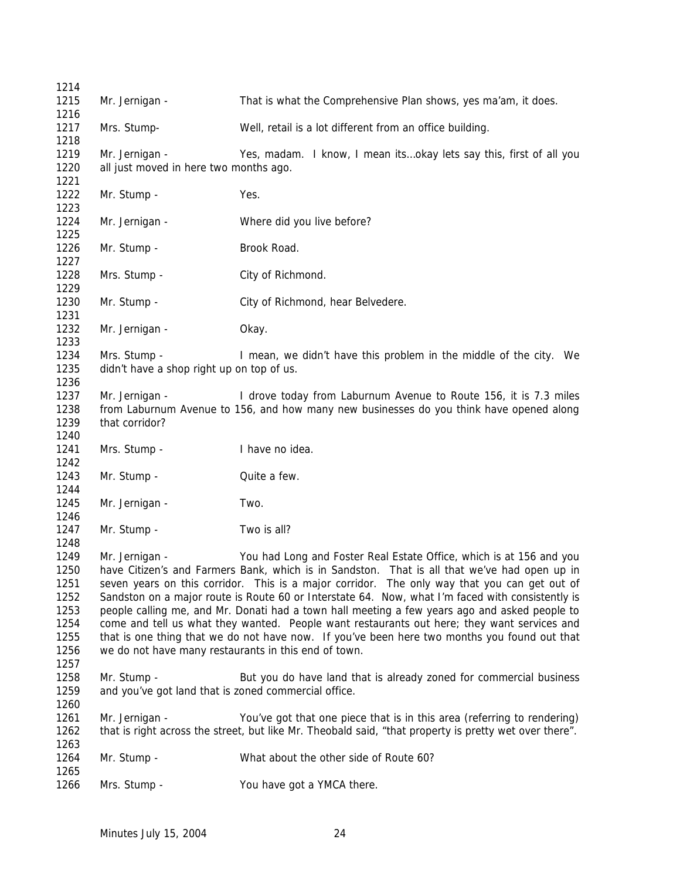Mr. Jernigan - That is what the Comprehensive Plan shows, yes ma'am, it does.

Mrs. Stump- Well, retail is a lot different from an office building.

Mr. Jernigan - Yes, madam. I know, I mean its…okay lets say this, first of all you all just moved in here two months ago.

Mr. Stump - Yes.

Mr. Jernigan - Where did you live before?

Mr. Stump - Brook Road.

Mrs. Stump - City of Richmond.

Mr. Stump - City of Richmond, hear Belvedere.

Mr. Jernigan - Okay.

Mrs. Stump - I mean, we didn't have this problem in the middle of the city. We didn't have a shop right up on top of us.

Mr. Jernigan - I drove today from Laburnum Avenue to Route 156, it is 7.3 miles from Laburnum Avenue to 156, and how many new businesses do you think have opened along that corridor?

Mrs. Stump - I have no idea.

Mr. Stump - Quite a few.

Mr. Jernigan - Two.

Mr. Stump - Two is all?

Mr. Jernigan - You had Long and Foster Real Estate Office, which is at 156 and you have Citizen's and Farmers Bank, which is in Sandston. That is all that we've had open up in seven years on this corridor. This is a major corridor. The only way that you can get out of Sandston on a major route is Route 60 or Interstate 64. Now, what I'm faced with consistently is people calling me, and Mr. Donati had a town hall meeting a few years ago and asked people to come and tell us what they wanted. People want restaurants out here; they want services and that is one thing that we do not have now. If you've been here two months you found out that we do not have many restaurants in this end of town.

Mr. Stump - But you do have land that is already zoned for commercial business and you've got land that is zoned commercial office.

Mr. Jernigan - You've got that one piece that is in this area (referring to rendering) that is right across the street, but like Mr. Theobald said, "that property is pretty wet over there".

Mr. Stump - What about the other side of Route 60?

Mrs. Stump - You have got a YMCA there.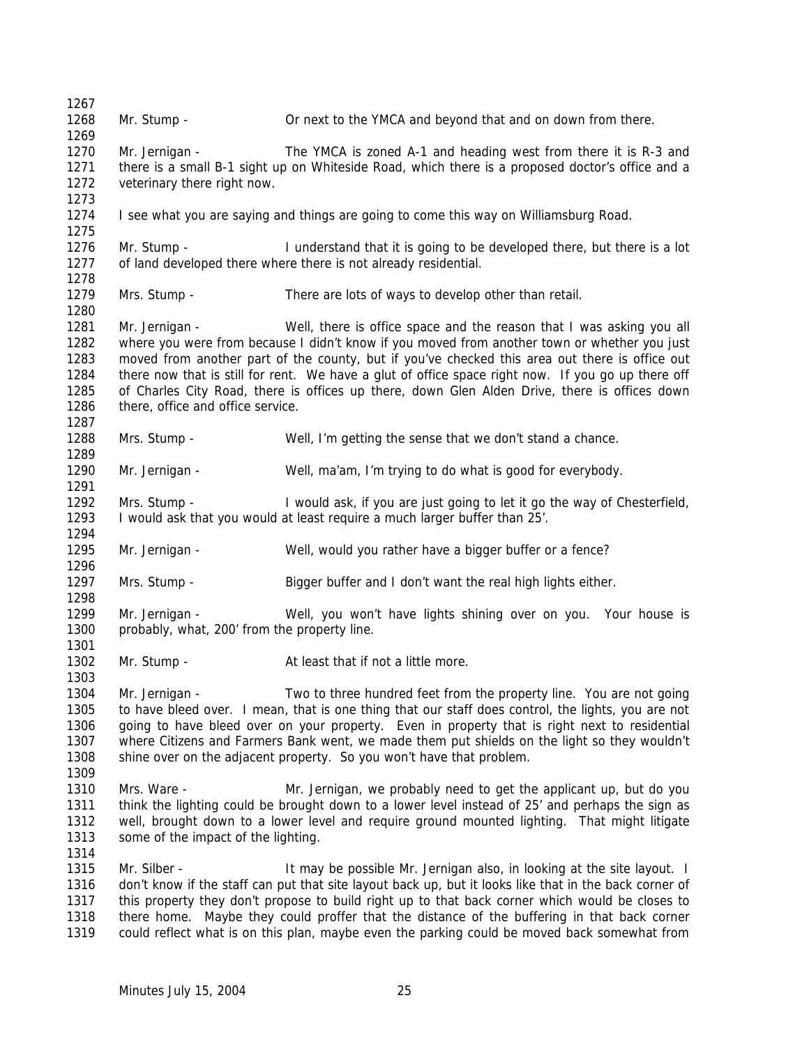Mr. Stump - Or next to the YMCA and beyond that and on down from there.

Mr. Jernigan - The YMCA is zoned A-1 and heading west from there it is R-3 and there is a small B-1 sight up on Whiteside Road, which there is a proposed doctor's office and a veterinary there right now.

I see what you are saying and things are going to come this way on Williamsburg Road.

Mr. Stump - I understand that it is going to be developed there, but there is a lot of land developed there where there is not already residential.

Mrs. Stump - There are lots of ways to develop other than retail.

Mr. Jernigan - Well, there is office space and the reason that I was asking you all where you were from because I didn't know if you moved from another town or whether you just moved from another part of the county, but if you've checked this area out there is office out there now that is still for rent. We have a glut of office space right now. If you go up there off of Charles City Road, there is offices up there, down Glen Alden Drive, there is offices down there, office and office service.

Mrs. Stump - Well, I'm getting the sense that we don't stand a chance.

Mr. Jernigan - Well, ma'am, I'm trying to do what is good for everybody.

Mrs. Stump - I would ask, if you are just going to let it go the way of Chesterfield, I would ask that you would at least require a much larger buffer than 25'.

Mr. Jernigan - Well, would you rather have a bigger buffer or a fence?

Mrs. Stump - Bigger buffer and I don't want the real high lights either.

Mr. Jernigan - Well, you won't have lights shining over on you. Your house is probably, what, 200' from the property line.

Mr. Stump - At least that if not a little more.

Mr. Jernigan - Two to three hundred feet from the property line. You are not going to have bleed over. I mean, that is one thing that our staff does control, the lights, you are not going to have bleed over on your property. Even in property that is right next to residential where Citizens and Farmers Bank went, we made them put shields on the light so they wouldn't shine over on the adjacent property. So you won't have that problem.

Mrs. Ware - Mr. Jernigan, we probably need to get the applicant up, but do you think the lighting could be brought down to a lower level instead of 25' and perhaps the sign as well, brought down to a lower level and require ground mounted lighting. That might litigate some of the impact of the lighting.

Mr. Silber - It may be possible Mr. Jernigan also, in looking at the site layout. I don't know if the staff can put that site layout back up, but it looks like that in the back corner of this property they don't propose to build right up to that back corner which would be closes to there home. Maybe they could proffer that the distance of the buffering in that back corner could reflect what is on this plan, maybe even the parking could be moved back somewhat from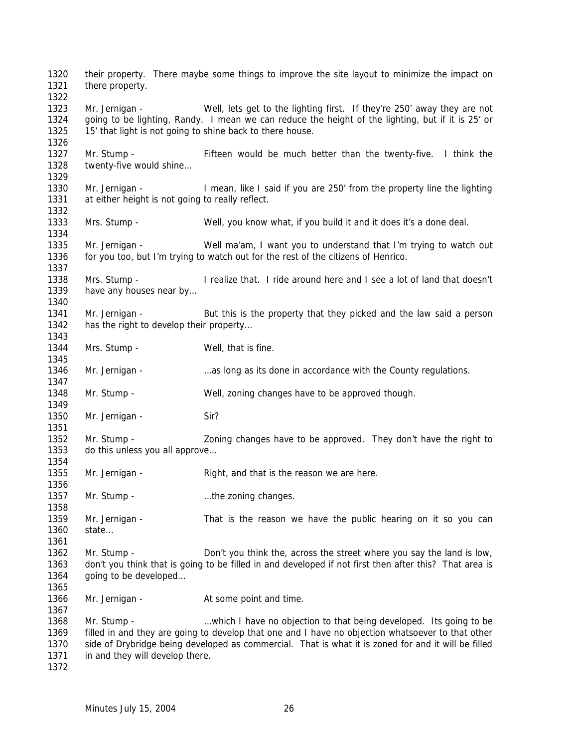their property. There maybe some things to improve the site layout to minimize the impact on there property.

Mr. Jernigan - Well, lets get to the lighting first. If they're 250' away they are not going to be lighting, Randy. I mean we can reduce the height of the lighting, but if it is 25' or 15' that light is not going to shine back to there house.

Mr. Stump - Fifteen would be much better than the twenty-five. I think the twenty-five would shine…

Mr. Jernigan - I mean, like I said if you are 250' from the property line the lighting at either height is not going to really reflect.

Mrs. Stump - Well, you know what, if you build it and it does it's a done deal.

Mr. Jernigan - Well ma'am, I want you to understand that I'm trying to watch out for you too, but I'm trying to watch out for the rest of the citizens of Henrico.

Mrs. Stump - I realize that. I ride around here and I see a lot of land that doesn't have any houses near by…

Mr. Jernigan - But this is the property that they picked and the law said a person has the right to develop their property…

Mrs. Stump - Well, that is fine.

Mr. Jernigan - …as long as its done in accordance with the County regulations.

Mr. Stump - Well, zoning changes have to be approved though.

Mr. Jernigan - Sir?

Mr. Stump - Zoning changes have to be approved. They don't have the right to do this unless you all approve…

Mr. Jernigan - Right, and that is the reason we are here.

Mr. Stump - …the zoning changes.

Mr. Jernigan - That is the reason we have the public hearing on it so you can state…

Mr. Stump - Don't you think the, across the street where you say the land is low, don't you think that is going to be filled in and developed if not first then after this? That area is going to be developed…

Mr. Jernigan - At some point and time.

Mr. Stump - …which I have no objection to that being developed. Its going to be filled in and they are going to develop that one and I have no objection whatsoever to that other side of Drybridge being developed as commercial. That is what it is zoned for and it will be filled in and they will develop there.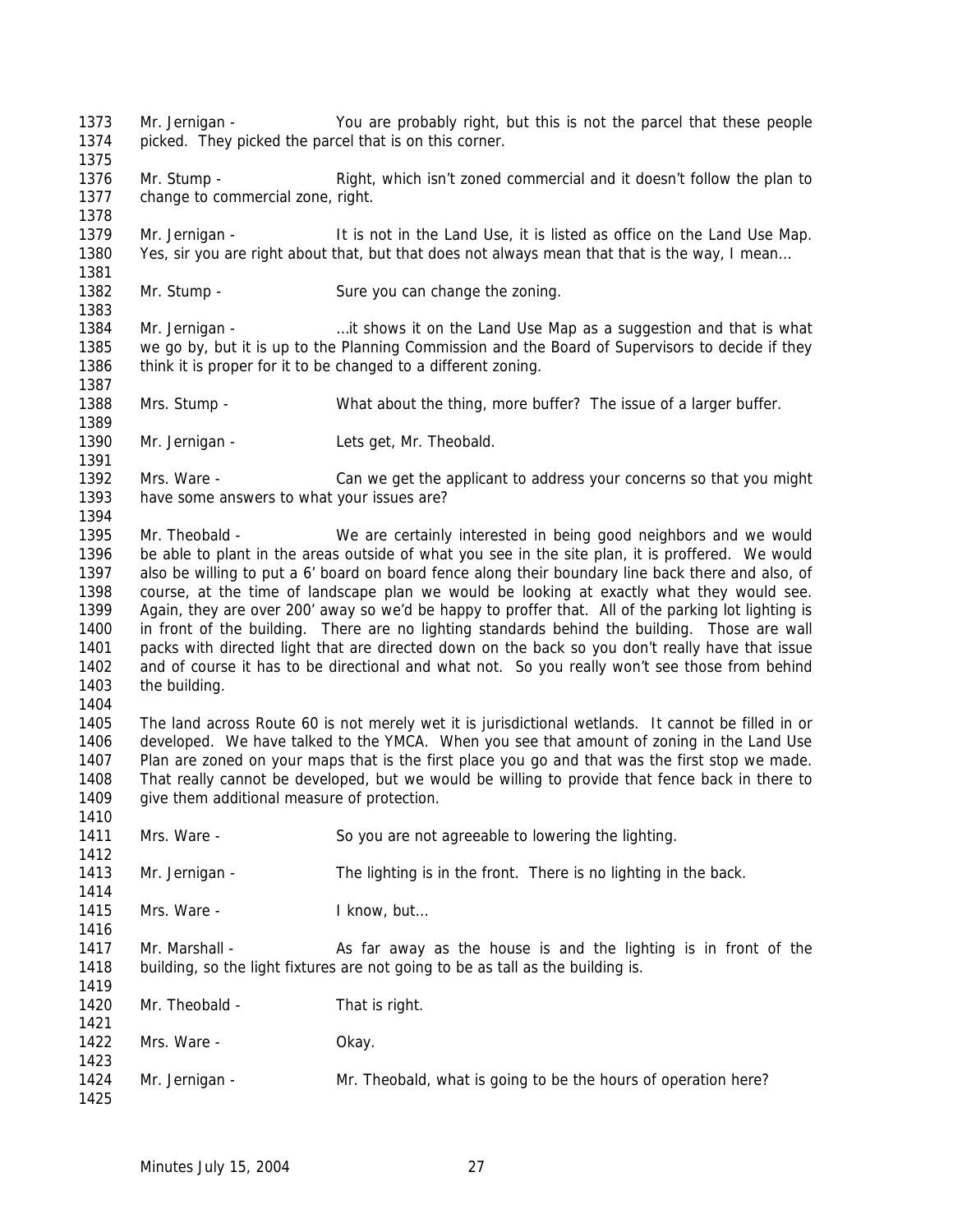1373 Mr. Jernigan - You are probably right, but this is not the parcel that these people
1374 picked. They picked the parcel that is on this corner.
1375
1376 Mr. Stump - Right, which isn't zoned commercial and it doesn't follow the plan to
1377 change to commercial zone, right.
1378
1379 Mr. Jernigan - It is not in the Land Use, it is listed as office on the Land Use Map.
1380 Yes, sir you are right about that, but that does not always mean that that is the way, I mean…
1381
1382 Mr. Stump - Sure you can change the zoning.
1383
1384 Mr. Jernigan - …it shows it on the Land Use Map as a suggestion and that is what
1385 we go by, but it is up to the Planning Commission and the Board of Supervisors to decide if they
1386 think it is proper for it to be changed to a different zoning.
1387
1388 Mrs. Stump - What about the thing, more buffer? The issue of a larger buffer.
1389
1390 Mr. Jernigan - Lets get, Mr. Theobald.
1391
1392 Mrs. Ware - Can we get the applicant to address your concerns so that you might
1393 have some answers to what your issues are?
1394
1395 Mr. Theobald - We are certainly interested in being good neighbors and we would
1396 be able to plant in the areas outside of what you see in the site plan, it is proffered. We would
1397 also be willing to put a 6' board on board fence along their boundary line back there and also, of
1398 course, at the time of landscape plan we would be looking at exactly what they would see.
1399 Again, they are over 200' away so we'd be happy to proffer that. All of the parking lot lighting is
1400 in front of the building. There are no lighting standards behind the building. Those are wall
1401 packs with directed light that are directed down on the back so you don't really have that issue
1402 and of course it has to be directional and what not. So you really won't see those from behind
1403 the building.
1404
1405 The land across Route 60 is not merely wet it is jurisdictional wetlands. It cannot be filled in or
1406 developed. We have talked to the YMCA. When you see that amount of zoning in the Land Use
1407 Plan are zoned on your maps that is the first place you go and that was the first stop we made.
1408 That really cannot be developed, but we would be willing to provide that fence back in there to
1409 give them additional measure of protection.
1410
1411 Mrs. Ware - So you are not agreeable to lowering the lighting.
1412
1413 Mr. Jernigan - The lighting is in the front. There is no lighting in the back.
1414
1415 Mrs. Ware - I know, but…
1416
1417 Mr. Marshall - As far away as the house is and the lighting is in front of the
1418 building, so the light fixtures are not going to be as tall as the building is.
1419
1420 Mr. Theobald - That is right.
1421
1422 Mrs. Ware - Okay.
1423
1424 Mr. Jernigan - Mr. Theobald, what is going to be the hours of operation here?
1425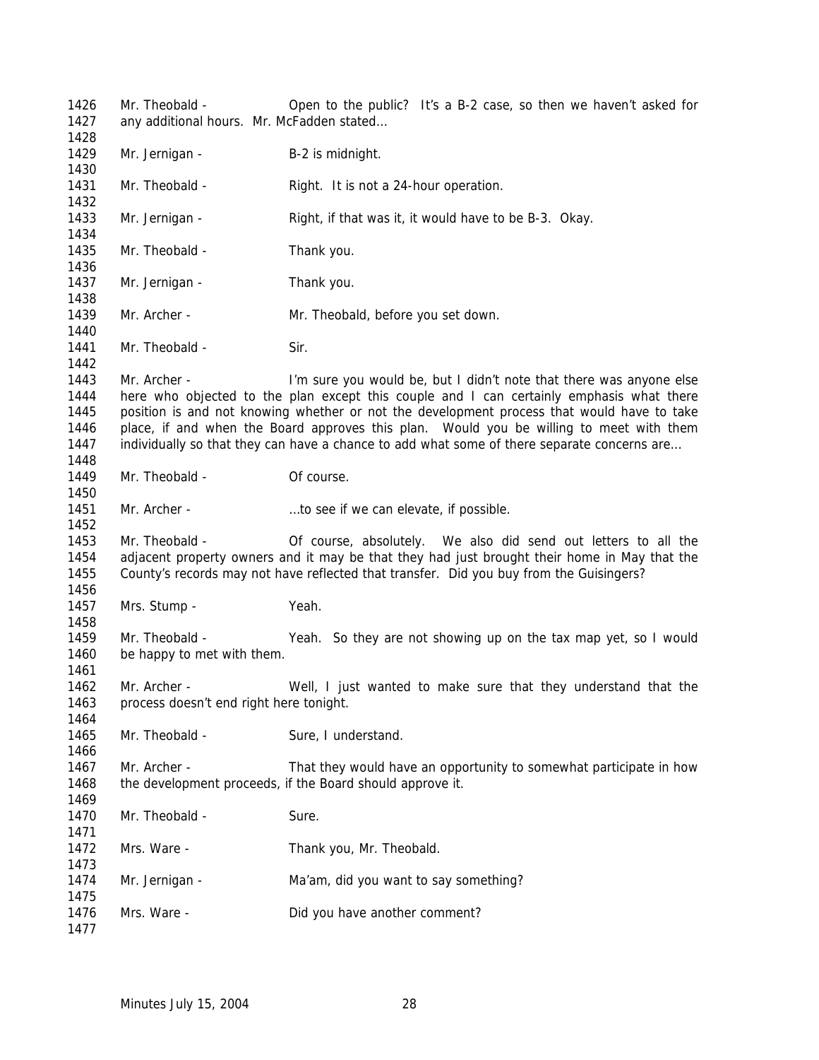1426 Mr. Theobald - Open to the public? It's a B-2 case, so then we haven't asked for
1427 any additional hours. Mr. McFadden stated…
1428
1429 Mr. Jernigan - B-2 is midnight.
1430
1431 Mr. Theobald - Right. It is not a 24-hour operation.
1432
1433 Mr. Jernigan - Right, if that was it, it would have to be B-3. Okay.
1434
1435 Mr. Theobald - Thank you.
1436
1437 Mr. Jernigan - Thank you.
1438
1439 Mr. Archer - Mr. Theobald, before you set down.
1440
1441 Mr. Theobald - Sir.
1442
1443 Mr. Archer - I'm sure you would be, but I didn't note that there was anyone else
1444 here who objected to the plan except this couple and I can certainly emphasis what there
1445 position is and not knowing whether or not the development process that would have to take
1446 place, if and when the Board approves this plan. Would you be willing to meet with them
1447 individually so that they can have a chance to add what some of there separate concerns are…
1448
1449 Mr. Theobald - Of course.
1450
1451 Mr. Archer - …to see if we can elevate, if possible.
1452
1453 Mr. Theobald - Of course, absolutely. We also did send out letters to all the
1454 adjacent property owners and it may be that they had just brought their home in May that the
1455 County's records may not have reflected that transfer. Did you buy from the Guisingers?
1456
1457 Mrs. Stump - Yeah.
1458
1459 Mr. Theobald - Yeah. So they are not showing up on the tax map yet, so I would
1460 be happy to met with them.
1461
1462 Mr. Archer - Well, I just wanted to make sure that they understand that the
1463 process doesn't end right here tonight.
1464
1465 Mr. Theobald - Sure, I understand.
1466
1467 Mr. Archer - That they would have an opportunity to somewhat participate in how
1468 the development proceeds, if the Board should approve it.
1469
1470 Mr. Theobald - Sure.
1471
1472 Mrs. Ware - Thank you, Mr. Theobald.
1473
1474 Mr. Jernigan - Ma'am, did you want to say something?
1475
1476 Mrs. Ware - Did you have another comment?
1477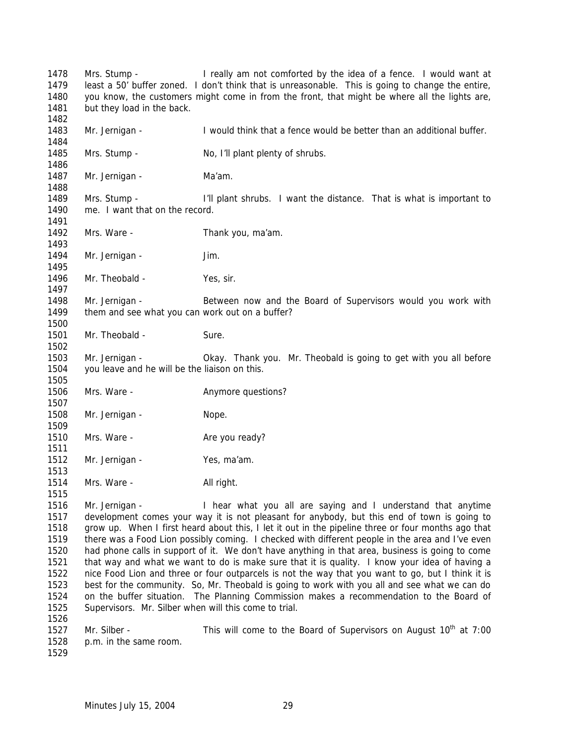1478 Mrs. Stump - I really am not comforted by the idea of a fence. I would want at
1479 least a 50' buffer zoned. I don't think that is unreasonable. This is going to change the entire,
1480 you know, the customers might come in from the front, that might be where all the lights are,
1481 but they load in the back.
1482
1483 Mr. Jernigan - I would think that a fence would be better than an additional buffer.
1484
1485 Mrs. Stump - No, I'll plant plenty of shrubs.
1486
1487 Mr. Jernigan - Ma'am.
1488
1489 Mrs. Stump - I'll plant shrubs. I want the distance. That is what is important to
1490 me. I want that on the record.
1491
1492 Mrs. Ware - Thank you, ma'am.
1493
1494 Mr. Jernigan - Jim.
1495
1496 Mr. Theobald - Yes, sir.
1497
1498 Mr. Jernigan - Between now and the Board of Supervisors would you work with
1499 them and see what you can work out on a buffer?
1500
1501 Mr. Theobald - Sure.
1502
1503 Mr. Jernigan - Okay. Thank you. Mr. Theobald is going to get with you all before
1504 you leave and he will be the liaison on this.
1505
1506 Mrs. Ware - Anymore questions?
1507
1508 Mr. Jernigan - Nope.
1509
1510 Mrs. Ware - Are you ready?
1511
1512 Mr. Jernigan - Yes, ma'am.
1513
1514 Mrs. Ware - All right.
1515
1516 Mr. Jernigan - I hear what you all are saying and I understand that anytime
1517 development comes your way it is not pleasant for anybody, but this end of town is going to
1518 grow up. When I first heard about this, I let it out in the pipeline three or four months ago that
1519 there was a Food Lion possibly coming. I checked with different people in the area and I've even
1520 had phone calls in support of it. We don't have anything in that area, business is going to come
1521 that way and what we want to do is make sure that it is quality. I know your idea of having a
1522 nice Food Lion and three or four outparcels is not the way that you want to go, but I think it is
1523 best for the community. So, Mr. Theobald is going to work with you all and see what we can do
1524 on the buffer situation. The Planning Commission makes a recommendation to the Board of
1525 Supervisors. Mr. Silber when will this come to trial.
1526
1527 Mr. Silber - This will come to the Board of Supervisors on August 10th at 7:00
1528 p.m. in the same room.
1529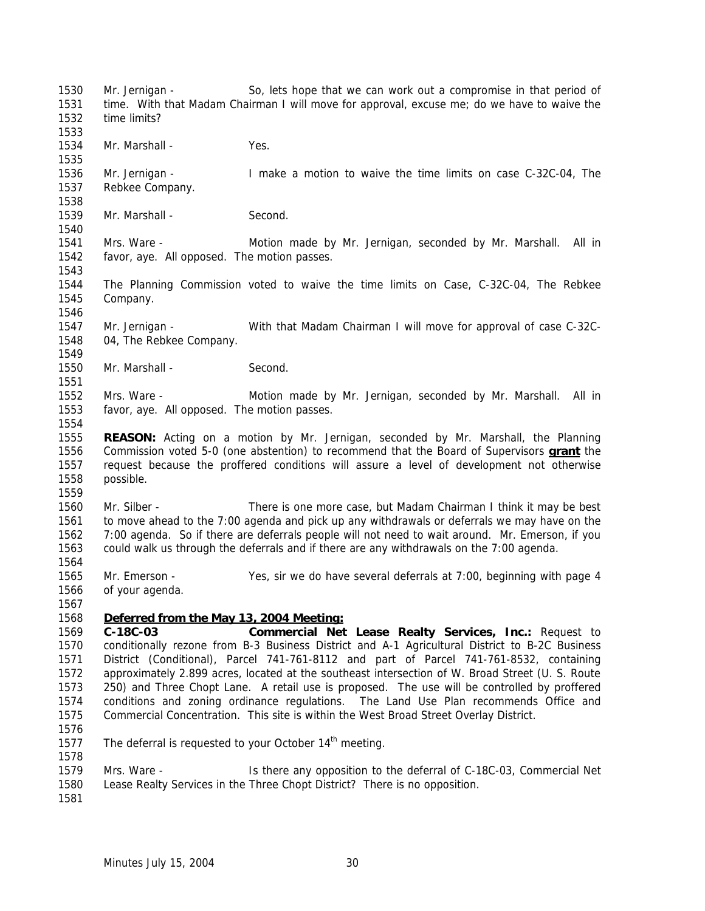Mr. Jernigan - So, lets hope that we can work out a compromise in that period of time. With that Madam Chairman I will move for approval, excuse me; do we have to waive the time limits?

Mr. Marshall - Yes.

Mr. Jernigan - I make a motion to waive the time limits on case C-32C-04, The Rebkee Company.

Mr. Marshall - Second.

Mrs. Ware - Motion made by Mr. Jernigan, seconded by Mr. Marshall. All in favor, aye. All opposed. The motion passes.

The Planning Commission voted to waive the time limits on Case, C-32C-04, The Rebkee Company.

Mr. Jernigan - With that Madam Chairman I will move for approval of case C-32C-04, The Rebkee Company.

Mr. Marshall - Second.

Mrs. Ware - Motion made by Mr. Jernigan, seconded by Mr. Marshall. All in favor, aye. All opposed. The motion passes.

**REASON:** Acting on a motion by Mr. Jernigan, seconded by Mr. Marshall, the Planning Commission voted 5-0 (one abstention) to recommend that the Board of Supervisors **grant** the request because the proffered conditions will assure a level of development not otherwise possible.

Mr. Silber - There is one more case, but Madam Chairman I think it may be best to move ahead to the 7:00 agenda and pick up any withdrawals or deferrals we may have on the 7:00 agenda. So if there are deferrals people will not need to wait around. Mr. Emerson, if you could walk us through the deferrals and if there are any withdrawals on the 7:00 agenda.

Mr. Emerson - Yes, sir we do have several deferrals at 7:00, beginning with page 4 of your agenda.

**Deferred from the May 13, 2004 Meeting:**

**C-18C-03 Commercial Net Lease Realty Services, Inc.:** Request to conditionally rezone from B-3 Business District and A-1 Agricultural District to B-2C Business District (Conditional), Parcel 741-761-8112 and part of Parcel 741-761-8532, containing approximately 2.899 acres, located at the southeast intersection of W. Broad Street (U. S. Route 250) and Three Chopt Lane. A retail use is proposed. The use will be controlled by proffered conditions and zoning ordinance regulations. The Land Use Plan recommends Office and Commercial Concentration. This site is within the West Broad Street Overlay District.

The deferral is requested to your October 14th meeting.

Mrs. Ware - Is there any opposition to the deferral of C-18C-03, Commercial Net Lease Realty Services in the Three Chopt District? There is no opposition.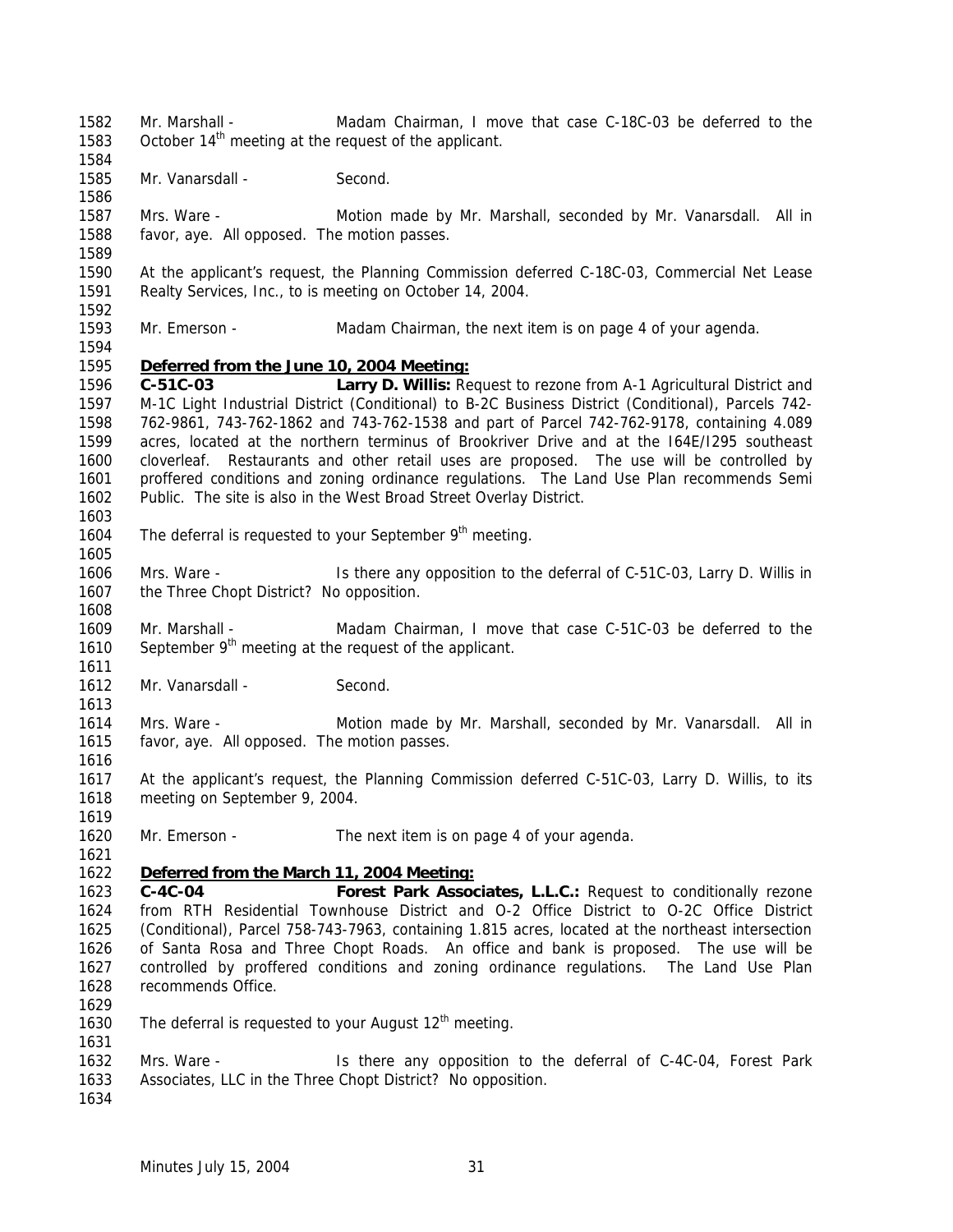Mr. Marshall - Madam Chairman, I move that case C-18C-03 be deferred to the October 14th meeting at the request of the applicant.

Mr. Vanarsdall - Second.

Mrs. Ware - Motion made by Mr. Marshall, seconded by Mr. Vanarsdall. All in favor, aye. All opposed. The motion passes.

At the applicant's request, the Planning Commission deferred C-18C-03, Commercial Net Lease Realty Services, Inc., to is meeting on October 14, 2004.

Mr. Emerson - Madam Chairman, the next item is on page 4 of your agenda.

**Deferred from the June 10, 2004 Meeting:**

**C-51C-03** **Larry D. Willis:** Request to rezone from A-1 Agricultural District and M-1C Light Industrial District (Conditional) to B-2C Business District (Conditional), Parcels 742-762-9861, 743-762-1862 and 743-762-1538 and part of Parcel 742-762-9178, containing 4.089 acres, located at the northern terminus of Brookriver Drive and at the I64E/I295 southeast cloverleaf. Restaurants and other retail uses are proposed. The use will be controlled by proffered conditions and zoning ordinance regulations. The Land Use Plan recommends Semi Public. The site is also in the West Broad Street Overlay District.

The deferral is requested to your September 9th meeting.

Mrs. Ware - Is there any opposition to the deferral of C-51C-03, Larry D. Willis in the Three Chopt District? No opposition.

Mr. Marshall - Madam Chairman, I move that case C-51C-03 be deferred to the September 9th meeting at the request of the applicant.

Mr. Vanarsdall - Second.

Mrs. Ware - Motion made by Mr. Marshall, seconded by Mr. Vanarsdall. All in favor, aye. All opposed. The motion passes.

At the applicant's request, the Planning Commission deferred C-51C-03, Larry D. Willis, to its meeting on September 9, 2004.

Mr. Emerson - The next item is on page 4 of your agenda.

**Deferred from the March 11, 2004 Meeting:**

**C-4C-04** **Forest Park Associates, L.L.C.:** Request to conditionally rezone from RTH Residential Townhouse District and O-2 Office District to O-2C Office District (Conditional), Parcel 758-743-7963, containing 1.815 acres, located at the northeast intersection of Santa Rosa and Three Chopt Roads. An office and bank is proposed. The use will be controlled by proffered conditions and zoning ordinance regulations. The Land Use Plan recommends Office.

The deferral is requested to your August 12th meeting.

Mrs. Ware - Is there any opposition to the deferral of C-4C-04, Forest Park Associates, LLC in the Three Chopt District? No opposition.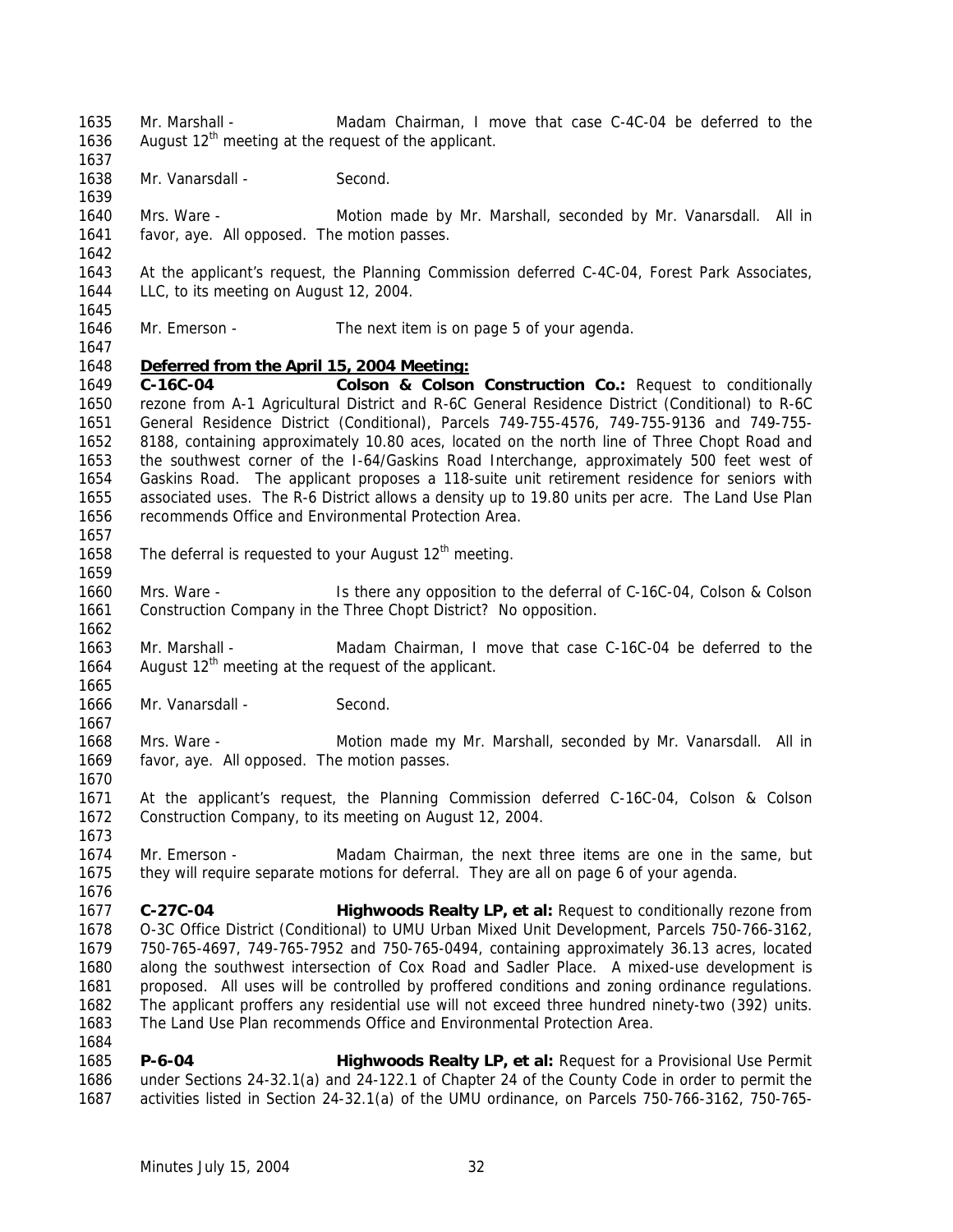Mr. Marshall - Madam Chairman, I move that case C-4C-04 be deferred to the August 12th meeting at the request of the applicant.

Mr. Vanarsdall - Second.

Mrs. Ware - Motion made by Mr. Marshall, seconded by Mr. Vanarsdall. All in favor, aye. All opposed. The motion passes.

At the applicant's request, the Planning Commission deferred C-4C-04, Forest Park Associates, LLC, to its meeting on August 12, 2004.

Mr. Emerson - The next item is on page 5 of your agenda.

**Deferred from the April 15, 2004 Meeting:**

**C-16C-04** **Colson & Colson Construction Co.:** Request to conditionally rezone from A-1 Agricultural District and R-6C General Residence District (Conditional) to R-6C General Residence District (Conditional), Parcels 749-755-4576, 749-755-9136 and 749-755-8188, containing approximately 10.80 aces, located on the north line of Three Chopt Road and the southwest corner of the I-64/Gaskins Road Interchange, approximately 500 feet west of Gaskins Road. The applicant proposes a 118-suite unit retirement residence for seniors with associated uses. The R-6 District allows a density up to 19.80 units per acre. The Land Use Plan recommends Office and Environmental Protection Area.

The deferral is requested to your August 12th meeting.

Mrs. Ware - Is there any opposition to the deferral of C-16C-04, Colson & Colson Construction Company in the Three Chopt District? No opposition.

Mr. Marshall - Madam Chairman, I move that case C-16C-04 be deferred to the August 12th meeting at the request of the applicant.

Mr. Vanarsdall - Second.

Mrs. Ware - Motion made my Mr. Marshall, seconded by Mr. Vanarsdall. All in favor, aye. All opposed. The motion passes.

At the applicant's request, the Planning Commission deferred C-16C-04, Colson & Colson Construction Company, to its meeting on August 12, 2004.

Mr. Emerson - Madam Chairman, the next three items are one in the same, but they will require separate motions for deferral. They are all on page 6 of your agenda.

**C-27C-04** **Highwoods Realty LP, et al:** Request to conditionally rezone from O-3C Office District (Conditional) to UMU Urban Mixed Unit Development, Parcels 750-766-3162, 750-765-4697, 749-765-7952 and 750-765-0494, containing approximately 36.13 acres, located along the southwest intersection of Cox Road and Sadler Place. A mixed-use development is proposed. All uses will be controlled by proffered conditions and zoning ordinance regulations. The applicant proffers any residential use will not exceed three hundred ninety-two (392) units. The Land Use Plan recommends Office and Environmental Protection Area.

**P-6-04** **Highwoods Realty LP, et al:** Request for a Provisional Use Permit under Sections 24-32.1(a) and 24-122.1 of Chapter 24 of the County Code in order to permit the activities listed in Section 24-32.1(a) of the UMU ordinance, on Parcels 750-766-3162, 750-765-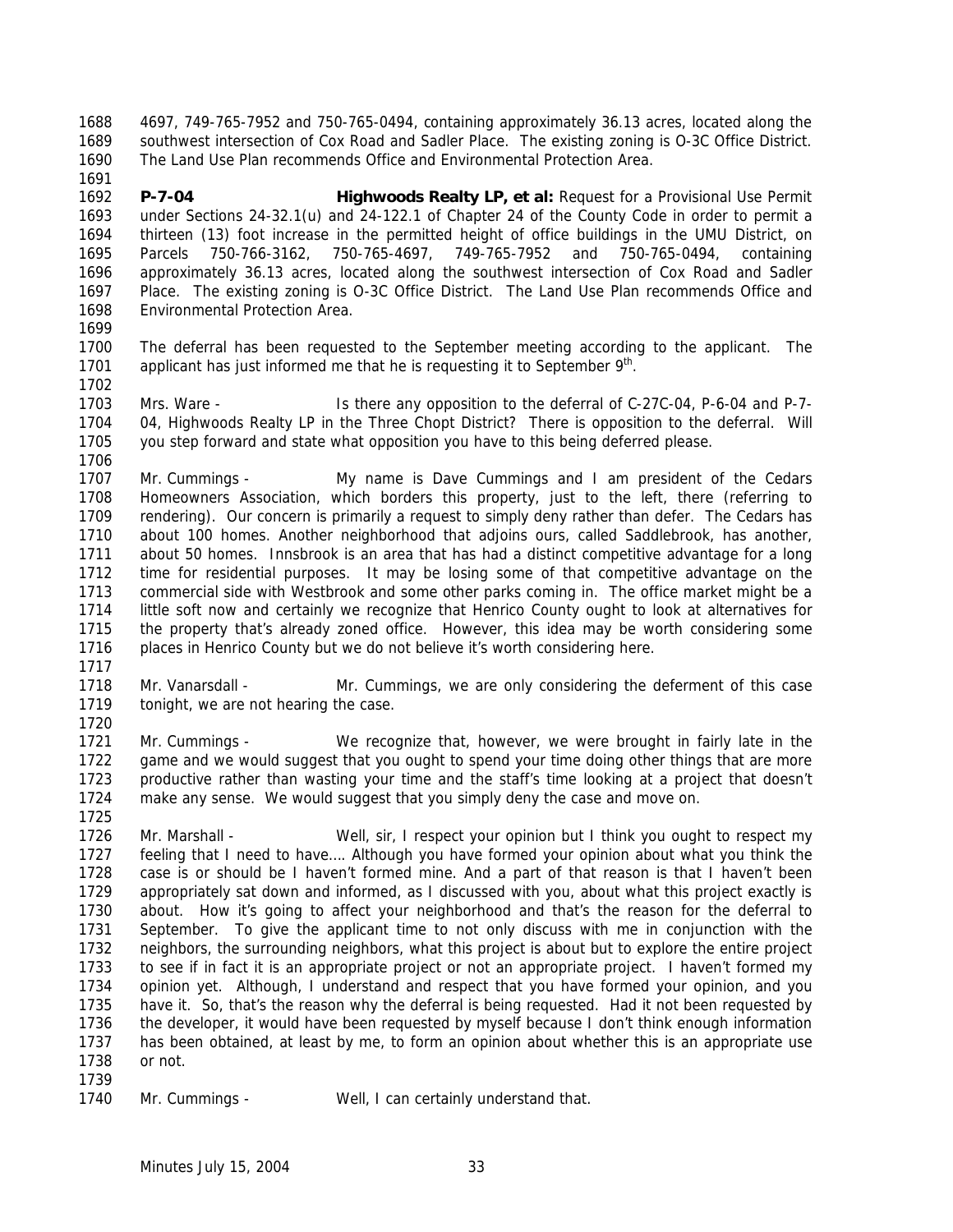4697, 749-765-7952 and 750-765-0494, containing approximately 36.13 acres, located along the southwest intersection of Cox Road and Sadler Place. The existing zoning is O-3C Office District. The Land Use Plan recommends Office and Environmental Protection Area.

**P-7-04** **Highwoods Realty LP, et al:** Request for a Provisional Use Permit under Sections 24-32.1(u) and 24-122.1 of Chapter 24 of the County Code in order to permit a thirteen (13) foot increase in the permitted height of office buildings in the UMU District, on Parcels 750-766-3162, 750-765-4697, 749-765-7952 and 750-765-0494, containing approximately 36.13 acres, located along the southwest intersection of Cox Road and Sadler Place. The existing zoning is O-3C Office District. The Land Use Plan recommends Office and Environmental Protection Area.

The deferral has been requested to the September meeting according to the applicant. The applicant has just informed me that he is requesting it to September 9th.

Mrs. Ware - Is there any opposition to the deferral of C-27C-04, P-6-04 and P-7-04, Highwoods Realty LP in the Three Chopt District? There is opposition to the deferral. Will you step forward and state what opposition you have to this being deferred please.

Mr. Cummings - My name is Dave Cummings and I am president of the Cedars Homeowners Association, which borders this property, just to the left, there (referring to rendering). Our concern is primarily a request to simply deny rather than defer. The Cedars has about 100 homes. Another neighborhood that adjoins ours, called Saddlebrook, has another, about 50 homes. Innsbrook is an area that has had a distinct competitive advantage for a long time for residential purposes. It may be losing some of that competitive advantage on the commercial side with Westbrook and some other parks coming in. The office market might be a little soft now and certainly we recognize that Henrico County ought to look at alternatives for the property that's already zoned office. However, this idea may be worth considering some places in Henrico County but we do not believe it's worth considering here.

Mr. Vanarsdall - Mr. Cummings, we are only considering the deferment of this case tonight, we are not hearing the case.

Mr. Cummings - We recognize that, however, we were brought in fairly late in the game and we would suggest that you ought to spend your time doing other things that are more productive rather than wasting your time and the staff's time looking at a project that doesn't make any sense. We would suggest that you simply deny the case and move on.

Mr. Marshall - Well, sir, I respect your opinion but I think you ought to respect my feeling that I need to have…. Although you have formed your opinion about what you think the case is or should be I haven't formed mine. And a part of that reason is that I haven't been appropriately sat down and informed, as I discussed with you, about what this project exactly is about. How it's going to affect your neighborhood and that's the reason for the deferral to September. To give the applicant time to not only discuss with me in conjunction with the neighbors, the surrounding neighbors, what this project is about but to explore the entire project to see if in fact it is an appropriate project or not an appropriate project. I haven't formed my opinion yet. Although, I understand and respect that you have formed your opinion, and you have it. So, that's the reason why the deferral is being requested. Had it not been requested by the developer, it would have been requested by myself because I don't think enough information has been obtained, at least by me, to form an opinion about whether this is an appropriate use or not.

Mr. Cummings - Well, I can certainly understand that.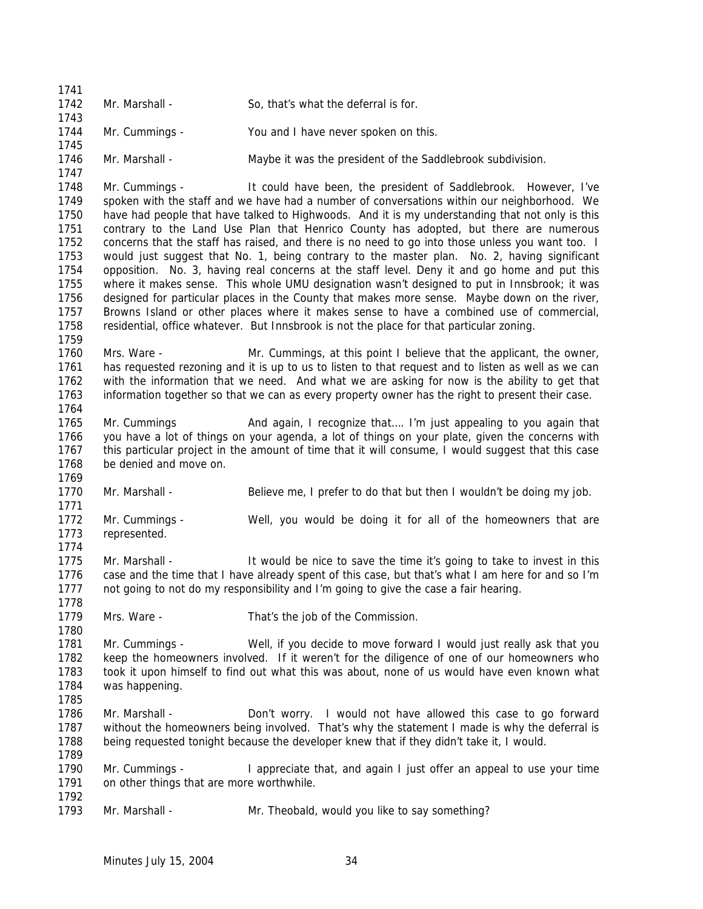Mr. Marshall - So, that's what the deferral is for.

Mr. Cummings - You and I have never spoken on this.

Mr. Marshall - Maybe it was the president of the Saddlebrook subdivision.

Mr. Cummings - It could have been, the president of Saddlebrook. However, I've spoken with the staff and we have had a number of conversations within our neighborhood. We have had people that have talked to Highwoods. And it is my understanding that not only is this contrary to the Land Use Plan that Henrico County has adopted, but there are numerous concerns that the staff has raised, and there is no need to go into those unless you want too. I would just suggest that No. 1, being contrary to the master plan. No. 2, having significant opposition. No. 3, having real concerns at the staff level. Deny it and go home and put this where it makes sense. This whole UMU designation wasn't designed to put in Innsbrook; it was designed for particular places in the County that makes more sense. Maybe down on the river, Browns Island or other places where it makes sense to have a combined use of commercial, residential, office whatever. But Innsbrook is not the place for that particular zoning.

Mrs. Ware - Mr. Cummings, at this point I believe that the applicant, the owner, has requested rezoning and it is up to us to listen to that request and to listen as well as we can with the information that we need. And what we are asking for now is the ability to get that information together so that we can as every property owner has the right to present their case.

Mr. Cummings And again, I recognize that…. I'm just appealing to you again that you have a lot of things on your agenda, a lot of things on your plate, given the concerns with this particular project in the amount of time that it will consume, I would suggest that this case be denied and move on.

Mr. Marshall - Believe me, I prefer to do that but then I wouldn't be doing my job.

Mr. Cummings - Well, you would be doing it for all of the homeowners that are represented.

Mr. Marshall - It would be nice to save the time it's going to take to invest in this case and the time that I have already spent of this case, but that's what I am here for and so I'm not going to not do my responsibility and I'm going to give the case a fair hearing.

Mrs. Ware - That's the job of the Commission.

Mr. Cummings - Well, if you decide to move forward I would just really ask that you keep the homeowners involved. If it weren't for the diligence of one of our homeowners who took it upon himself to find out what this was about, none of us would have even known what was happening.

Mr. Marshall - Don't worry. I would not have allowed this case to go forward without the homeowners being involved. That's why the statement I made is why the deferral is being requested tonight because the developer knew that if they didn't take it, I would.

Mr. Cummings - I appreciate that, and again I just offer an appeal to use your time on other things that are more worthwhile.

Mr. Marshall - Mr. Theobald, would you like to say something?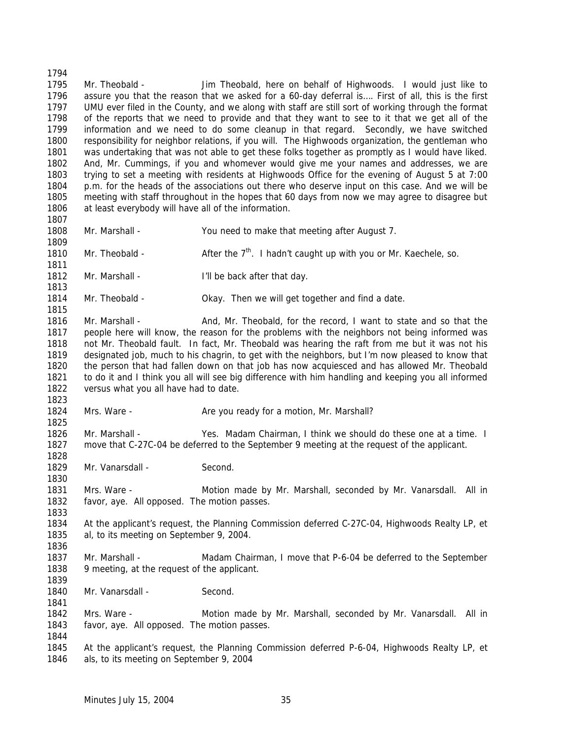Mr. Theobald - Jim Theobald, here on behalf of Highwoods. I would just like to assure you that the reason that we asked for a 60-day deferral is…. First of all, this is the first UMU ever filed in the County, and we along with staff are still sort of working through the format of the reports that we need to provide and that they want to see to it that we get all of the information and we need to do some cleanup in that regard. Secondly, we have switched responsibility for neighbor relations, if you will. The Highwoods organization, the gentleman who was undertaking that was not able to get these folks together as promptly as I would have liked. And, Mr. Cummings, if you and whomever would give me your names and addresses, we are trying to set a meeting with residents at Highwoods Office for the evening of August 5 at 7:00 p.m. for the heads of the associations out there who deserve input on this case. And we will be meeting with staff throughout in the hopes that 60 days from now we may agree to disagree but at least everybody will have all of the information.

Mr. Marshall - You need to make that meeting after August 7.

Mr. Theobald - After the 7th. I hadn't caught up with you or Mr. Kaechele, so.

Mr. Marshall - I'll be back after that day.

Mr. Theobald - Okay. Then we will get together and find a date.

Mr. Marshall - And, Mr. Theobald, for the record, I want to state and so that the people here will know, the reason for the problems with the neighbors not being informed was not Mr. Theobald fault. In fact, Mr. Theobald was hearing the raft from me but it was not his designated job, much to his chagrin, to get with the neighbors, but I'm now pleased to know that the person that had fallen down on that job has now acquiesced and has allowed Mr. Theobald to do it and I think you all will see big difference with him handling and keeping you all informed versus what you all have had to date.

Mrs. Ware - Are you ready for a motion, Mr. Marshall?

Mr. Marshall - Yes. Madam Chairman, I think we should do these one at a time. I move that C-27C-04 be deferred to the September 9 meeting at the request of the applicant.

Mr. Vanarsdall - Second.

Mrs. Ware - Motion made by Mr. Marshall, seconded by Mr. Vanarsdall. All in favor, aye. All opposed. The motion passes.

At the applicant's request, the Planning Commission deferred C-27C-04, Highwoods Realty LP, et al, to its meeting on September 9, 2004.

Mr. Marshall - Madam Chairman, I move that P-6-04 be deferred to the September 9 meeting, at the request of the applicant.

Mr. Vanarsdall - Second.

Mrs. Ware - Motion made by Mr. Marshall, seconded by Mr. Vanarsdall. All in favor, aye. All opposed. The motion passes.

At the applicant's request, the Planning Commission deferred P-6-04, Highwoods Realty LP, et als, to its meeting on September 9, 2004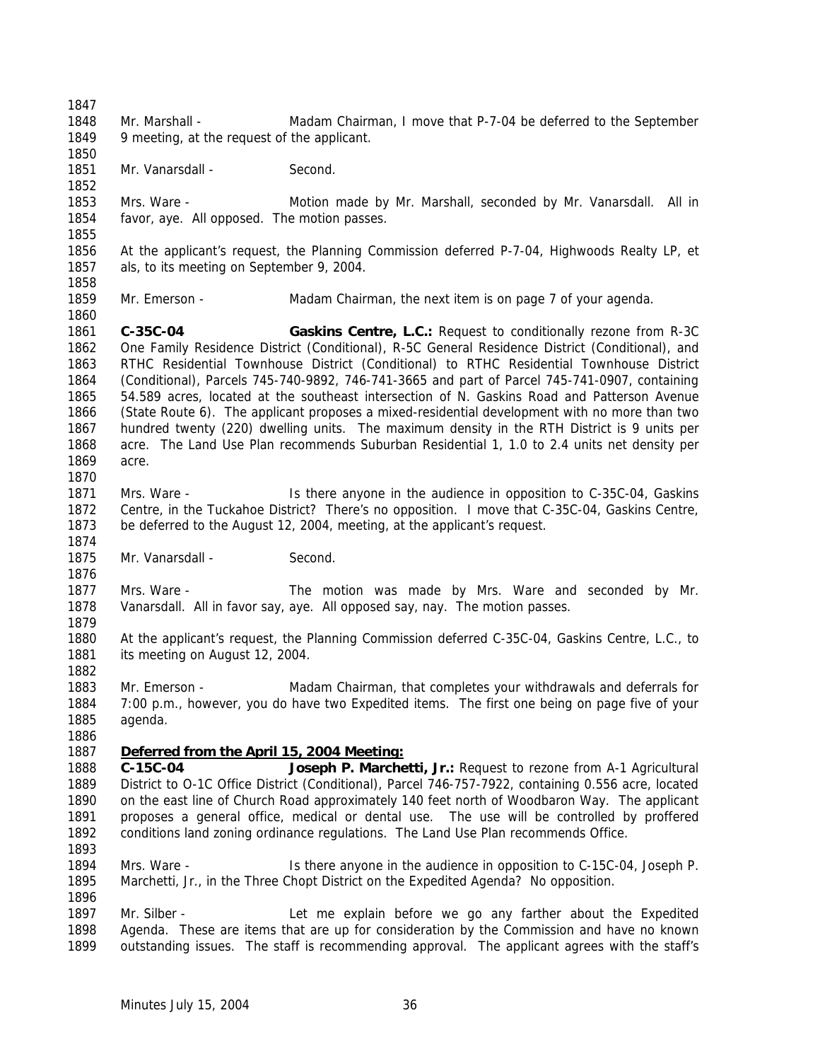Mr. Marshall - Madam Chairman, I move that P-7-04 be deferred to the September 9 meeting, at the request of the applicant.

Mr. Vanarsdall - Second.

Mrs. Ware - Motion made by Mr. Marshall, seconded by Mr. Vanarsdall. All in favor, aye. All opposed. The motion passes.

At the applicant's request, the Planning Commission deferred P-7-04, Highwoods Realty LP, et als, to its meeting on September 9, 2004.

Mr. Emerson - Madam Chairman, the next item is on page 7 of your agenda.

**C-35C-04 Gaskins Centre, L.C.:** Request to conditionally rezone from R-3C One Family Residence District (Conditional), R-5C General Residence District (Conditional), and RTHC Residential Townhouse District (Conditional) to RTHC Residential Townhouse District (Conditional), Parcels 745-740-9892, 746-741-3665 and part of Parcel 745-741-0907, containing 54.589 acres, located at the southeast intersection of N. Gaskins Road and Patterson Avenue (State Route 6). The applicant proposes a mixed-residential development with no more than two hundred twenty (220) dwelling units. The maximum density in the RTH District is 9 units per acre. The Land Use Plan recommends Suburban Residential 1, 1.0 to 2.4 units net density per acre.

Mrs. Ware - Is there anyone in the audience in opposition to C-35C-04, Gaskins Centre, in the Tuckahoe District? There's no opposition. I move that C-35C-04, Gaskins Centre, be deferred to the August 12, 2004, meeting, at the applicant's request.

Mr. Vanarsdall - Second.

Mrs. Ware - The motion was made by Mrs. Ware and seconded by Mr. Vanarsdall. All in favor say, aye. All opposed say, nay. The motion passes.

At the applicant's request, the Planning Commission deferred C-35C-04, Gaskins Centre, L.C., to its meeting on August 12, 2004.

Mr. Emerson - Madam Chairman, that completes your withdrawals and deferrals for 7:00 p.m., however, you do have two Expedited items. The first one being on page five of your agenda.

**Deferred from the April 15, 2004 Meeting:**

**C-15C-04 Joseph P. Marchetti, Jr.:** Request to rezone from A-1 Agricultural District to O-1C Office District (Conditional), Parcel 746-757-7922, containing 0.556 acre, located on the east line of Church Road approximately 140 feet north of Woodbaron Way. The applicant proposes a general office, medical or dental use. The use will be controlled by proffered conditions land zoning ordinance regulations. The Land Use Plan recommends Office.

Mrs. Ware - Is there anyone in the audience in opposition to C-15C-04, Joseph P. Marchetti, Jr., in the Three Chopt District on the Expedited Agenda? No opposition.

Mr. Silber - Let me explain before we go any farther about the Expedited Agenda. These are items that are up for consideration by the Commission and have no known outstanding issues. The staff is recommending approval. The applicant agrees with the staff's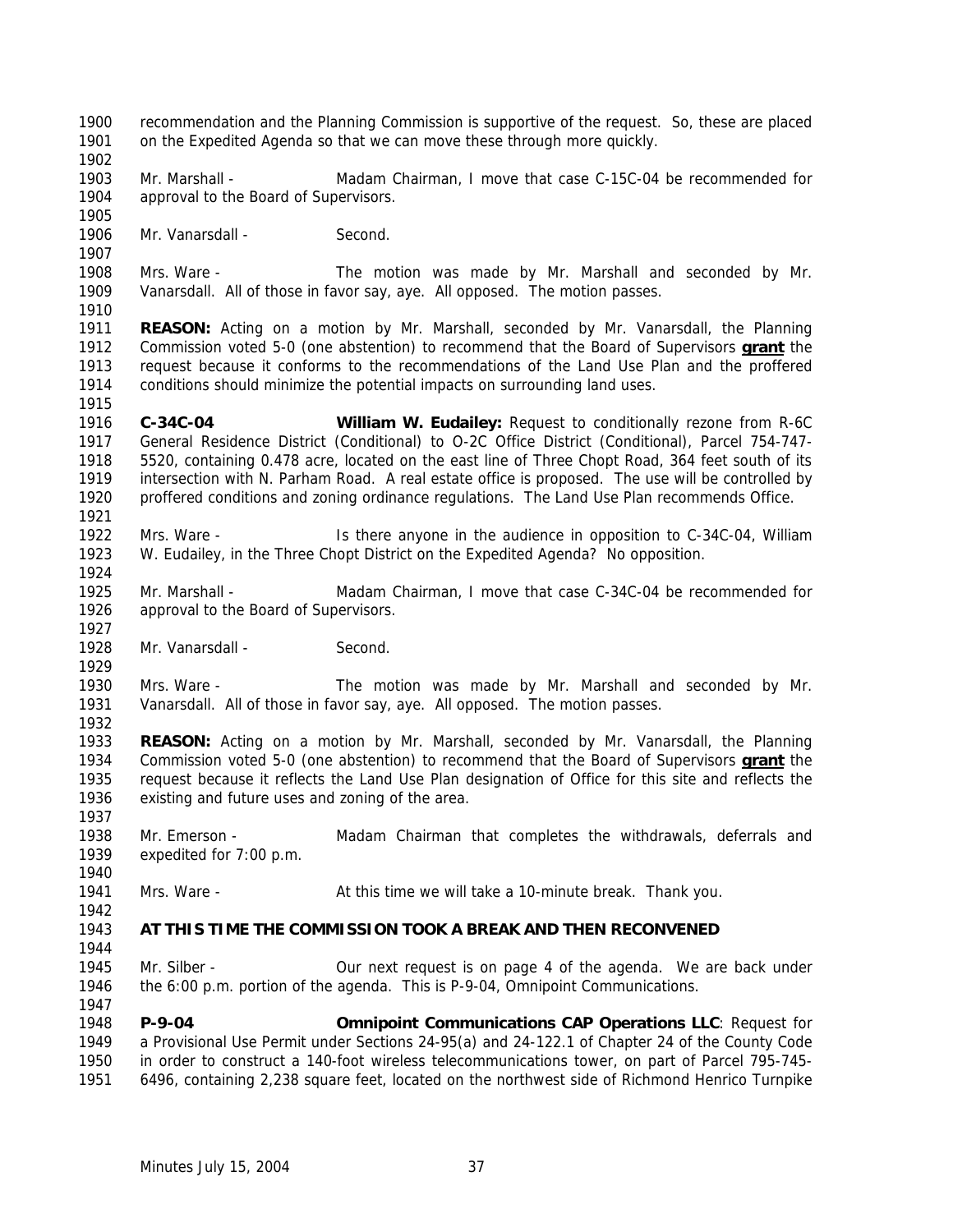recommendation and the Planning Commission is supportive of the request. So, these are placed on the Expedited Agenda so that we can move these through more quickly.

Mr. Marshall - Madam Chairman, I move that case C-15C-04 be recommended for approval to the Board of Supervisors.

Mr. Vanarsdall - Second.

Mrs. Ware - The motion was made by Mr. Marshall and seconded by Mr. Vanarsdall. All of those in favor say, aye. All opposed. The motion passes.

**REASON:** Acting on a motion by Mr. Marshall, seconded by Mr. Vanarsdall, the Planning Commission voted 5-0 (one abstention) to recommend that the Board of Supervisors **grant** the request because it conforms to the recommendations of the Land Use Plan and the proffered conditions should minimize the potential impacts on surrounding land uses.

**C-34C-04** **William W. Eudailey:** Request to conditionally rezone from R-6C General Residence District (Conditional) to O-2C Office District (Conditional), Parcel 754-747-5520, containing 0.478 acre, located on the east line of Three Chopt Road, 364 feet south of its intersection with N. Parham Road. A real estate office is proposed. The use will be controlled by proffered conditions and zoning ordinance regulations. The Land Use Plan recommends Office.

Mrs. Ware - Is there anyone in the audience in opposition to C-34C-04, William W. Eudailey, in the Three Chopt District on the Expedited Agenda? No opposition.

Mr. Marshall - Madam Chairman, I move that case C-34C-04 be recommended for approval to the Board of Supervisors.

Mr. Vanarsdall - Second.

Mrs. Ware - The motion was made by Mr. Marshall and seconded by Mr. Vanarsdall. All of those in favor say, aye. All opposed. The motion passes.

**REASON:** Acting on a motion by Mr. Marshall, seconded by Mr. Vanarsdall, the Planning Commission voted 5-0 (one abstention) to recommend that the Board of Supervisors **grant** the request because it reflects the Land Use Plan designation of Office for this site and reflects the existing and future uses and zoning of the area.

Mr. Emerson - Madam Chairman that completes the withdrawals, deferrals and expedited for 7:00 p.m.

Mrs. Ware - At this time we will take a 10-minute break. Thank you.

**AT THIS TIME THE COMMISSION TOOK A BREAK AND THEN RECONVENED**

Mr. Silber - Our next request is on page 4 of the agenda. We are back under the 6:00 p.m. portion of the agenda. This is P-9-04, Omnipoint Communications.

**P-9-04** **Omnipoint Communications CAP Operations LLC**: Request for a Provisional Use Permit under Sections 24-95(a) and 24-122.1 of Chapter 24 of the County Code in order to construct a 140-foot wireless telecommunications tower, on part of Parcel 795-745-6496, containing 2,238 square feet, located on the northwest side of Richmond Henrico Turnpike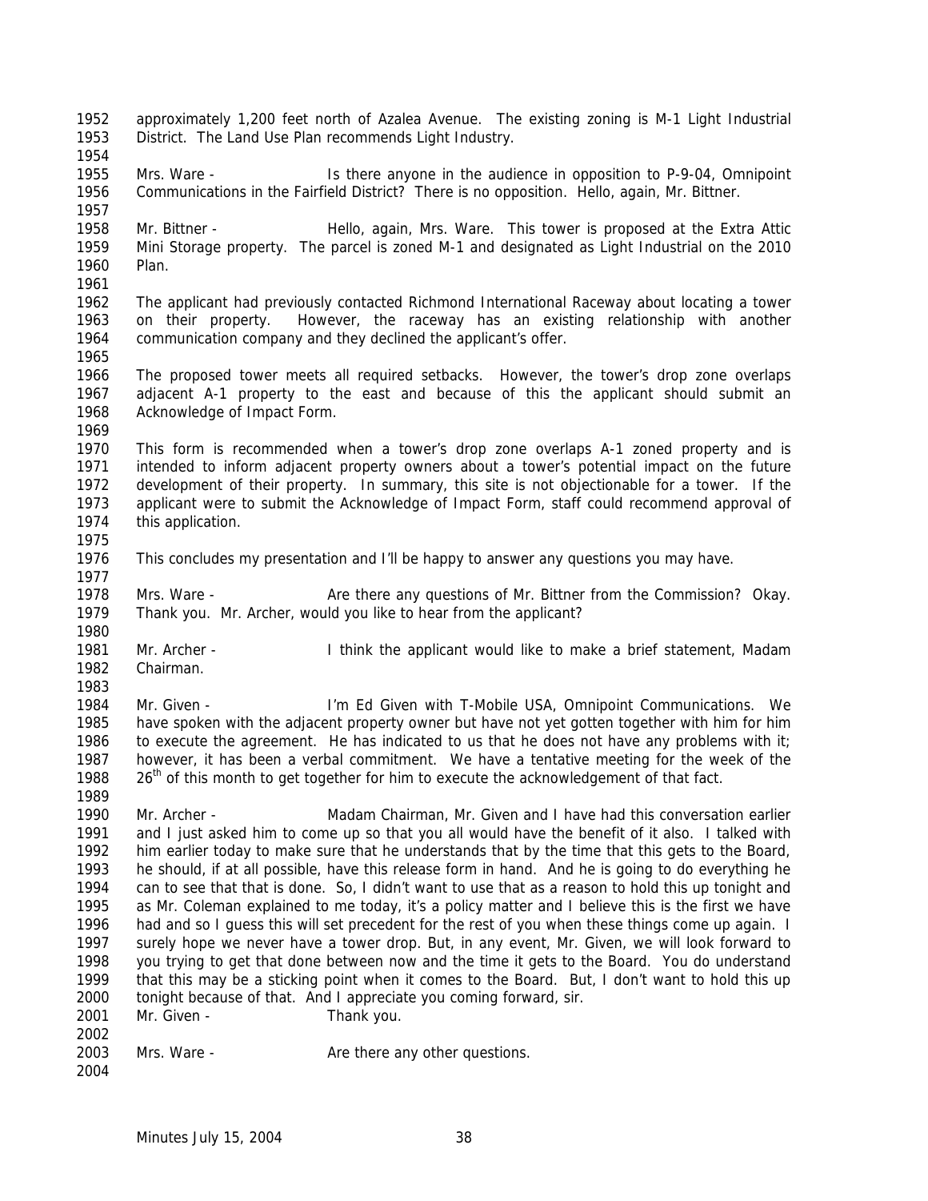approximately 1,200 feet north of Azalea Avenue. The existing zoning is M-1 Light Industrial District. The Land Use Plan recommends Light Industry.

Mrs. Ware - Is there anyone in the audience in opposition to P-9-04, Omnipoint Communications in the Fairfield District? There is no opposition. Hello, again, Mr. Bittner.

Mr. Bittner - Hello, again, Mrs. Ware. This tower is proposed at the Extra Attic Mini Storage property. The parcel is zoned M-1 and designated as Light Industrial on the 2010 Plan.

The applicant had previously contacted Richmond International Raceway about locating a tower on their property. However, the raceway has an existing relationship with another communication company and they declined the applicant's offer.

The proposed tower meets all required setbacks. However, the tower's drop zone overlaps adjacent A-1 property to the east and because of this the applicant should submit an Acknowledge of Impact Form.

This form is recommended when a tower's drop zone overlaps A-1 zoned property and is intended to inform adjacent property owners about a tower's potential impact on the future development of their property. In summary, this site is not objectionable for a tower. If the applicant were to submit the Acknowledge of Impact Form, staff could recommend approval of this application.

This concludes my presentation and I'll be happy to answer any questions you may have.

Mrs. Ware - Are there any questions of Mr. Bittner from the Commission? Okay. Thank you. Mr. Archer, would you like to hear from the applicant?

Mr. Archer - I think the applicant would like to make a brief statement, Madam Chairman.

Mr. Given - I'm Ed Given with T-Mobile USA, Omnipoint Communications. We have spoken with the adjacent property owner but have not yet gotten together with him for him to execute the agreement. He has indicated to us that he does not have any problems with it; however, it has been a verbal commitment. We have a tentative meeting for the week of the 26th of this month to get together for him to execute the acknowledgement of that fact.

Mr. Archer - Madam Chairman, Mr. Given and I have had this conversation earlier and I just asked him to come up so that you all would have the benefit of it also. I talked with him earlier today to make sure that he understands that by the time that this gets to the Board, he should, if at all possible, have this release form in hand. And he is going to do everything he can to see that that is done. So, I didn't want to use that as a reason to hold this up tonight and as Mr. Coleman explained to me today, it's a policy matter and I believe this is the first we have had and so I guess this will set precedent for the rest of you when these things come up again. I surely hope we never have a tower drop. But, in any event, Mr. Given, we will look forward to you trying to get that done between now and the time it gets to the Board. You do understand that this may be a sticking point when it comes to the Board. But, I don't want to hold this up tonight because of that. And I appreciate you coming forward, sir.

Mr. Given - Thank you.

Mrs. Ware - Are there any other questions.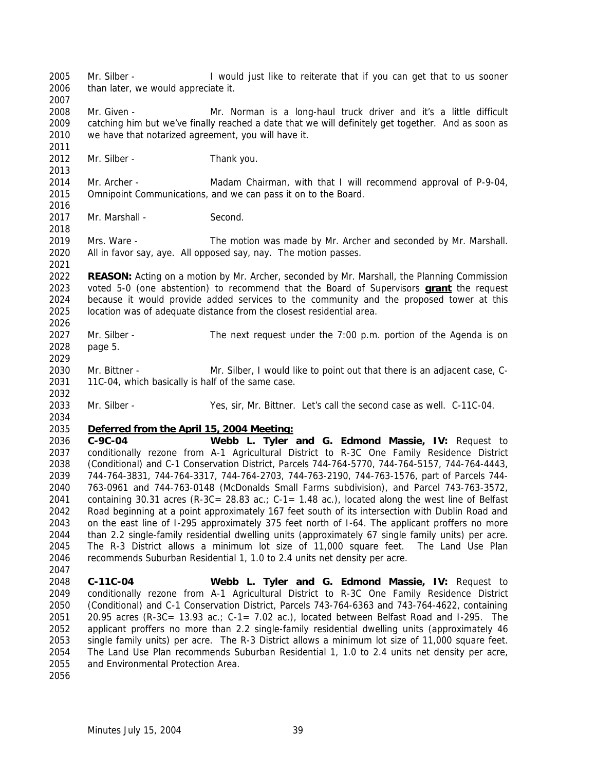Mr. Silber - I would just like to reiterate that if you can get that to us sooner than later, we would appreciate it.

Mr. Given - Mr. Norman is a long-haul truck driver and it's a little difficult catching him but we've finally reached a date that we will definitely get together. And as soon as we have that notarized agreement, you will have it.

Mr. Silber - Thank you.

Mr. Archer - Madam Chairman, with that I will recommend approval of P-9-04, Omnipoint Communications, and we can pass it on to the Board.

Mr. Marshall - Second.

Mrs. Ware - The motion was made by Mr. Archer and seconded by Mr. Marshall. All in favor say, aye. All opposed say, nay. The motion passes.

**REASON:** Acting on a motion by Mr. Archer, seconded by Mr. Marshall, the Planning Commission voted 5-0 (one abstention) to recommend that the Board of Supervisors **grant** the request because it would provide added services to the community and the proposed tower at this location was of adequate distance from the closest residential area.

Mr. Silber - The next request under the 7:00 p.m. portion of the Agenda is on page 5.

Mr. Bittner - Mr. Silber, I would like to point out that there is an adjacent case, C-11C-04, which basically is half of the same case.

Mr. Silber - Yes, sir, Mr. Bittner. Let's call the second case as well. C-11C-04.

**Deferred from the April 15, 2004 Meeting:**

**C-9C-04 Webb L. Tyler and G. Edmond Massie, IV:** Request to conditionally rezone from A-1 Agricultural District to R-3C One Family Residence District (Conditional) and C-1 Conservation District, Parcels 744-764-5770, 744-764-5157, 744-764-4443, 744-764-3831, 744-764-3317, 744-764-2703, 744-763-2190, 744-763-1576, part of Parcels 744-763-0961 and 744-763-0148 (McDonalds Small Farms subdivision), and Parcel 743-763-3572, containing 30.31 acres (R-3C= 28.83 ac.; C-1= 1.48 ac.), located along the west line of Belfast Road beginning at a point approximately 167 feet south of its intersection with Dublin Road and on the east line of I-295 approximately 375 feet north of I-64. The applicant proffers no more than 2.2 single-family residential dwelling units (approximately 67 single family units) per acre. The R-3 District allows a minimum lot size of 11,000 square feet. The Land Use Plan recommends Suburban Residential 1, 1.0 to 2.4 units net density per acre.

**C-11C-04 Webb L. Tyler and G. Edmond Massie, IV:** Request to conditionally rezone from A-1 Agricultural District to R-3C One Family Residence District (Conditional) and C-1 Conservation District, Parcels 743-764-6363 and 743-764-4622, containing 20.95 acres (R-3C= 13.93 ac.; C-1= 7.02 ac.), located between Belfast Road and I-295. The applicant proffers no more than 2.2 single-family residential dwelling units (approximately 46 single family units) per acre. The R-3 District allows a minimum lot size of 11,000 square feet. The Land Use Plan recommends Suburban Residential 1, 1.0 to 2.4 units net density per acre, and Environmental Protection Area.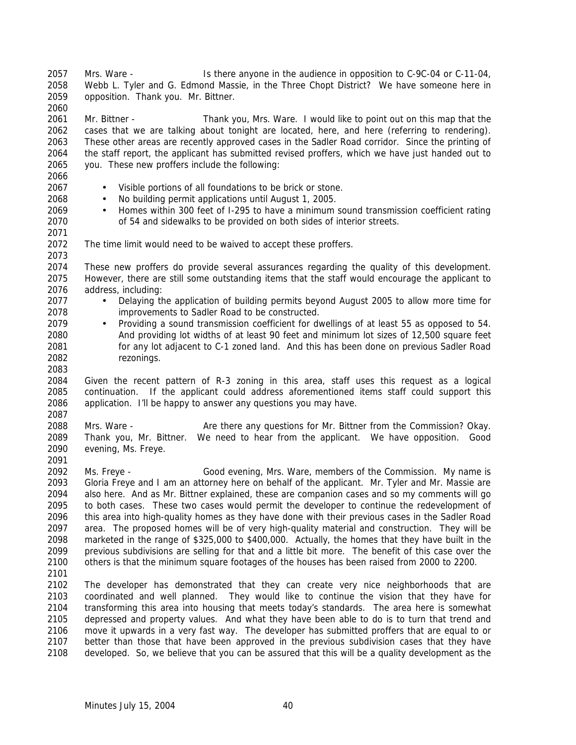Mrs. Ware - Is there anyone in the audience in opposition to C-9C-04 or C-11-04, Webb L. Tyler and G. Edmond Massie, in the Three Chopt District? We have someone here in opposition. Thank you. Mr. Bittner.

Mr. Bittner - Thank you, Mrs. Ware. I would like to point out on this map that the cases that we are talking about tonight are located, here, and here (referring to rendering). These other areas are recently approved cases in the Sadler Road corridor. Since the printing of the staff report, the applicant has submitted revised proffers, which we have just handed out to you. These new proffers include the following:

- Visible portions of all foundations to be brick or stone.
- No building permit applications until August 1, 2005.
- Homes within 300 feet of I-295 to have a minimum sound transmission coefficient rating of 54 and sidewalks to be provided on both sides of interior streets.

The time limit would need to be waived to accept these proffers.

These new proffers do provide several assurances regarding the quality of this development. However, there are still some outstanding items that the staff would encourage the applicant to address, including:

- Delaying the application of building permits beyond August 2005 to allow more time for improvements to Sadler Road to be constructed.
- Providing a sound transmission coefficient for dwellings of at least 55 as opposed to 54. And providing lot widths of at least 90 feet and minimum lot sizes of 12,500 square feet for any lot adjacent to C-1 zoned land. And this has been done on previous Sadler Road rezonings.

Given the recent pattern of R-3 zoning in this area, staff uses this request as a logical continuation. If the applicant could address aforementioned items staff could support this application. I'll be happy to answer any questions you may have.

Mrs. Ware - Are there any questions for Mr. Bittner from the Commission? Okay. Thank you, Mr. Bittner. We need to hear from the applicant. We have opposition. Good evening, Ms. Freye.

Ms. Freye - Good evening, Mrs. Ware, members of the Commission. My name is Gloria Freye and I am an attorney here on behalf of the applicant. Mr. Tyler and Mr. Massie are also here. And as Mr. Bittner explained, these are companion cases and so my comments will go to both cases. These two cases would permit the developer to continue the redevelopment of this area into high-quality homes as they have done with their previous cases in the Sadler Road area. The proposed homes will be of very high-quality material and construction. They will be marketed in the range of $325,000 to $400,000. Actually, the homes that they have built in the previous subdivisions are selling for that and a little bit more. The benefit of this case over the others is that the minimum square footages of the houses has been raised from 2000 to 2200.

The developer has demonstrated that they can create very nice neighborhoods that are coordinated and well planned. They would like to continue the vision that they have for transforming this area into housing that meets today's standards. The area here is somewhat depressed and property values. And what they have been able to do is to turn that trend and move it upwards in a very fast way. The developer has submitted proffers that are equal to or better than those that have been approved in the previous subdivision cases that they have developed. So, we believe that you can be assured that this will be a quality development as the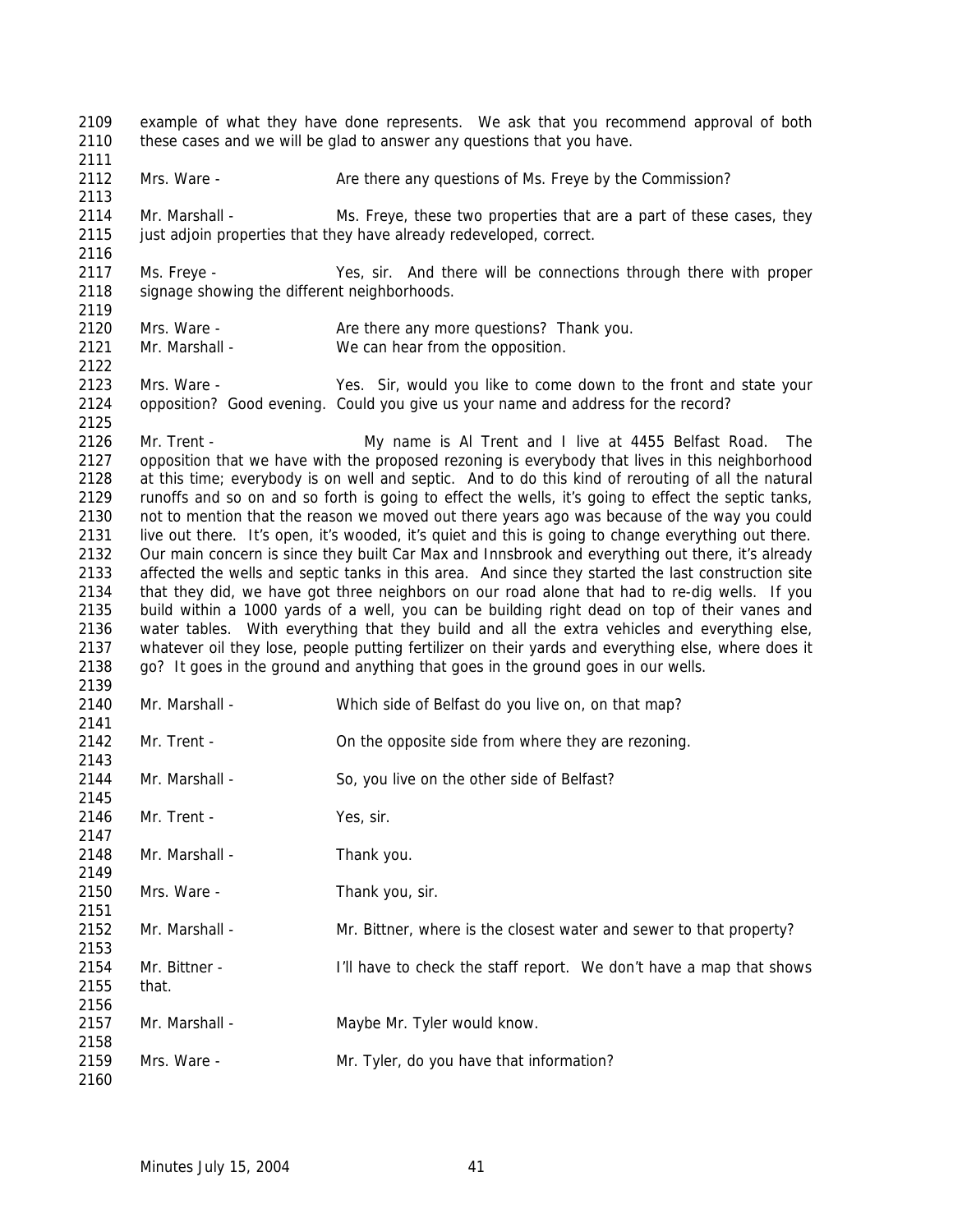example of what they have done represents. We ask that you recommend approval of both these cases and we will be glad to answer any questions that you have.

Mrs. Ware - Are there any questions of Ms. Freye by the Commission?

Mr. Marshall - Ms. Freye, these two properties that are a part of these cases, they just adjoin properties that they have already redeveloped, correct.

Ms. Freye - Yes, sir. And there will be connections through there with proper signage showing the different neighborhoods.

Mrs. Ware - Are there any more questions? Thank you.
Mr. Marshall - We can hear from the opposition.

Mrs. Ware - Yes. Sir, would you like to come down to the front and state your opposition? Good evening. Could you give us your name and address for the record?

Mr. Trent - My name is Al Trent and I live at 4455 Belfast Road. The opposition that we have with the proposed rezoning is everybody that lives in this neighborhood at this time; everybody is on well and septic. And to do this kind of rerouting of all the natural runoffs and so on and so forth is going to effect the wells, it's going to effect the septic tanks, not to mention that the reason we moved out there years ago was because of the way you could live out there. It's open, it's wooded, it's quiet and this is going to change everything out there. Our main concern is since they built Car Max and Innsbrook and everything out there, it's already affected the wells and septic tanks in this area. And since they started the last construction site that they did, we have got three neighbors on our road alone that had to re-dig wells. If you build within a 1000 yards of a well, you can be building right dead on top of their vanes and water tables. With everything that they build and all the extra vehicles and everything else, whatever oil they lose, people putting fertilizer on their yards and everything else, where does it go? It goes in the ground and anything that goes in the ground goes in our wells.

Mr. Marshall - Which side of Belfast do you live on, on that map?

Mr. Trent - On the opposite side from where they are rezoning.

Mr. Marshall - So, you live on the other side of Belfast?

Mr. Trent - Yes, sir.

Mr. Marshall - Thank you.

Mrs. Ware - Thank you, sir.

Mr. Marshall - Mr. Bittner, where is the closest water and sewer to that property?

Mr. Bittner - I'll have to check the staff report. We don't have a map that shows that.

Mr. Marshall - Maybe Mr. Tyler would know.

Mrs. Ware - Mr. Tyler, do you have that information?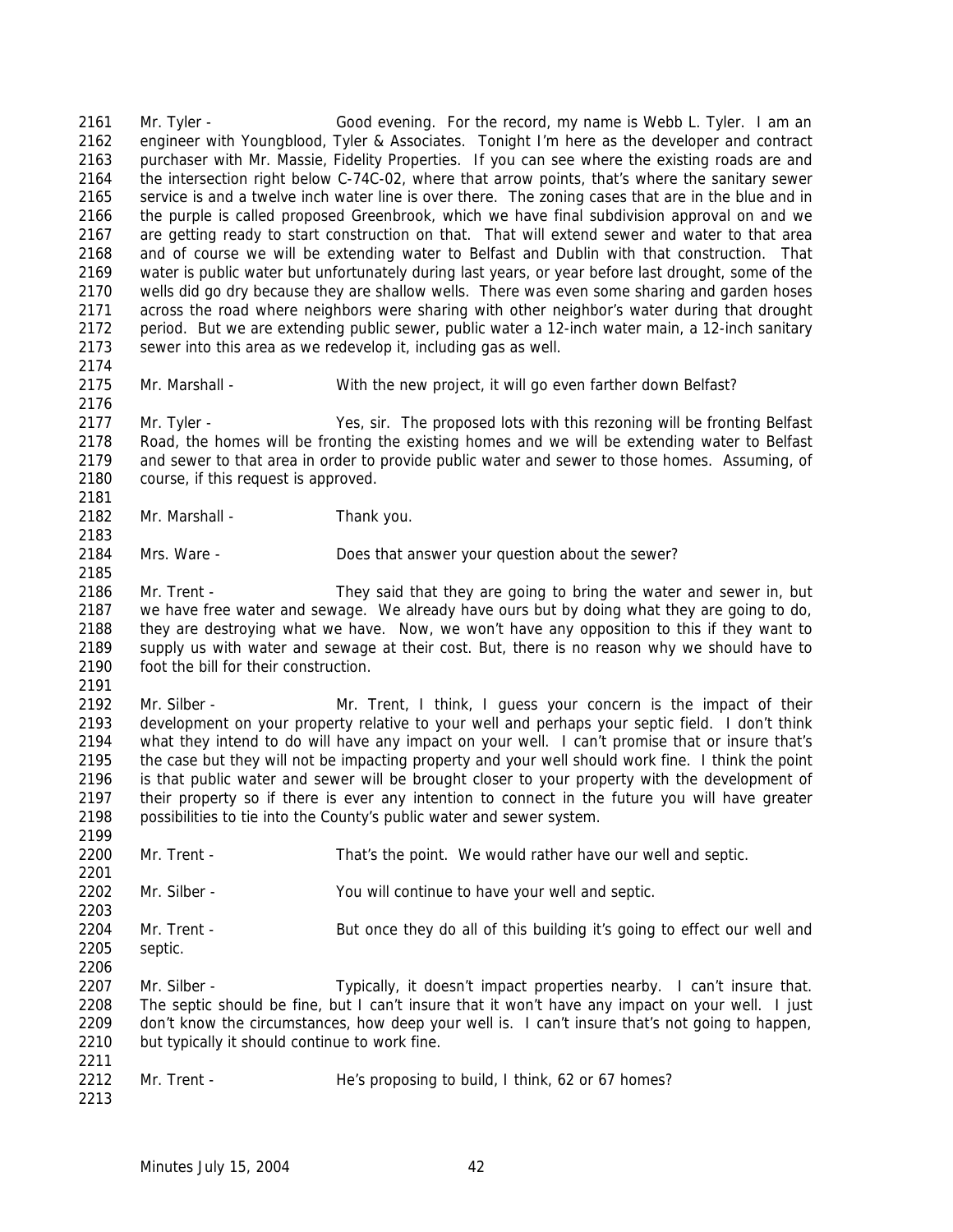Mr. Tyler - Good evening. For the record, my name is Webb L. Tyler. I am an engineer with Youngblood, Tyler & Associates. Tonight I'm here as the developer and contract purchaser with Mr. Massie, Fidelity Properties. If you can see where the existing roads are and the intersection right below C-74C-02, where that arrow points, that's where the sanitary sewer service is and a twelve inch water line is over there. The zoning cases that are in the blue and in the purple is called proposed Greenbrook, which we have final subdivision approval on and we are getting ready to start construction on that. That will extend sewer and water to that area and of course we will be extending water to Belfast and Dublin with that construction. That water is public water but unfortunately during last years, or year before last drought, some of the wells did go dry because they are shallow wells. There was even some sharing and garden hoses across the road where neighbors were sharing with other neighbor's water during that drought period. But we are extending public sewer, public water a 12-inch water main, a 12-inch sanitary sewer into this area as we redevelop it, including gas as well.

Mr. Marshall - With the new project, it will go even farther down Belfast?

Mr. Tyler - Yes, sir. The proposed lots with this rezoning will be fronting Belfast Road, the homes will be fronting the existing homes and we will be extending water to Belfast and sewer to that area in order to provide public water and sewer to those homes. Assuming, of course, if this request is approved.

Mr. Marshall - Thank you.

Mrs. Ware - Does that answer your question about the sewer?

Mr. Trent - They said that they are going to bring the water and sewer in, but we have free water and sewage. We already have ours but by doing what they are going to do, they are destroying what we have. Now, we won't have any opposition to this if they want to supply us with water and sewage at their cost. But, there is no reason why we should have to foot the bill for their construction.

Mr. Silber - Mr. Trent, I think, I guess your concern is the impact of their development on your property relative to your well and perhaps your septic field. I don't think what they intend to do will have any impact on your well. I can't promise that or insure that's the case but they will not be impacting property and your well should work fine. I think the point is that public water and sewer will be brought closer to your property with the development of their property so if there is ever any intention to connect in the future you will have greater possibilities to tie into the County's public water and sewer system.

Mr. Trent - That's the point. We would rather have our well and septic.

Mr. Silber - You will continue to have your well and septic.

Mr. Trent - But once they do all of this building it's going to effect our well and septic.

Mr. Silber - Typically, it doesn't impact properties nearby. I can't insure that. The septic should be fine, but I can't insure that it won't have any impact on your well. I just don't know the circumstances, how deep your well is. I can't insure that's not going to happen, but typically it should continue to work fine.

Mr. Trent - He's proposing to build, I think, 62 or 67 homes?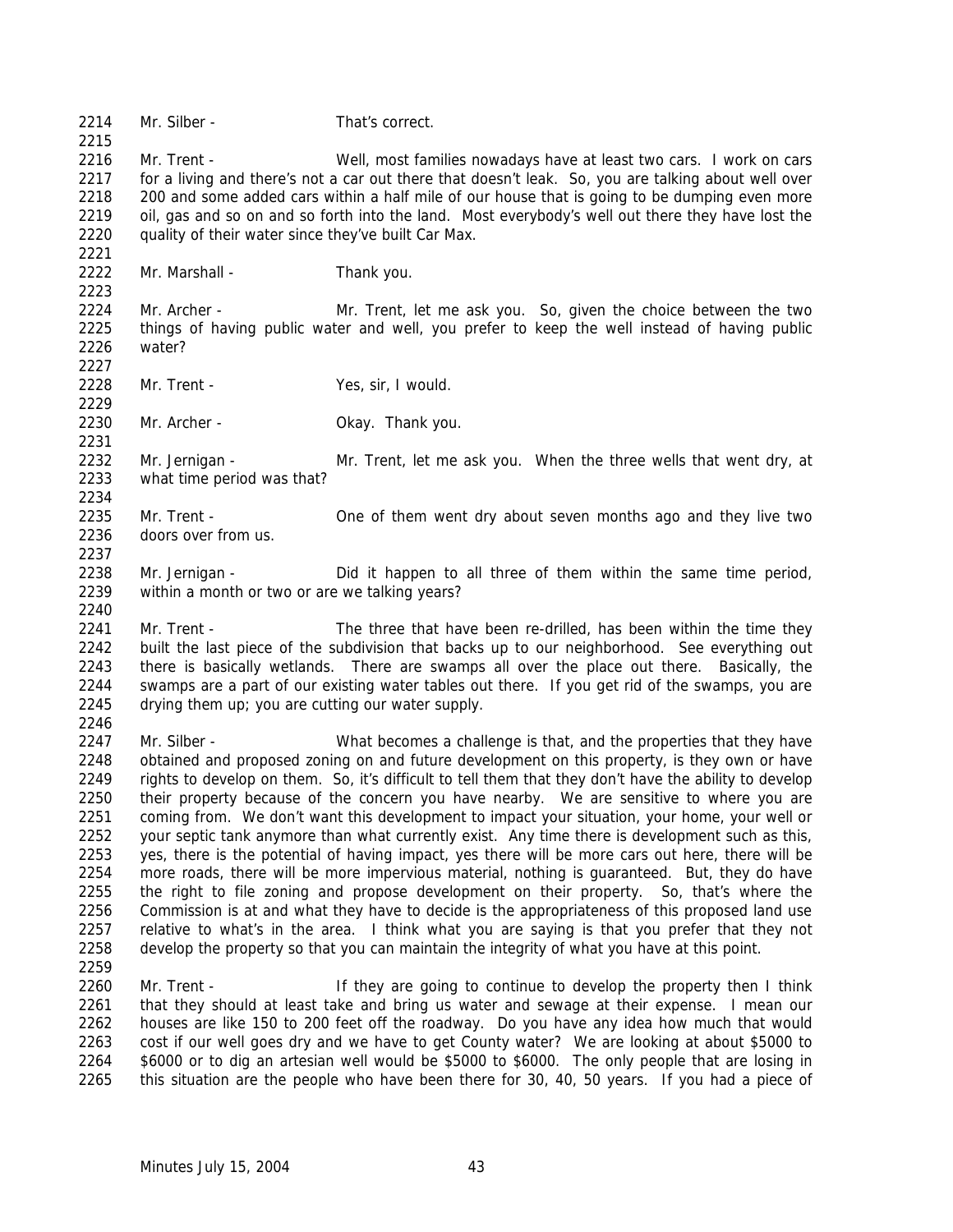Mr. Silber - That's correct.

Mr. Trent - Well, most families nowadays have at least two cars. I work on cars for a living and there's not a car out there that doesn't leak. So, you are talking about well over 200 and some added cars within a half mile of our house that is going to be dumping even more oil, gas and so on and so forth into the land. Most everybody's well out there they have lost the quality of their water since they've built Car Max.

Mr. Marshall - Thank you.

Mr. Archer - Mr. Trent, let me ask you. So, given the choice between the two things of having public water and well, you prefer to keep the well instead of having public water?

Mr. Trent - Yes, sir, I would.

Mr. Archer - Okay. Thank you.

Mr. Jernigan - Mr. Trent, let me ask you. When the three wells that went dry, at what time period was that?

Mr. Trent - One of them went dry about seven months ago and they live two doors over from us.

Mr. Jernigan - Did it happen to all three of them within the same time period, within a month or two or are we talking years?

Mr. Trent - The three that have been re-drilled, has been within the time they built the last piece of the subdivision that backs up to our neighborhood. See everything out there is basically wetlands. There are swamps all over the place out there. Basically, the swamps are a part of our existing water tables out there. If you get rid of the swamps, you are drying them up; you are cutting our water supply.

Mr. Silber - What becomes a challenge is that, and the properties that they have obtained and proposed zoning on and future development on this property, is they own or have rights to develop on them. So, it's difficult to tell them that they don't have the ability to develop their property because of the concern you have nearby. We are sensitive to where you are coming from. We don't want this development to impact your situation, your home, your well or your septic tank anymore than what currently exist. Any time there is development such as this, yes, there is the potential of having impact, yes there will be more cars out here, there will be more roads, there will be more impervious material, nothing is guaranteed. But, they do have the right to file zoning and propose development on their property. So, that's where the Commission is at and what they have to decide is the appropriateness of this proposed land use relative to what's in the area. I think what you are saying is that you prefer that they not develop the property so that you can maintain the integrity of what you have at this point.

Mr. Trent - If they are going to continue to develop the property then I think that they should at least take and bring us water and sewage at their expense. I mean our houses are like 150 to 200 feet off the roadway. Do you have any idea how much that would cost if our well goes dry and we have to get County water? We are looking at about $5000 to $6000 or to dig an artesian well would be $5000 to $6000. The only people that are losing in this situation are the people who have been there for 30, 40, 50 years. If you had a piece of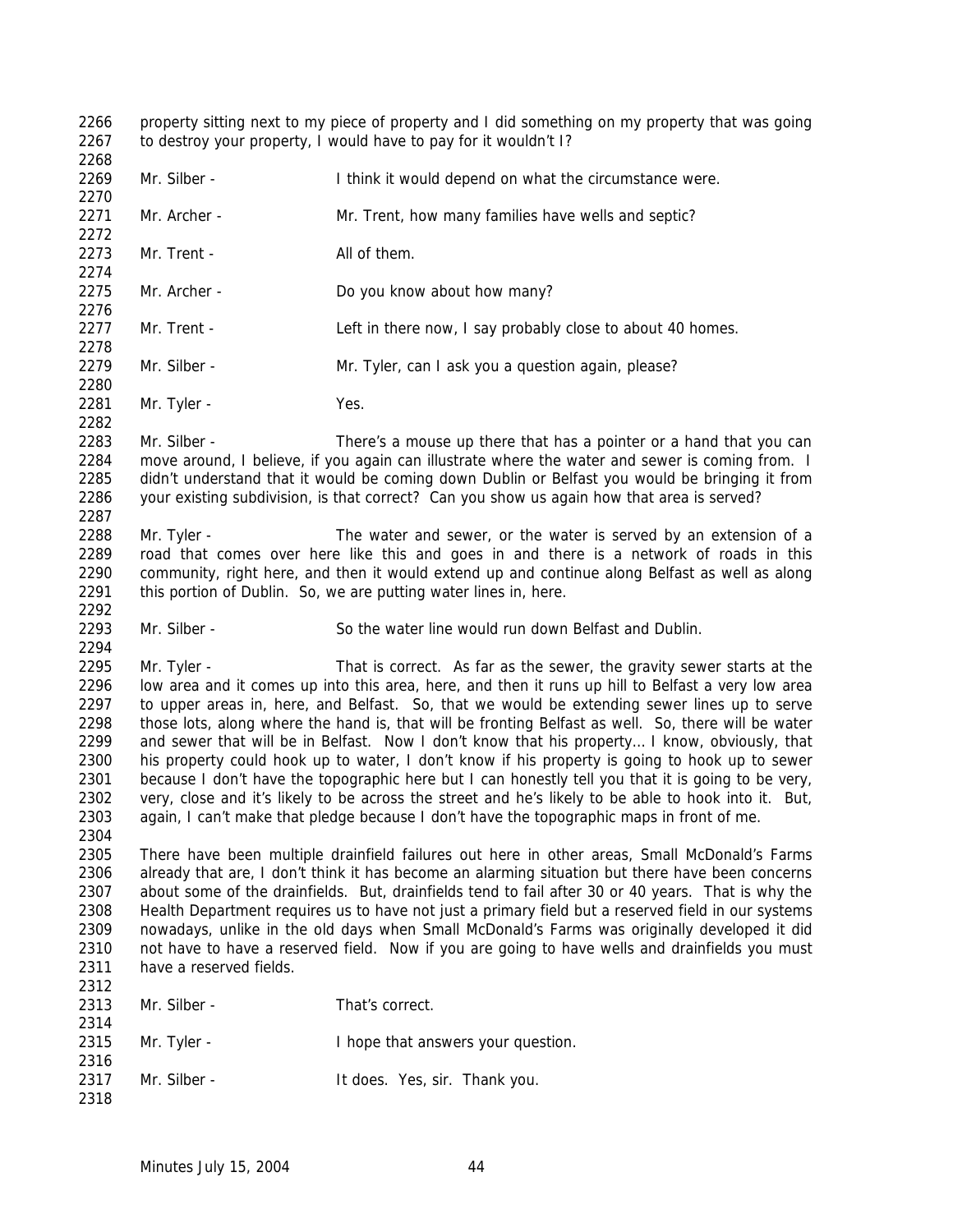property sitting next to my piece of property and I did something on my property that was going to destroy your property, I would have to pay for it wouldn't I?

Mr. Silber - I think it would depend on what the circumstance were.

Mr. Archer - Mr. Trent, how many families have wells and septic?

Mr. Trent - All of them.

Mr. Archer - Do you know about how many?

Mr. Trent - Left in there now, I say probably close to about 40 homes.

Mr. Silber - Mr. Tyler, can I ask you a question again, please?

Mr. Tyler - Yes.

Mr. Silber - There's a mouse up there that has a pointer or a hand that you can move around, I believe, if you again can illustrate where the water and sewer is coming from. I didn't understand that it would be coming down Dublin or Belfast you would be bringing it from your existing subdivision, is that correct? Can you show us again how that area is served?

Mr. Tyler - The water and sewer, or the water is served by an extension of a road that comes over here like this and goes in and there is a network of roads in this community, right here, and then it would extend up and continue along Belfast as well as along this portion of Dublin. So, we are putting water lines in, here.

Mr. Silber - So the water line would run down Belfast and Dublin.

Mr. Tyler - That is correct. As far as the sewer, the gravity sewer starts at the low area and it comes up into this area, here, and then it runs up hill to Belfast a very low area to upper areas in, here, and Belfast. So, that we would be extending sewer lines up to serve those lots, along where the hand is, that will be fronting Belfast as well. So, there will be water and sewer that will be in Belfast. Now I don't know that his property… I know, obviously, that his property could hook up to water, I don't know if his property is going to hook up to sewer because I don't have the topographic here but I can honestly tell you that it is going to be very, very, close and it's likely to be across the street and he's likely to be able to hook into it. But, again, I can't make that pledge because I don't have the topographic maps in front of me.

There have been multiple drainfield failures out here in other areas, Small McDonald's Farms already that are, I don't think it has become an alarming situation but there have been concerns about some of the drainfields. But, drainfields tend to fail after 30 or 40 years. That is why the Health Department requires us to have not just a primary field but a reserved field in our systems nowadays, unlike in the old days when Small McDonald's Farms was originally developed it did not have to have a reserved field. Now if you are going to have wells and drainfields you must have a reserved fields.

Mr. Silber - That's correct.

Mr. Tyler - I hope that answers your question.

Mr. Silber - It does. Yes, sir. Thank you.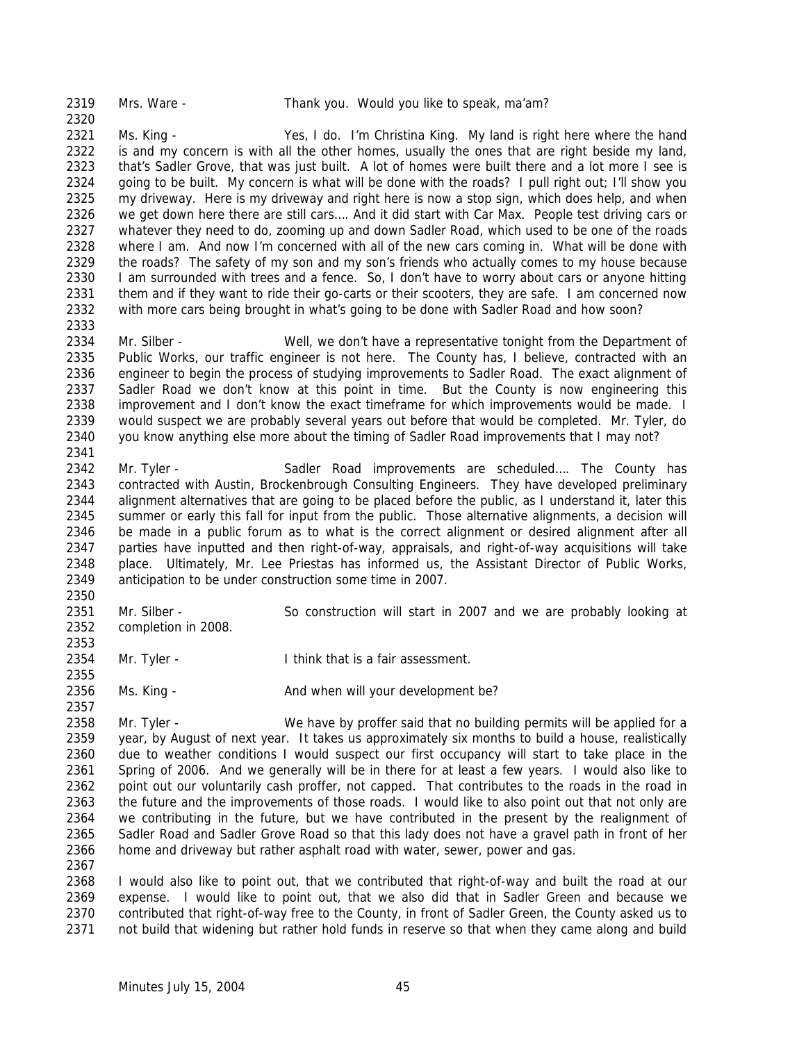2319 Mrs. Ware - Thank you. Would you like to speak, ma'am?

2320

2321 Ms. King - Yes, I do. I'm Christina King. My land is right here where the hand
2322 is and my concern is with all the other homes, usually the ones that are right beside my land,
2323 that's Sadler Grove, that was just built. A lot of homes were built there and a lot more I see is
2324 going to be built. My concern is what will be done with the roads? I pull right out; I'll show you
2325 my driveway. Here is my driveway and right here is now a stop sign, which does help, and when
2326 we get down here there are still cars…. And it did start with Car Max. People test driving cars or
2327 whatever they need to do, zooming up and down Sadler Road, which used to be one of the roads
2328 where I am. And now I'm concerned with all of the new cars coming in. What will be done with
2329 the roads? The safety of my son and my son's friends who actually comes to my house because
2330 I am surrounded with trees and a fence. So, I don't have to worry about cars or anyone hitting
2331 them and if they want to ride their go-carts or their scooters, they are safe. I am concerned now
2332 with more cars being brought in what's going to be done with Sadler Road and how soon?

2333

2334 Mr. Silber - Well, we don't have a representative tonight from the Department of
2335 Public Works, our traffic engineer is not here. The County has, I believe, contracted with an
2336 engineer to begin the process of studying improvements to Sadler Road. The exact alignment of
2337 Sadler Road we don't know at this point in time. But the County is now engineering this
2338 improvement and I don't know the exact timeframe for which improvements would be made. I
2339 would suspect we are probably several years out before that would be completed. Mr. Tyler, do
2340 you know anything else more about the timing of Sadler Road improvements that I may not?

2341

2342 Mr. Tyler - Sadler Road improvements are scheduled…. The County has
2343 contracted with Austin, Brockenbrough Consulting Engineers. They have developed preliminary
2344 alignment alternatives that are going to be placed before the public, as I understand it, later this
2345 summer or early this fall for input from the public. Those alternative alignments, a decision will
2346 be made in a public forum as to what is the correct alignment or desired alignment after all
2347 parties have inputted and then right-of-way, appraisals, and right-of-way acquisitions will take
2348 place. Ultimately, Mr. Lee Priestas has informed us, the Assistant Director of Public Works,
2349 anticipation to be under construction some time in 2007.

2350

2351 Mr. Silber - So construction will start in 2007 and we are probably looking at
2352 completion in 2008.

2353

2354 Mr. Tyler - I think that is a fair assessment.

2355

2356 Ms. King - And when will your development be?

2357

2358 Mr. Tyler - We have by proffer said that no building permits will be applied for a
2359 year, by August of next year. It takes us approximately six months to build a house, realistically
2360 due to weather conditions I would suspect our first occupancy will start to take place in the
2361 Spring of 2006. And we generally will be in there for at least a few years. I would also like to
2362 point out our voluntarily cash proffer, not capped. That contributes to the roads in the road in
2363 the future and the improvements of those roads. I would like to also point out that not only are
2364 we contributing in the future, but we have contributed in the present by the realignment of
2365 Sadler Road and Sadler Grove Road so that this lady does not have a gravel path in front of her
2366 home and driveway but rather asphalt road with water, sewer, power and gas.

2367

2368 I would also like to point out, that we contributed that right-of-way and built the road at our
2369 expense. I would like to point out, that we also did that in Sadler Green and because we
2370 contributed that right-of-way free to the County, in front of Sadler Green, the County asked us to
2371 not build that widening but rather hold funds in reserve so that when they came along and build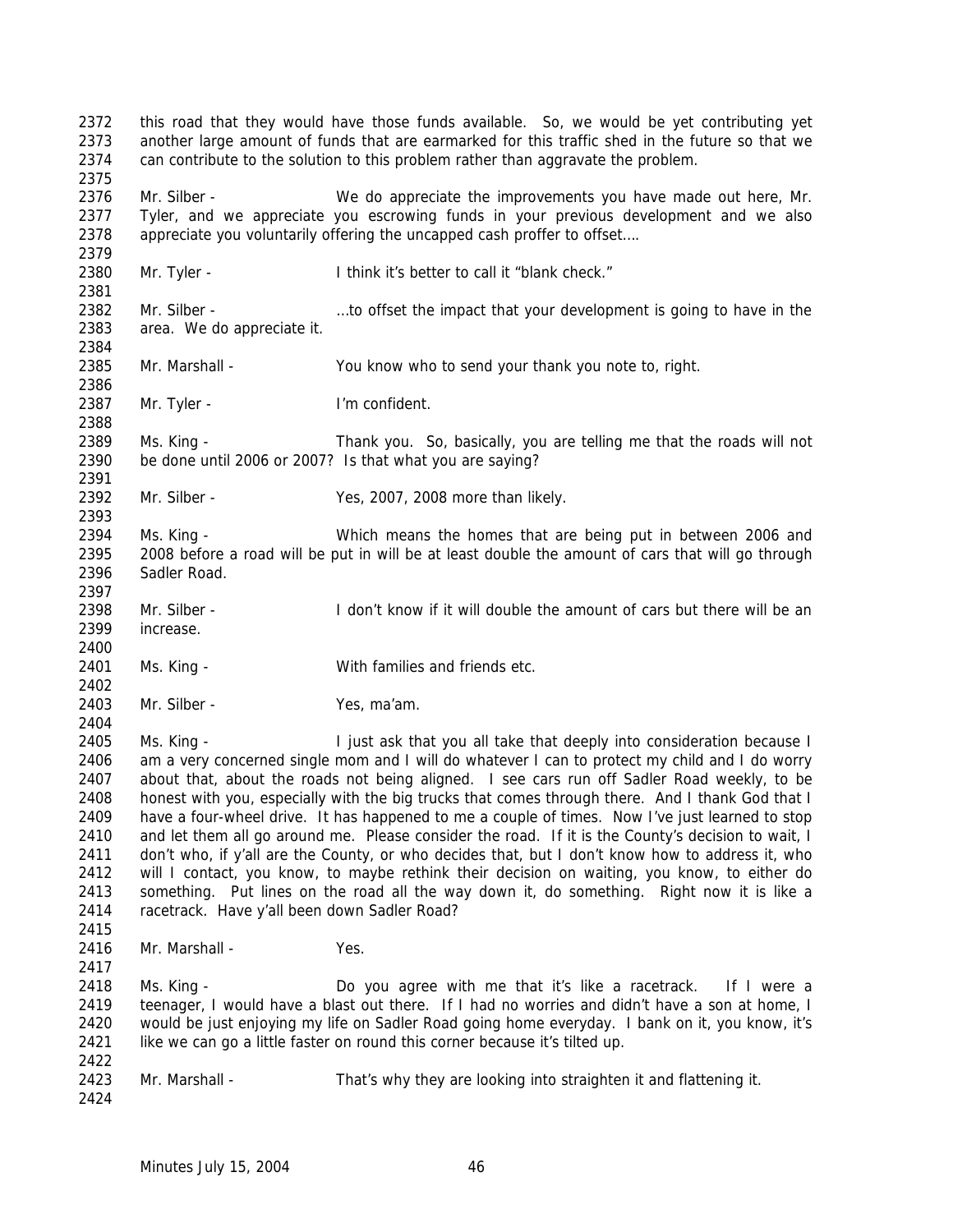this road that they would have those funds available. So, we would be yet contributing yet another large amount of funds that are earmarked for this traffic shed in the future so that we can contribute to the solution to this problem rather than aggravate the problem.

Mr. Silber - We do appreciate the improvements you have made out here, Mr. Tyler, and we appreciate you escrowing funds in your previous development and we also appreciate you voluntarily offering the uncapped cash proffer to offset….

Mr. Tyler - I think it's better to call it "blank check."

Mr. Silber - …to offset the impact that your development is going to have in the area. We do appreciate it.

Mr. Marshall - You know who to send your thank you note to, right.

Mr. Tyler - I'm confident.

Ms. King - Thank you. So, basically, you are telling me that the roads will not be done until 2006 or 2007? Is that what you are saying?

Mr. Silber - Yes, 2007, 2008 more than likely.

Ms. King - Which means the homes that are being put in between 2006 and 2008 before a road will be put in will be at least double the amount of cars that will go through Sadler Road.

Mr. Silber - I don't know if it will double the amount of cars but there will be an increase.

Ms. King - With families and friends etc.

Mr. Silber - Yes, ma'am.

Ms. King - I just ask that you all take that deeply into consideration because I am a very concerned single mom and I will do whatever I can to protect my child and I do worry about that, about the roads not being aligned. I see cars run off Sadler Road weekly, to be honest with you, especially with the big trucks that comes through there. And I thank God that I have a four-wheel drive. It has happened to me a couple of times. Now I've just learned to stop and let them all go around me. Please consider the road. If it is the County's decision to wait, I don't who, if y'all are the County, or who decides that, but I don't know how to address it, who will I contact, you know, to maybe rethink their decision on waiting, you know, to either do something. Put lines on the road all the way down it, do something. Right now it is like a racetrack. Have y'all been down Sadler Road?

Mr. Marshall - Yes.

Ms. King - Do you agree with me that it's like a racetrack. If I were a teenager, I would have a blast out there. If I had no worries and didn't have a son at home, I would be just enjoying my life on Sadler Road going home everyday. I bank on it, you know, it's like we can go a little faster on round this corner because it's tilted up.

Mr. Marshall - That's why they are looking into straighten it and flattening it.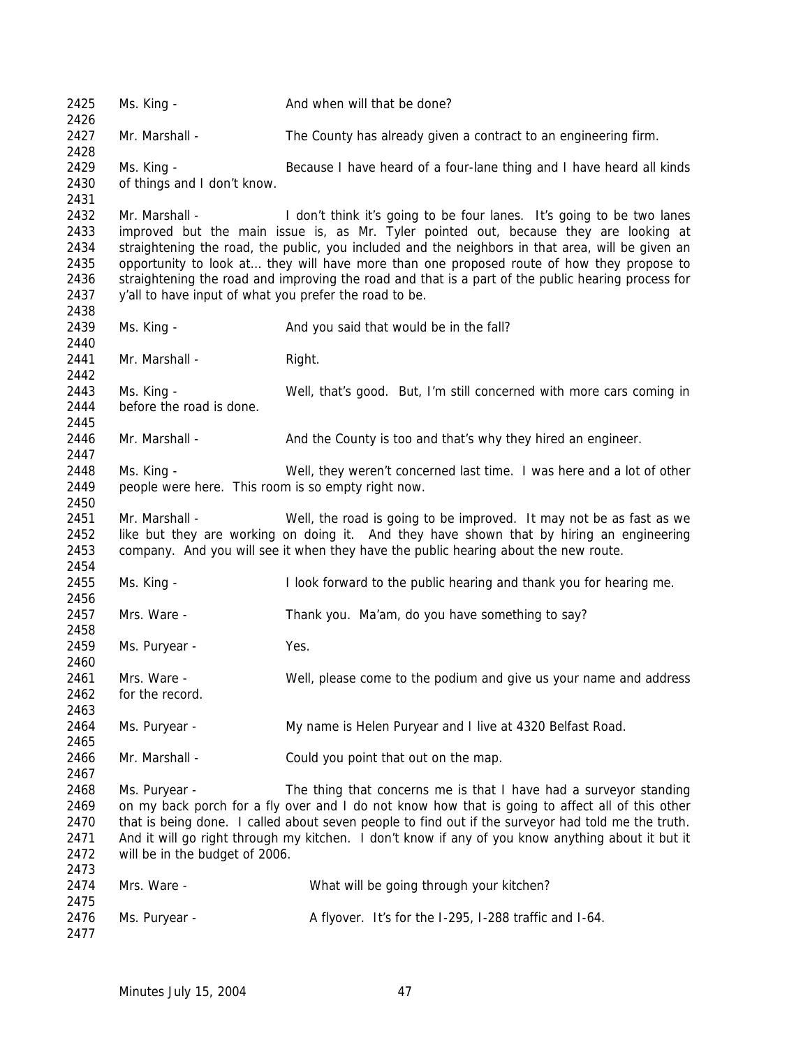Ms. King - And when will that be done?

Mr. Marshall - The County has already given a contract to an engineering firm.

Ms. King - Because I have heard of a four-lane thing and I have heard all kinds of things and I don't know.

Mr. Marshall - I don't think it's going to be four lanes. It's going to be two lanes improved but the main issue is, as Mr. Tyler pointed out, because they are looking at straightening the road, the public, you included and the neighbors in that area, will be given an opportunity to look at… they will have more than one proposed route of how they propose to straightening the road and improving the road and that is a part of the public hearing process for y'all to have input of what you prefer the road to be.

Ms. King - And you said that would be in the fall?

Mr. Marshall - Right.

Ms. King - Well, that's good. But, I'm still concerned with more cars coming in before the road is done.

Mr. Marshall - And the County is too and that's why they hired an engineer.

Ms. King - Well, they weren't concerned last time. I was here and a lot of other people were here. This room is so empty right now.

Mr. Marshall - Well, the road is going to be improved. It may not be as fast as we like but they are working on doing it. And they have shown that by hiring an engineering company. And you will see it when they have the public hearing about the new route.

Ms. King - I look forward to the public hearing and thank you for hearing me.

Mrs. Ware - Thank you. Ma'am, do you have something to say?

Ms. Puryear - Yes.

Mrs. Ware - Well, please come to the podium and give us your name and address for the record.

Ms. Puryear - My name is Helen Puryear and I live at 4320 Belfast Road.

Mr. Marshall - Could you point that out on the map.

Ms. Puryear - The thing that concerns me is that I have had a surveyor standing on my back porch for a fly over and I do not know how that is going to affect all of this other that is being done. I called about seven people to find out if the surveyor had told me the truth. And it will go right through my kitchen. I don't know if any of you know anything about it but it will be in the budget of 2006.

Mrs. Ware - What will be going through your kitchen?

Ms. Puryear - A flyover. It's for the I-295, I-288 traffic and I-64.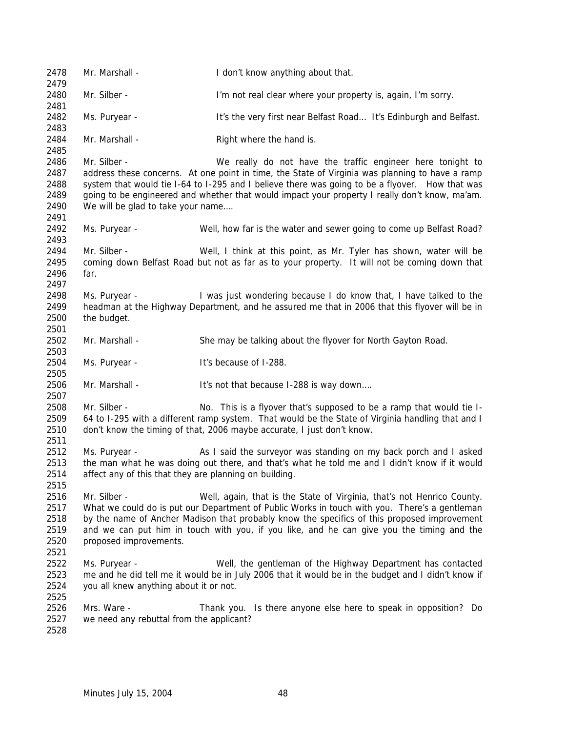Mr. Marshall - I don't know anything about that.

Mr. Silber - I'm not real clear where your property is, again, I'm sorry.

Ms. Puryear - It's the very first near Belfast Road… It's Edinburgh and Belfast.

Mr. Marshall - Right where the hand is.

Mr. Silber - We really do not have the traffic engineer here tonight to address these concerns. At one point in time, the State of Virginia was planning to have a ramp system that would tie I-64 to I-295 and I believe there was going to be a flyover. How that was going to be engineered and whether that would impact your property I really don't know, ma'am. We will be glad to take your name….

Ms. Puryear - Well, how far is the water and sewer going to come up Belfast Road?

Mr. Silber - Well, I think at this point, as Mr. Tyler has shown, water will be coming down Belfast Road but not as far as to your property. It will not be coming down that far.

Ms. Puryear - I was just wondering because I do know that, I have talked to the headman at the Highway Department, and he assured me that in 2006 that this flyover will be in the budget.

Mr. Marshall - She may be talking about the flyover for North Gayton Road.

Ms. Puryear - It's because of I-288.

Mr. Marshall - It's not that because I-288 is way down….

Mr. Silber - No. This is a flyover that's supposed to be a ramp that would tie I-64 to I-295 with a different ramp system. That would be the State of Virginia handling that and I don't know the timing of that, 2006 maybe accurate, I just don't know.

Ms. Puryear - As I said the surveyor was standing on my back porch and I asked the man what he was doing out there, and that's what he told me and I didn't know if it would affect any of this that they are planning on building.

Mr. Silber - Well, again, that is the State of Virginia, that's not Henrico County. What we could do is put our Department of Public Works in touch with you. There's a gentleman by the name of Ancher Madison that probably know the specifics of this proposed improvement and we can put him in touch with you, if you like, and he can give you the timing and the proposed improvements.

Ms. Puryear - Well, the gentleman of the Highway Department has contacted me and he did tell me it would be in July 2006 that it would be in the budget and I didn't know if you all knew anything about it or not.

Mrs. Ware - Thank you. Is there anyone else here to speak in opposition? Do we need any rebuttal from the applicant?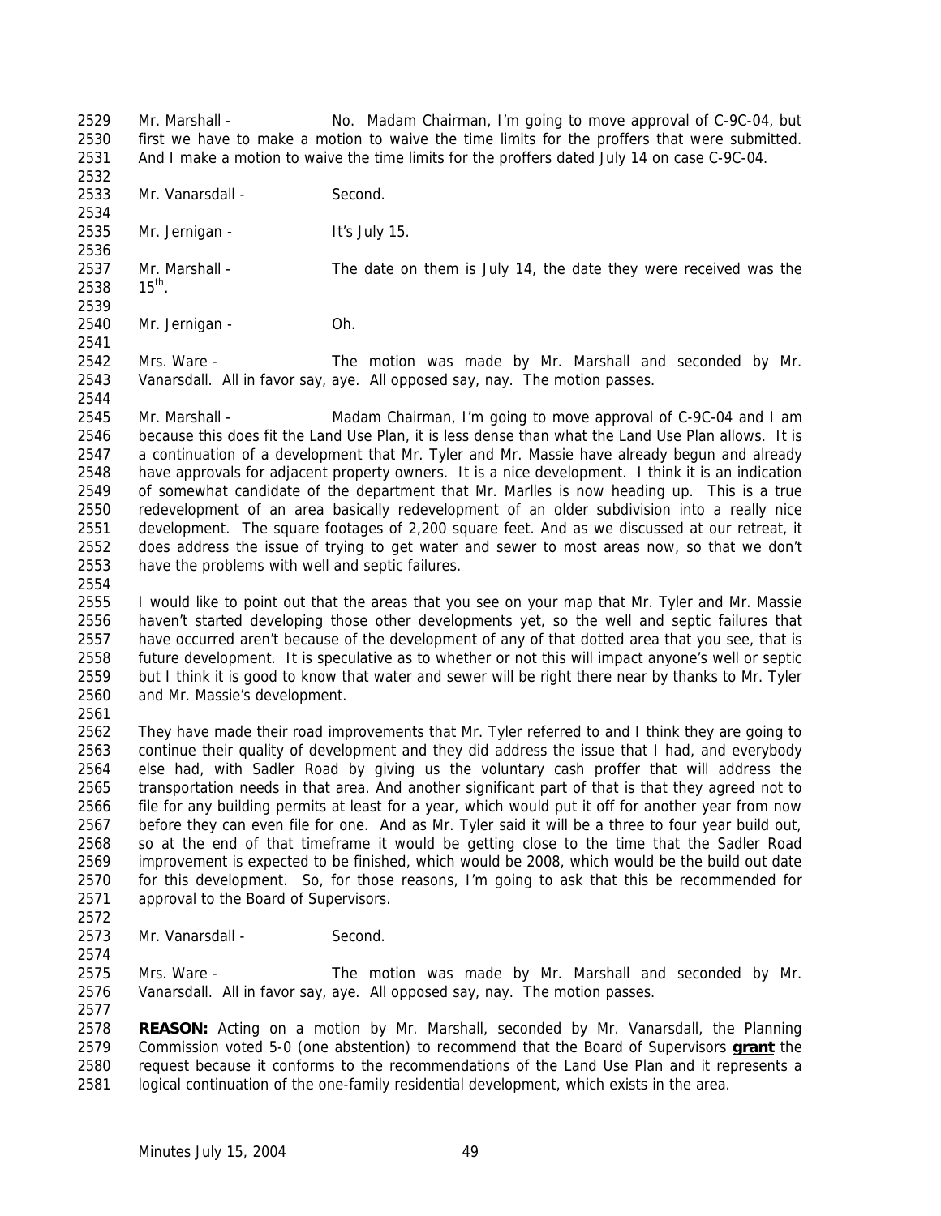2529 Mr. Marshall - No. Madam Chairman, I'm going to move approval of C-9C-04, but
2530 first we have to make a motion to waive the time limits for the proffers that were submitted.
2531 And I make a motion to waive the time limits for the proffers dated July 14 on case C-9C-04.
2532
2533 Mr. Vanarsdall - Second.
2534
2535 Mr. Jernigan - It's July 15.
2536
2537 Mr. Marshall - The date on them is July 14, the date they were received was the
2538 15th.
2539
2540 Mr. Jernigan - Oh.
2541
2542 Mrs. Ware - The motion was made by Mr. Marshall and seconded by Mr.
2543 Vanarsdall. All in favor say, aye. All opposed say, nay. The motion passes.
2544
2545 Mr. Marshall - Madam Chairman, I'm going to move approval of C-9C-04 and I am
2546 because this does fit the Land Use Plan, it is less dense than what the Land Use Plan allows. It is
2547 a continuation of a development that Mr. Tyler and Mr. Massie have already begun and already
2548 have approvals for adjacent property owners. It is a nice development. I think it is an indication
2549 of somewhat candidate of the department that Mr. Marlles is now heading up. This is a true
2550 redevelopment of an area basically redevelopment of an older subdivision into a really nice
2551 development. The square footages of 2,200 square feet. And as we discussed at our retreat, it
2552 does address the issue of trying to get water and sewer to most areas now, so that we don't
2553 have the problems with well and septic failures.
2554
2555 I would like to point out that the areas that you see on your map that Mr. Tyler and Mr. Massie
2556 haven't started developing those other developments yet, so the well and septic failures that
2557 have occurred aren't because of the development of any of that dotted area that you see, that is
2558 future development. It is speculative as to whether or not this will impact anyone's well or septic
2559 but I think it is good to know that water and sewer will be right there near by thanks to Mr. Tyler
2560 and Mr. Massie's development.
2561
2562 They have made their road improvements that Mr. Tyler referred to and I think they are going to
2563 continue their quality of development and they did address the issue that I had, and everybody
2564 else had, with Sadler Road by giving us the voluntary cash proffer that will address the
2565 transportation needs in that area. And another significant part of that is that they agreed not to
2566 file for any building permits at least for a year, which would put it off for another year from now
2567 before they can even file for one. And as Mr. Tyler said it will be a three to four year build out,
2568 so at the end of that timeframe it would be getting close to the time that the Sadler Road
2569 improvement is expected to be finished, which would be 2008, which would be the build out date
2570 for this development. So, for those reasons, I'm going to ask that this be recommended for
2571 approval to the Board of Supervisors.
2572
2573 Mr. Vanarsdall - Second.
2574
2575 Mrs. Ware - The motion was made by Mr. Marshall and seconded by Mr.
2576 Vanarsdall. All in favor say, aye. All opposed say, nay. The motion passes.
2577
2578 **REASON:** Acting on a motion by Mr. Marshall, seconded by Mr. Vanarsdall, the Planning
2579 Commission voted 5-0 (one abstention) to recommend that the Board of Supervisors **grant** the
2580 request because it conforms to the recommendations of the Land Use Plan and it represents a
2581 logical continuation of the one-family residential development, which exists in the area.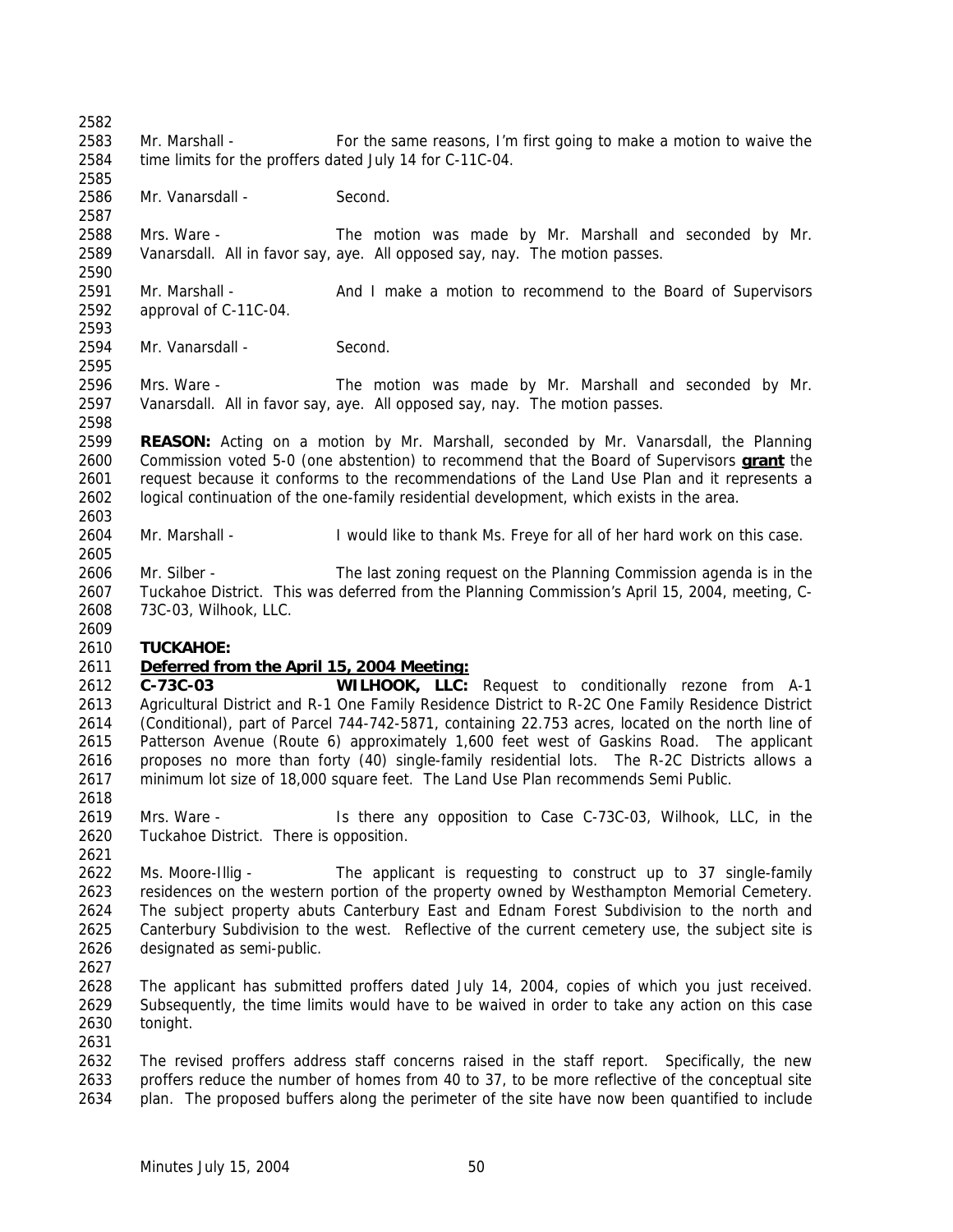Mr. Marshall - For the same reasons, I'm first going to make a motion to waive the time limits for the proffers dated July 14 for C-11C-04.

Mr. Vanarsdall - Second.

Mrs. Ware - The motion was made by Mr. Marshall and seconded by Mr. Vanarsdall. All in favor say, aye. All opposed say, nay. The motion passes.

Mr. Marshall - And I make a motion to recommend to the Board of Supervisors approval of C-11C-04.

Mr. Vanarsdall - Second.

Mrs. Ware - The motion was made by Mr. Marshall and seconded by Mr. Vanarsdall. All in favor say, aye. All opposed say, nay. The motion passes.

**REASON:** Acting on a motion by Mr. Marshall, seconded by Mr. Vanarsdall, the Planning Commission voted 5-0 (one abstention) to recommend that the Board of Supervisors **grant** the request because it conforms to the recommendations of the Land Use Plan and it represents a logical continuation of the one-family residential development, which exists in the area.

Mr. Marshall - I would like to thank Ms. Freye for all of her hard work on this case.

Mr. Silber - The last zoning request on the Planning Commission agenda is in the Tuckahoe District. This was deferred from the Planning Commission's April 15, 2004, meeting, C-73C-03, Wilhook, LLC.

**TUCKAHOE:**

**Deferred from the April 15, 2004 Meeting:**

**C-73C-03 WILHOOK, LLC:** Request to conditionally rezone from A-1 Agricultural District and R-1 One Family Residence District to R-2C One Family Residence District (Conditional), part of Parcel 744-742-5871, containing 22.753 acres, located on the north line of Patterson Avenue (Route 6) approximately 1,600 feet west of Gaskins Road. The applicant proposes no more than forty (40) single-family residential lots. The R-2C Districts allows a minimum lot size of 18,000 square feet. The Land Use Plan recommends Semi Public.

Mrs. Ware - Is there any opposition to Case C-73C-03, Wilhook, LLC, in the Tuckahoe District. There is opposition.

Ms. Moore-Illig - The applicant is requesting to construct up to 37 single-family residences on the western portion of the property owned by Westhampton Memorial Cemetery. The subject property abuts Canterbury East and Ednam Forest Subdivision to the north and Canterbury Subdivision to the west. Reflective of the current cemetery use, the subject site is designated as semi-public.

The applicant has submitted proffers dated July 14, 2004, copies of which you just received. Subsequently, the time limits would have to be waived in order to take any action on this case tonight.

The revised proffers address staff concerns raised in the staff report. Specifically, the new proffers reduce the number of homes from 40 to 37, to be more reflective of the conceptual site plan. The proposed buffers along the perimeter of the site have now been quantified to include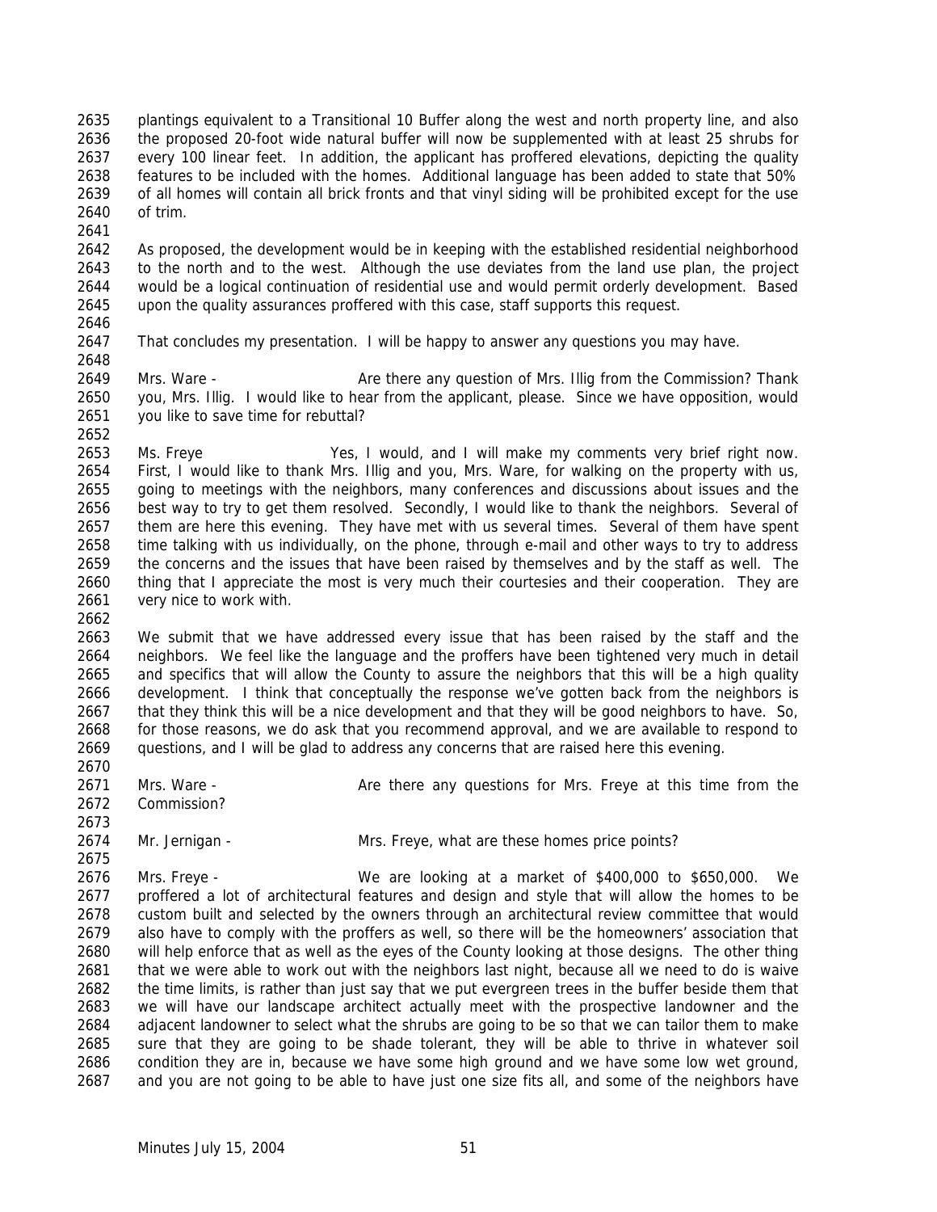plantings equivalent to a Transitional 10 Buffer along the west and north property line, and also the proposed 20-foot wide natural buffer will now be supplemented with at least 25 shrubs for every 100 linear feet. In addition, the applicant has proffered elevations, depicting the quality features to be included with the homes. Additional language has been added to state that 50% of all homes will contain all brick fronts and that vinyl siding will be prohibited except for the use of trim.

As proposed, the development would be in keeping with the established residential neighborhood to the north and to the west. Although the use deviates from the land use plan, the project would be a logical continuation of residential use and would permit orderly development. Based upon the quality assurances proffered with this case, staff supports this request.

That concludes my presentation. I will be happy to answer any questions you may have.

Mrs. Ware - Are there any question of Mrs. Illig from the Commission? Thank you, Mrs. Illig. I would like to hear from the applicant, please. Since we have opposition, would you like to save time for rebuttal?

Ms. Freye Yes, I would, and I will make my comments very brief right now. First, I would like to thank Mrs. Illig and you, Mrs. Ware, for walking on the property with us, going to meetings with the neighbors, many conferences and discussions about issues and the best way to try to get them resolved. Secondly, I would like to thank the neighbors. Several of them are here this evening. They have met with us several times. Several of them have spent time talking with us individually, on the phone, through e-mail and other ways to try to address the concerns and the issues that have been raised by themselves and by the staff as well. The thing that I appreciate the most is very much their courtesies and their cooperation. They are very nice to work with.

We submit that we have addressed every issue that has been raised by the staff and the neighbors. We feel like the language and the proffers have been tightened very much in detail and specifics that will allow the County to assure the neighbors that this will be a high quality development. I think that conceptually the response we've gotten back from the neighbors is that they think this will be a nice development and that they will be good neighbors to have. So, for those reasons, we do ask that you recommend approval, and we are available to respond to questions, and I will be glad to address any concerns that are raised here this evening.

Mrs. Ware - Are there any questions for Mrs. Freye at this time from the Commission?

Mr. Jernigan - Mrs. Freye, what are these homes price points?

Mrs. Freye - We are looking at a market of $400,000 to $650,000. We proffered a lot of architectural features and design and style that will allow the homes to be custom built and selected by the owners through an architectural review committee that would also have to comply with the proffers as well, so there will be the homeowners' association that will help enforce that as well as the eyes of the County looking at those designs. The other thing that we were able to work out with the neighbors last night, because all we need to do is waive the time limits, is rather than just say that we put evergreen trees in the buffer beside them that we will have our landscape architect actually meet with the prospective landowner and the adjacent landowner to select what the shrubs are going to be so that we can tailor them to make sure that they are going to be shade tolerant, they will be able to thrive in whatever soil condition they are in, because we have some high ground and we have some low wet ground, and you are not going to be able to have just one size fits all, and some of the neighbors have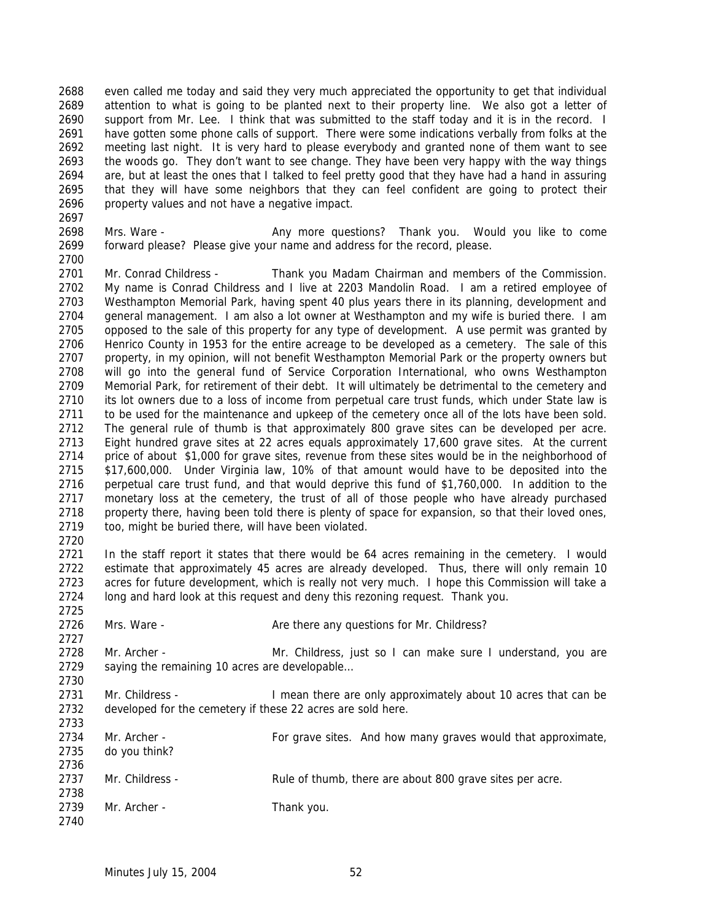even called me today and said they very much appreciated the opportunity to get that individual attention to what is going to be planted next to their property line. We also got a letter of support from Mr. Lee. I think that was submitted to the staff today and it is in the record. I have gotten some phone calls of support. There were some indications verbally from folks at the meeting last night. It is very hard to please everybody and granted none of them want to see the woods go. They don't want to see change. They have been very happy with the way things are, but at least the ones that I talked to feel pretty good that they have had a hand in assuring that they will have some neighbors that they can feel confident are going to protect their property values and not have a negative impact.

Mrs. Ware - Any more questions? Thank you. Would you like to come forward please? Please give your name and address for the record, please.

Mr. Conrad Childress - Thank you Madam Chairman and members of the Commission. My name is Conrad Childress and I live at 2203 Mandolin Road. I am a retired employee of Westhampton Memorial Park, having spent 40 plus years there in its planning, development and general management. I am also a lot owner at Westhampton and my wife is buried there. I am opposed to the sale of this property for any type of development. A use permit was granted by Henrico County in 1953 for the entire acreage to be developed as a cemetery. The sale of this property, in my opinion, will not benefit Westhampton Memorial Park or the property owners but will go into the general fund of Service Corporation International, who owns Westhampton Memorial Park, for retirement of their debt. It will ultimately be detrimental to the cemetery and its lot owners due to a loss of income from perpetual care trust funds, which under State law is to be used for the maintenance and upkeep of the cemetery once all of the lots have been sold. The general rule of thumb is that approximately 800 grave sites can be developed per acre. Eight hundred grave sites at 22 acres equals approximately 17,600 grave sites. At the current price of about $1,000 for grave sites, revenue from these sites would be in the neighborhood of $17,600,000. Under Virginia law, 10% of that amount would have to be deposited into the perpetual care trust fund, and that would deprive this fund of $1,760,000. In addition to the monetary loss at the cemetery, the trust of all of those people who have already purchased property there, having been told there is plenty of space for expansion, so that their loved ones, too, might be buried there, will have been violated.

In the staff report it states that there would be 64 acres remaining in the cemetery. I would estimate that approximately 45 acres are already developed. Thus, there will only remain 10 acres for future development, which is really not very much. I hope this Commission will take a long and hard look at this request and deny this rezoning request. Thank you.

Mrs. Ware - Are there any questions for Mr. Childress?

Mr. Archer - Mr. Childress, just so I can make sure I understand, you are saying the remaining 10 acres are developable…

Mr. Childress - I mean there are only approximately about 10 acres that can be developed for the cemetery if these 22 acres are sold here.

Mr. Archer - For grave sites. And how many graves would that approximate, do you think?

Mr. Childress - Rule of thumb, there are about 800 grave sites per acre.

Mr. Archer - Thank you.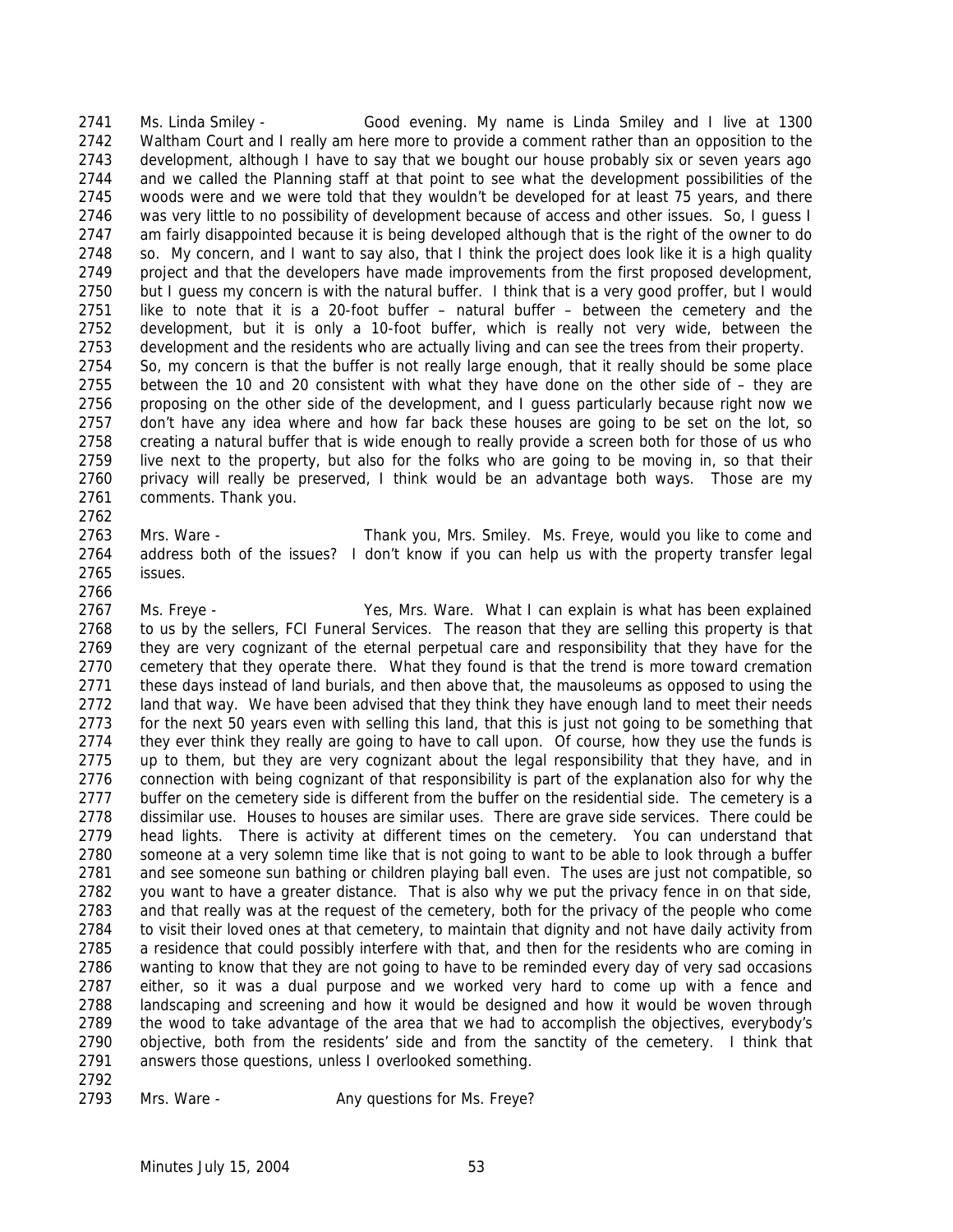Ms. Linda Smiley - Good evening. My name is Linda Smiley and I live at 1300 Waltham Court and I really am here more to provide a comment rather than an opposition to the development, although I have to say that we bought our house probably six or seven years ago and we called the Planning staff at that point to see what the development possibilities of the woods were and we were told that they wouldn't be developed for at least 75 years, and there was very little to no possibility of development because of access and other issues. So, I guess I am fairly disappointed because it is being developed although that is the right of the owner to do so. My concern, and I want to say also, that I think the project does look like it is a high quality project and that the developers have made improvements from the first proposed development, but I guess my concern is with the natural buffer. I think that is a very good proffer, but I would like to note that it is a 20-foot buffer – natural buffer – between the cemetery and the development, but it is only a 10-foot buffer, which is really not very wide, between the development and the residents who are actually living and can see the trees from their property. So, my concern is that the buffer is not really large enough, that it really should be some place between the 10 and 20 consistent with what they have done on the other side of – they are proposing on the other side of the development, and I guess particularly because right now we don't have any idea where and how far back these houses are going to be set on the lot, so creating a natural buffer that is wide enough to really provide a screen both for those of us who live next to the property, but also for the folks who are going to be moving in, so that their privacy will really be preserved, I think would be an advantage both ways. Those are my comments. Thank you.

Mrs. Ware - Thank you, Mrs. Smiley. Ms. Freye, would you like to come and address both of the issues? I don't know if you can help us with the property transfer legal issues.

Ms. Freye - Yes, Mrs. Ware. What I can explain is what has been explained to us by the sellers, FCI Funeral Services. The reason that they are selling this property is that they are very cognizant of the eternal perpetual care and responsibility that they have for the cemetery that they operate there. What they found is that the trend is more toward cremation these days instead of land burials, and then above that, the mausoleums as opposed to using the land that way. We have been advised that they think they have enough land to meet their needs for the next 50 years even with selling this land, that this is just not going to be something that they ever think they really are going to have to call upon. Of course, how they use the funds is up to them, but they are very cognizant about the legal responsibility that they have, and in connection with being cognizant of that responsibility is part of the explanation also for why the buffer on the cemetery side is different from the buffer on the residential side. The cemetery is a dissimilar use. Houses to houses are similar uses. There are grave side services. There could be head lights. There is activity at different times on the cemetery. You can understand that someone at a very solemn time like that is not going to want to be able to look through a buffer and see someone sun bathing or children playing ball even. The uses are just not compatible, so you want to have a greater distance. That is also why we put the privacy fence in on that side, and that really was at the request of the cemetery, both for the privacy of the people who come to visit their loved ones at that cemetery, to maintain that dignity and not have daily activity from a residence that could possibly interfere with that, and then for the residents who are coming in wanting to know that they are not going to have to be reminded every day of very sad occasions either, so it was a dual purpose and we worked very hard to come up with a fence and landscaping and screening and how it would be designed and how it would be woven through the wood to take advantage of the area that we had to accomplish the objectives, everybody's objective, both from the residents' side and from the sanctity of the cemetery. I think that answers those questions, unless I overlooked something.

Mrs. Ware - Any questions for Ms. Freye?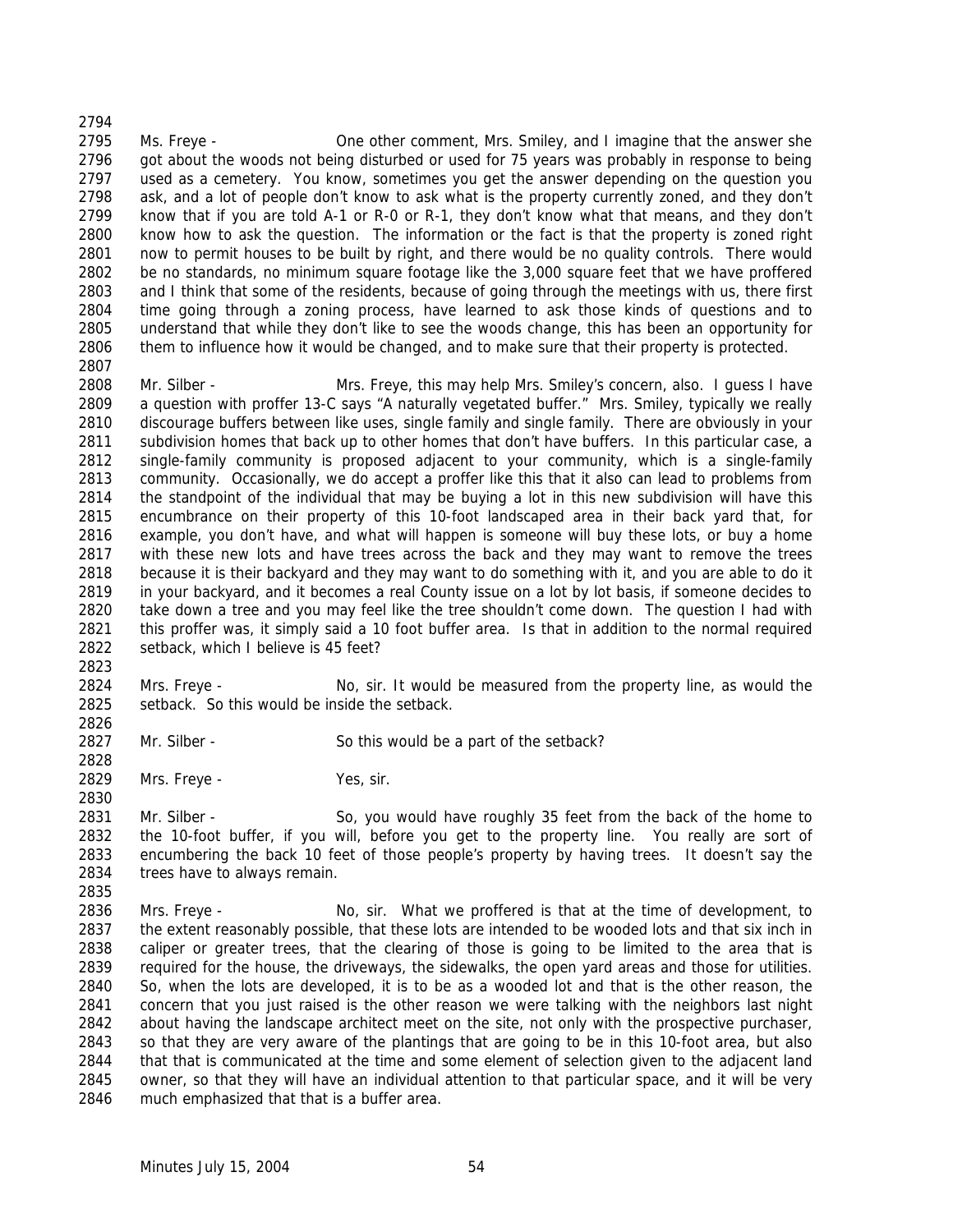Ms. Freye - One other comment, Mrs. Smiley, and I imagine that the answer she got about the woods not being disturbed or used for 75 years was probably in response to being used as a cemetery. You know, sometimes you get the answer depending on the question you ask, and a lot of people don't know to ask what is the property currently zoned, and they don't know that if you are told A-1 or R-0 or R-1, they don't know what that means, and they don't know how to ask the question. The information or the fact is that the property is zoned right now to permit houses to be built by right, and there would be no quality controls. There would be no standards, no minimum square footage like the 3,000 square feet that we have proffered and I think that some of the residents, because of going through the meetings with us, there first time going through a zoning process, have learned to ask those kinds of questions and to understand that while they don't like to see the woods change, this has been an opportunity for them to influence how it would be changed, and to make sure that their property is protected.

Mr. Silber - Mrs. Freye, this may help Mrs. Smiley's concern, also. I guess I have a question with proffer 13-C says "A naturally vegetated buffer." Mrs. Smiley, typically we really discourage buffers between like uses, single family and single family. There are obviously in your subdivision homes that back up to other homes that don't have buffers. In this particular case, a single-family community is proposed adjacent to your community, which is a single-family community. Occasionally, we do accept a proffer like this that it also can lead to problems from the standpoint of the individual that may be buying a lot in this new subdivision will have this encumbrance on their property of this 10-foot landscaped area in their back yard that, for example, you don't have, and what will happen is someone will buy these lots, or buy a home with these new lots and have trees across the back and they may want to remove the trees because it is their backyard and they may want to do something with it, and you are able to do it in your backyard, and it becomes a real County issue on a lot by lot basis, if someone decides to take down a tree and you may feel like the tree shouldn't come down. The question I had with this proffer was, it simply said a 10 foot buffer area. Is that in addition to the normal required setback, which I believe is 45 feet?

Mrs. Freye - No, sir. It would be measured from the property line, as would the setback. So this would be inside the setback.

Mr. Silber - So this would be a part of the setback?

Mrs. Freye - Yes, sir.

Mr. Silber - So, you would have roughly 35 feet from the back of the home to the 10-foot buffer, if you will, before you get to the property line. You really are sort of encumbering the back 10 feet of those people's property by having trees. It doesn't say the trees have to always remain.

Mrs. Freye - No, sir. What we proffered is that at the time of development, to the extent reasonably possible, that these lots are intended to be wooded lots and that six inch in caliper or greater trees, that the clearing of those is going to be limited to the area that is required for the house, the driveways, the sidewalks, the open yard areas and those for utilities. So, when the lots are developed, it is to be as a wooded lot and that is the other reason, the concern that you just raised is the other reason we were talking with the neighbors last night about having the landscape architect meet on the site, not only with the prospective purchaser, so that they are very aware of the plantings that are going to be in this 10-foot area, but also that that is communicated at the time and some element of selection given to the adjacent land owner, so that they will have an individual attention to that particular space, and it will be very much emphasized that that is a buffer area.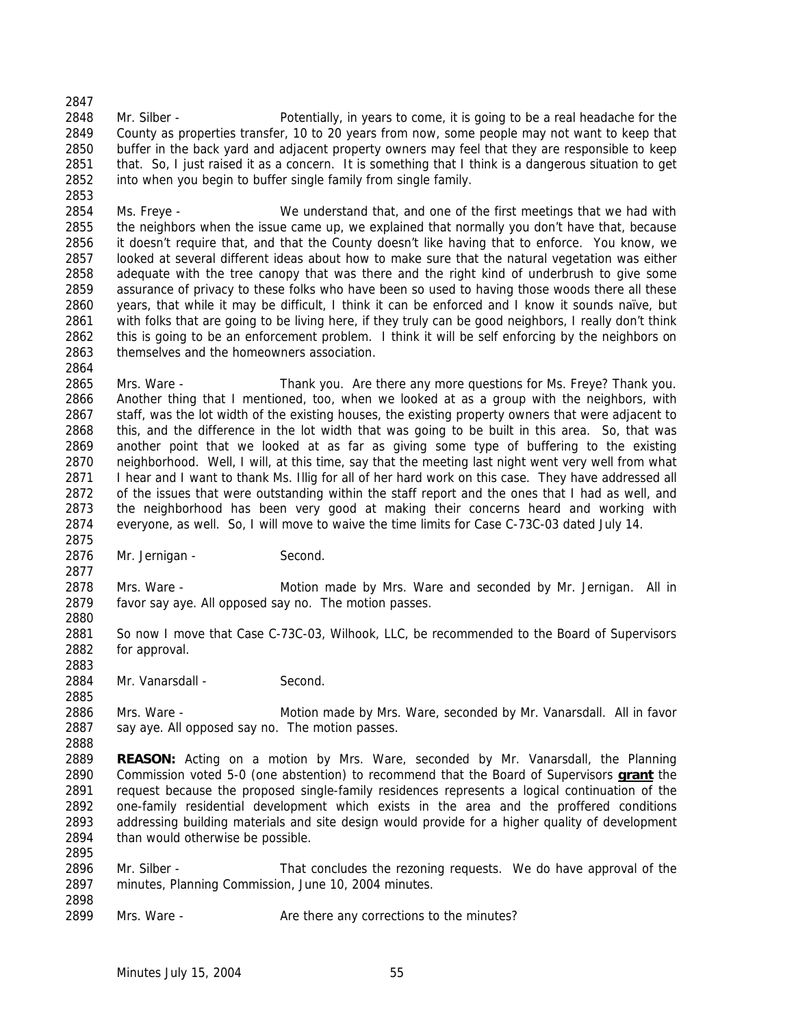Mr. Silber - Potentially, in years to come, it is going to be a real headache for the County as properties transfer, 10 to 20 years from now, some people may not want to keep that buffer in the back yard and adjacent property owners may feel that they are responsible to keep that. So, I just raised it as a concern. It is something that I think is a dangerous situation to get into when you begin to buffer single family from single family.

Ms. Freye - We understand that, and one of the first meetings that we had with the neighbors when the issue came up, we explained that normally you don't have that, because it doesn't require that, and that the County doesn't like having that to enforce. You know, we looked at several different ideas about how to make sure that the natural vegetation was either adequate with the tree canopy that was there and the right kind of underbrush to give some assurance of privacy to these folks who have been so used to having those woods there all these years, that while it may be difficult, I think it can be enforced and I know it sounds naïve, but with folks that are going to be living here, if they truly can be good neighbors, I really don't think this is going to be an enforcement problem. I think it will be self enforcing by the neighbors on themselves and the homeowners association.

Mrs. Ware - Thank you. Are there any more questions for Ms. Freye? Thank you. Another thing that I mentioned, too, when we looked at as a group with the neighbors, with staff, was the lot width of the existing houses, the existing property owners that were adjacent to this, and the difference in the lot width that was going to be built in this area. So, that was another point that we looked at as far as giving some type of buffering to the existing neighborhood. Well, I will, at this time, say that the meeting last night went very well from what I hear and I want to thank Ms. Illig for all of her hard work on this case. They have addressed all of the issues that were outstanding within the staff report and the ones that I had as well, and the neighborhood has been very good at making their concerns heard and working with everyone, as well. So, I will move to waive the time limits for Case C-73C-03 dated July 14.

Mr. Jernigan - Second.

Mrs. Ware - Motion made by Mrs. Ware and seconded by Mr. Jernigan. All in favor say aye. All opposed say no. The motion passes.

So now I move that Case C-73C-03, Wilhook, LLC, be recommended to the Board of Supervisors for approval.

Mr. Vanarsdall - Second.

Mrs. Ware - Motion made by Mrs. Ware, seconded by Mr. Vanarsdall. All in favor say aye. All opposed say no. The motion passes.

**REASON:** Acting on a motion by Mrs. Ware, seconded by Mr. Vanarsdall, the Planning Commission voted 5-0 (one abstention) to recommend that the Board of Supervisors **grant** the request because the proposed single-family residences represents a logical continuation of the one-family residential development which exists in the area and the proffered conditions addressing building materials and site design would provide for a higher quality of development than would otherwise be possible.

Mr. Silber - That concludes the rezoning requests. We do have approval of the minutes, Planning Commission, June 10, 2004 minutes.

Mrs. Ware - Are there any corrections to the minutes?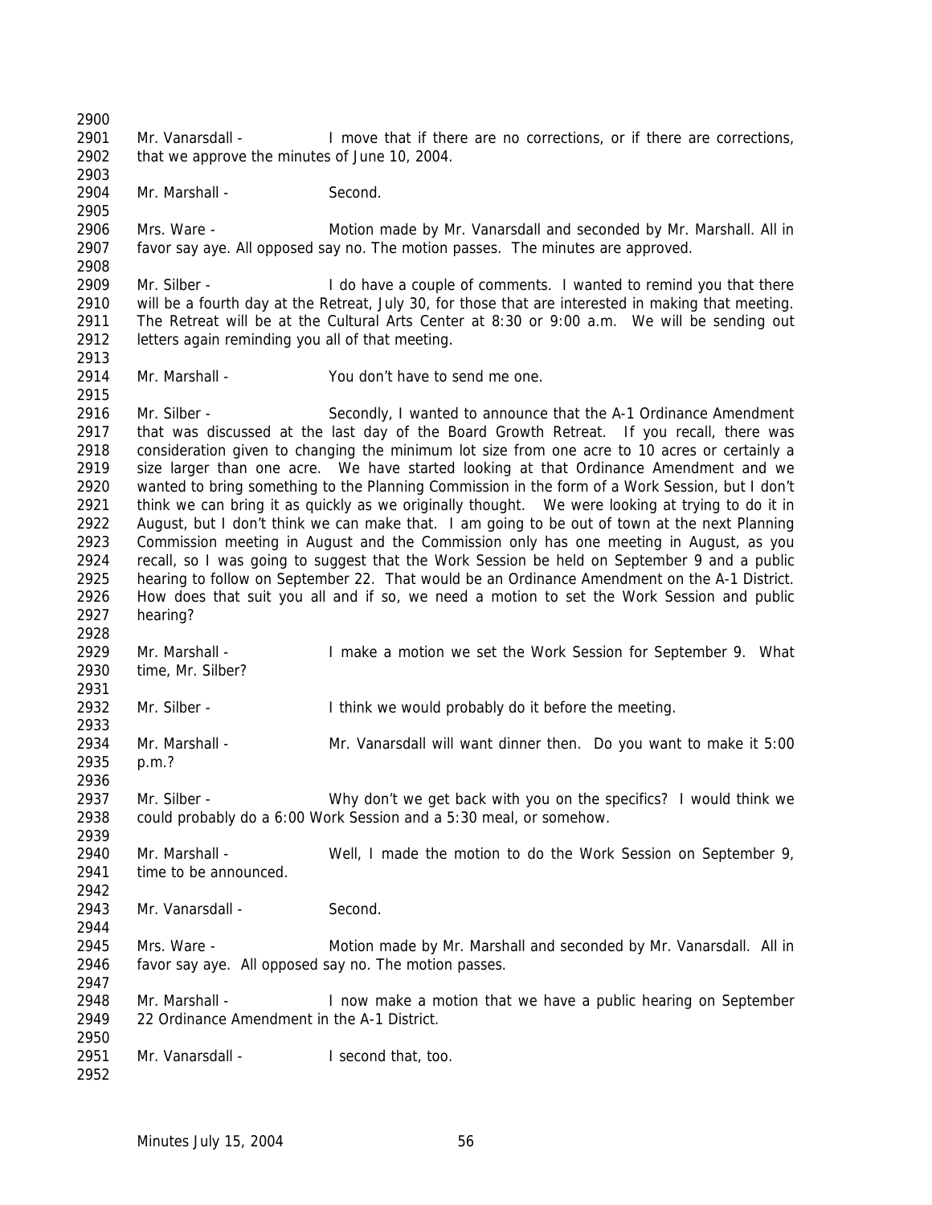Mr. Vanarsdall - I move that if there are no corrections, or if there are corrections, that we approve the minutes of June 10, 2004.

Mr. Marshall - Second.

Mrs. Ware - Motion made by Mr. Vanarsdall and seconded by Mr. Marshall. All in favor say aye. All opposed say no. The motion passes. The minutes are approved.

Mr. Silber - I do have a couple of comments. I wanted to remind you that there will be a fourth day at the Retreat, July 30, for those that are interested in making that meeting. The Retreat will be at the Cultural Arts Center at 8:30 or 9:00 a.m. We will be sending out letters again reminding you all of that meeting.

Mr. Marshall - You don't have to send me one.

Mr. Silber - Secondly, I wanted to announce that the A-1 Ordinance Amendment that was discussed at the last day of the Board Growth Retreat. If you recall, there was consideration given to changing the minimum lot size from one acre to 10 acres or certainly a size larger than one acre. We have started looking at that Ordinance Amendment and we wanted to bring something to the Planning Commission in the form of a Work Session, but I don't think we can bring it as quickly as we originally thought. We were looking at trying to do it in August, but I don't think we can make that. I am going to be out of town at the next Planning Commission meeting in August and the Commission only has one meeting in August, as you recall, so I was going to suggest that the Work Session be held on September 9 and a public hearing to follow on September 22. That would be an Ordinance Amendment on the A-1 District. How does that suit you all and if so, we need a motion to set the Work Session and public hearing?

Mr. Marshall - I make a motion we set the Work Session for September 9. What time, Mr. Silber?

Mr. Silber - I think we would probably do it before the meeting.

Mr. Marshall - Mr. Vanarsdall will want dinner then. Do you want to make it 5:00 p.m.?

Mr. Silber - Why don't we get back with you on the specifics? I would think we could probably do a 6:00 Work Session and a 5:30 meal, or somehow.

Mr. Marshall - Well, I made the motion to do the Work Session on September 9, time to be announced.

Mr. Vanarsdall - Second.

Mrs. Ware - Motion made by Mr. Marshall and seconded by Mr. Vanarsdall. All in favor say aye. All opposed say no. The motion passes.

Mr. Marshall - I now make a motion that we have a public hearing on September 22 Ordinance Amendment in the A-1 District.

Mr. Vanarsdall - I second that, too.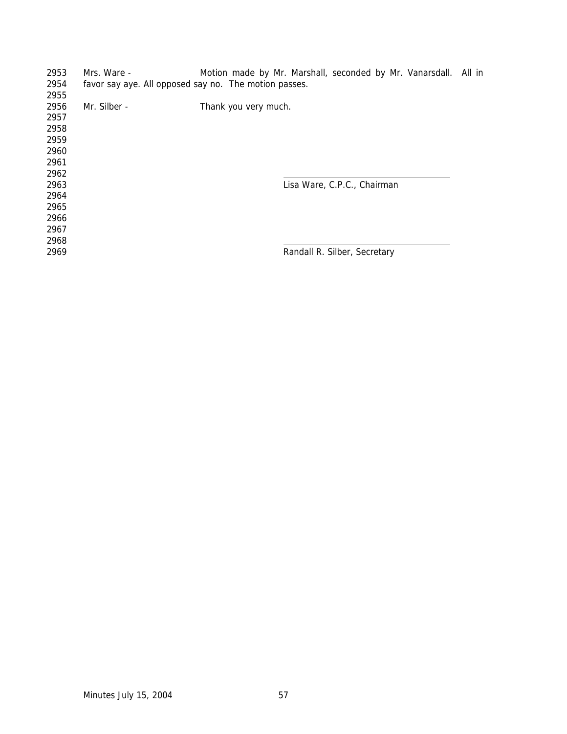2953 Mrs. Ware - Motion made by Mr. Marshall, seconded by Mr. Vanarsdall. All in
2954 favor say aye. All opposed say no. The motion passes.
2955
2956 Mr. Silber - Thank you very much.
2957
2958
2959
2960
2961
2962 ______________________________
2963 Lisa Ware, C.P.C., Chairman
2964
2965
2966
2967
2968 ______________________________
2969 Randall R. Silber, Secretary